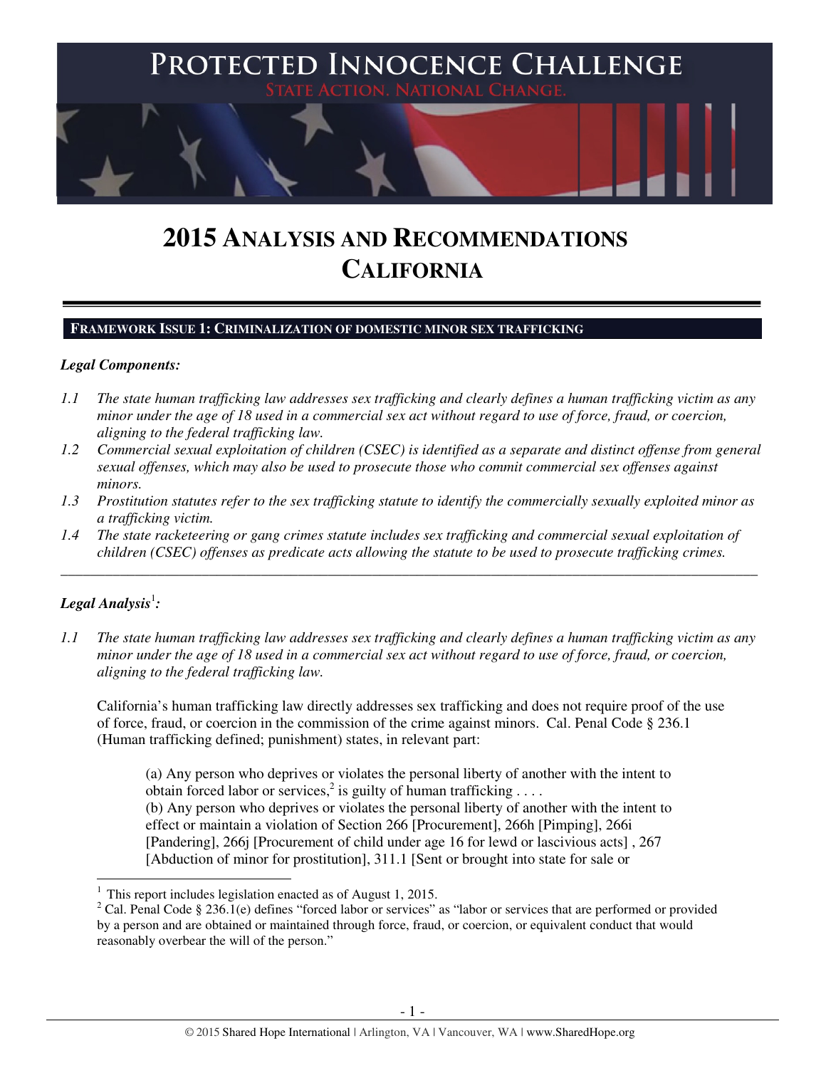# PROTECTED INNOCENCE CHALLENGE

STATE ACTION. NATIONAL CHANGE.

# 2015 ANALYSIS AND RECOMMENDATIONS
# CALIFORNIA

## FRAMEWORK ISSUE 1: CRIMINALIZATION OF DOMESTIC MINOR SEX TRAFFICKING

***Legal Components:***

*1.1 The state human trafficking law addresses sex trafficking and clearly defines a human trafficking victim as any minor under the age of 18 used in a commercial sex act without regard to use of force, fraud, or coercion, aligning to the federal trafficking law.*

*1.2 Commercial sexual exploitation of children (CSEC) is identified as a separate and distinct offense from general sexual offenses, which may also be used to prosecute those who commit commercial sex offenses against minors.*

*1.3 Prostitution statutes refer to the sex trafficking statute to identify the commercially sexually exploited minor as a trafficking victim.*

*1.4 The state racketeering or gang crimes statute includes sex trafficking and commercial sexual exploitation of children (CSEC) offenses as predicate acts allowing the statute to be used to prosecute trafficking crimes.*

---

***Legal Analysis[1]:***

*1.1 The state human trafficking law addresses sex trafficking and clearly defines a human trafficking victim as any minor under the age of 18 used in a commercial sex act without regard to use of force, fraud, or coercion, aligning to the federal trafficking law.*

California's human trafficking law directly addresses sex trafficking and does not require proof of the use of force, fraud, or coercion in the commission of the crime against minors. Cal. Penal Code § 236.1 (Human trafficking defined; punishment) states, in relevant part:

> (a) Any person who deprives or violates the personal liberty of another with the intent to obtain forced labor or services,[2] is guilty of human trafficking . . . .
> (b) Any person who deprives or violates the personal liberty of another with the intent to effect or maintain a violation of Section 266 [Procurement], 266h [Pimping], 266i [Pandering], 266j [Procurement of child under age 16 for lewd or lascivious acts] , 267 [Abduction of minor for prostitution], 311.1 [Sent or brought into state for sale or

---

[1] This report includes legislation enacted as of August 1, 2015.

[2] Cal. Penal Code § 236.1(e) defines "forced labor or services" as "labor or services that are performed or provided by a person and are obtained or maintained through force, fraud, or coercion, or equivalent conduct that would reasonably overbear the will of the person."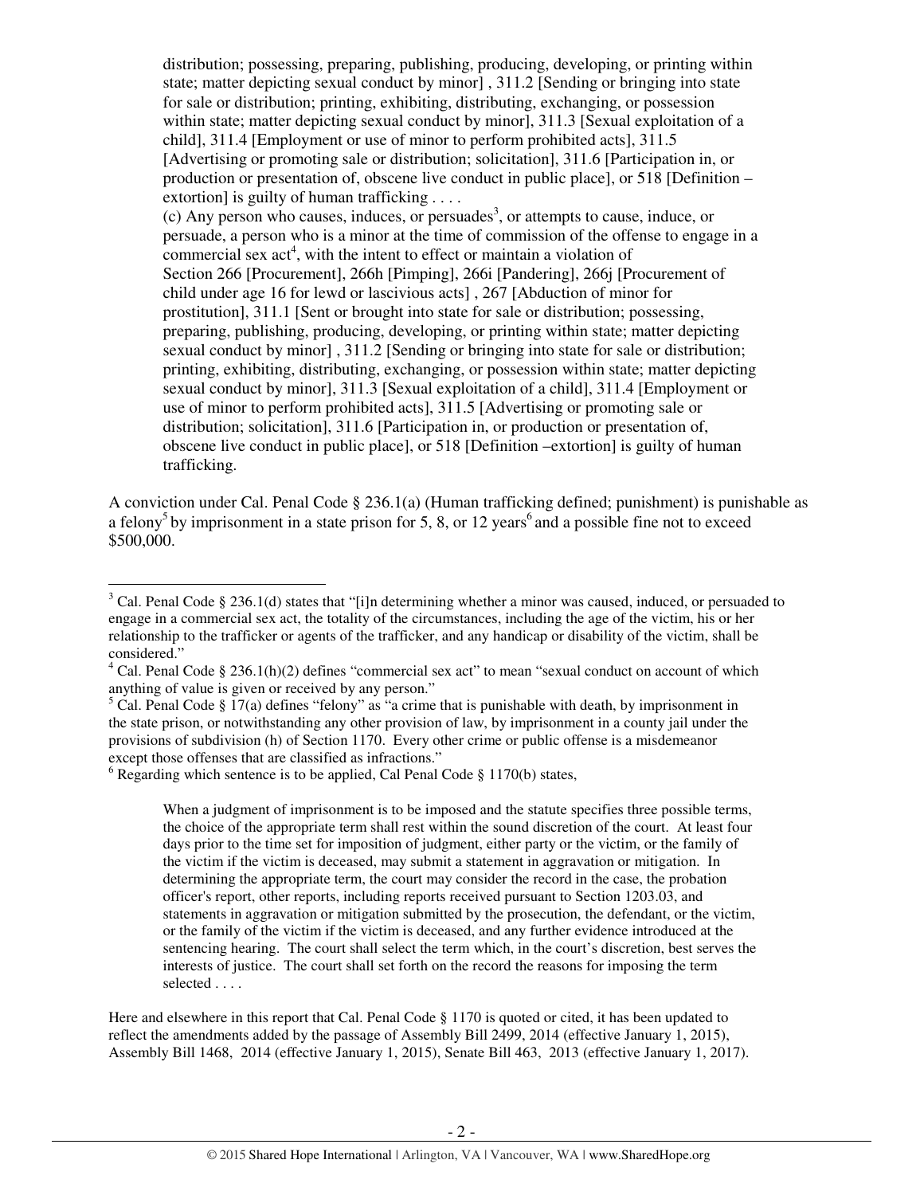distribution; possessing, preparing, publishing, producing, developing, or printing within state; matter depicting sexual conduct by minor] , 311.2 [Sending or bringing into state for sale or distribution; printing, exhibiting, distributing, exchanging, or possession within state; matter depicting sexual conduct by minor], 311.3 [Sexual exploitation of a child], 311.4 [Employment or use of minor to perform prohibited acts], 311.5 [Advertising or promoting sale or distribution; solicitation], 311.6 [Participation in, or production or presentation of, obscene live conduct in public place], or 518 [Definition – extortion] is guilty of human trafficking . . . .

> (c) Any person who causes, induces, or persuades[3], or attempts to cause, induce, or persuade, a person who is a minor at the time of commission of the offense to engage in a commercial sex act[4], with the intent to effect or maintain a violation of Section 266 [Procurement], 266h [Pimping], 266i [Pandering], 266j [Procurement of child under age 16 for lewd or lascivious acts] , 267 [Abduction of minor for prostitution], 311.1 [Sent or brought into state for sale or distribution; possessing, preparing, publishing, producing, developing, or printing within state; matter depicting sexual conduct by minor] , 311.2 [Sending or bringing into state for sale or distribution; printing, exhibiting, distributing, exchanging, or possession within state; matter depicting sexual conduct by minor], 311.3 [Sexual exploitation of a child], 311.4 [Employment or use of minor to perform prohibited acts], 311.5 [Advertising or promoting sale or distribution; solicitation], 311.6 [Participation in, or production or presentation of, obscene live conduct in public place], or 518 [Definition –extortion] is guilty of human trafficking.

A conviction under Cal. Penal Code § 236.1(a) (Human trafficking defined; punishment) is punishable as a felony[5] by imprisonment in a state prison for 5, 8, or 12 years[6] and a possible fine not to exceed $500,000.

---

[3] Cal. Penal Code § 236.1(d) states that "[i]n determining whether a minor was caused, induced, or persuaded to engage in a commercial sex act, the totality of the circumstances, including the age of the victim, his or her relationship to the trafficker or agents of the trafficker, and any handicap or disability of the victim, shall be considered."

[4] Cal. Penal Code § 236.1(h)(2) defines "commercial sex act" to mean "sexual conduct on account of which anything of value is given or received by any person."

[5] Cal. Penal Code § 17(a) defines "felony" as "a crime that is punishable with death, by imprisonment in the state prison, or notwithstanding any other provision of law, by imprisonment in a county jail under the provisions of subdivision (h) of Section 1170. Every other crime or public offense is a misdemeanor except those offenses that are classified as infractions."

[6] Regarding which sentence is to be applied, Cal Penal Code § 1170(b) states,

> When a judgment of imprisonment is to be imposed and the statute specifies three possible terms, the choice of the appropriate term shall rest within the sound discretion of the court. At least four days prior to the time set for imposition of judgment, either party or the victim, or the family of the victim if the victim is deceased, may submit a statement in aggravation or mitigation. In determining the appropriate term, the court may consider the record in the case, the probation officer's report, other reports, including reports received pursuant to Section 1203.03, and statements in aggravation or mitigation submitted by the prosecution, the defendant, or the victim, or the family of the victim if the victim is deceased, and any further evidence introduced at the sentencing hearing. The court shall select the term which, in the court's discretion, best serves the interests of justice. The court shall set forth on the record the reasons for imposing the term selected . . . .

Here and elsewhere in this report that Cal. Penal Code § 1170 is quoted or cited, it has been updated to reflect the amendments added by the passage of Assembly Bill 2499, 2014 (effective January 1, 2015), Assembly Bill 1468, 2014 (effective January 1, 2015), Senate Bill 463, 2013 (effective January 1, 2017).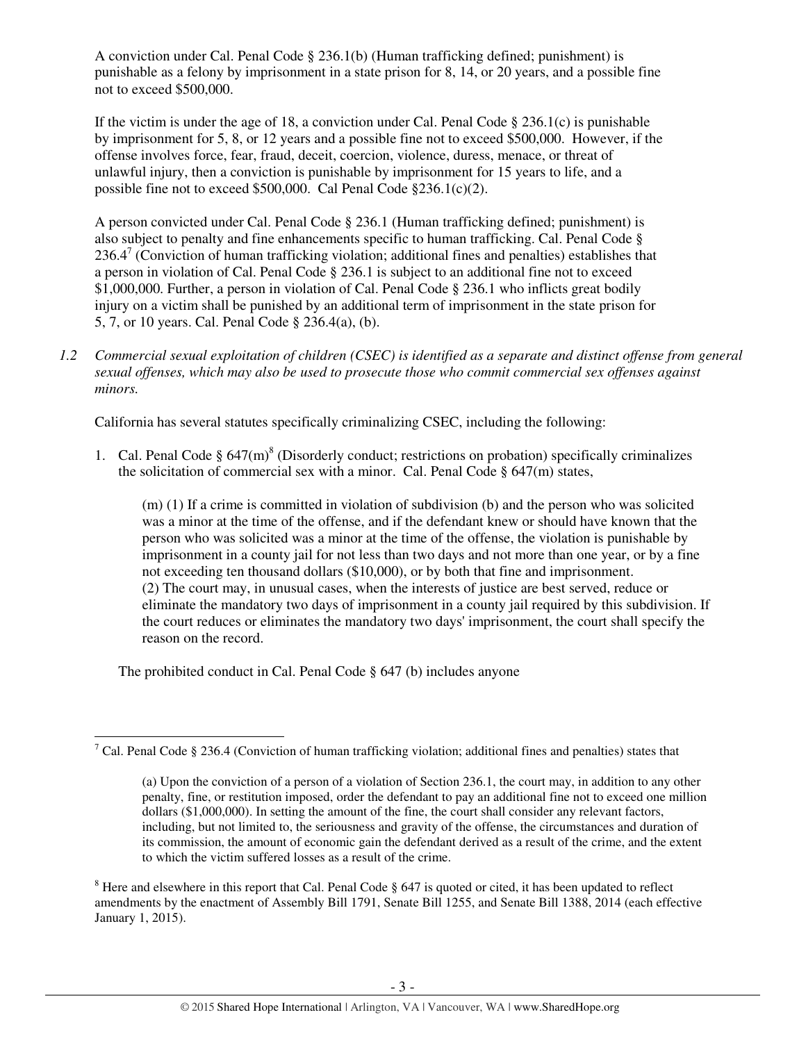A conviction under Cal. Penal Code § 236.1(b) (Human trafficking defined; punishment) is punishable as a felony by imprisonment in a state prison for 8, 14, or 20 years, and a possible fine not to exceed $500,000.

If the victim is under the age of 18, a conviction under Cal. Penal Code § 236.1(c) is punishable by imprisonment for 5, 8, or 12 years and a possible fine not to exceed $500,000. However, if the offense involves force, fear, fraud, deceit, coercion, violence, duress, menace, or threat of unlawful injury, then a conviction is punishable by imprisonment for 15 years to life, and a possible fine not to exceed $500,000. Cal Penal Code §236.1(c)(2).

A person convicted under Cal. Penal Code § 236.1 (Human trafficking defined; punishment) is also subject to penalty and fine enhancements specific to human trafficking. Cal. Penal Code § 236.4[7] (Conviction of human trafficking violation; additional fines and penalties) establishes that a person in violation of Cal. Penal Code § 236.1 is subject to an additional fine not to exceed $1,000,000. Further, a person in violation of Cal. Penal Code § 236.1 who inflicts great bodily injury on a victim shall be punished by an additional term of imprisonment in the state prison for 5, 7, or 10 years. Cal. Penal Code § 236.4(a), (b).

*1.2 Commercial sexual exploitation of children (CSEC) is identified as a separate and distinct offense from general sexual offenses, which may also be used to prosecute those who commit commercial sex offenses against minors.*

California has several statutes specifically criminalizing CSEC, including the following:

1. Cal. Penal Code § 647(m)[8] (Disorderly conduct; restrictions on probation) specifically criminalizes the solicitation of commercial sex with a minor. Cal. Penal Code § 647(m) states,

> (m) (1) If a crime is committed in violation of subdivision (b) and the person who was solicited was a minor at the time of the offense, and if the defendant knew or should have known that the person who was solicited was a minor at the time of the offense, the violation is punishable by imprisonment in a county jail for not less than two days and not more than one year, or by a fine not exceeding ten thousand dollars ($10,000), or by both that fine and imprisonment.
> (2) The court may, in unusual cases, when the interests of justice are best served, reduce or eliminate the mandatory two days of imprisonment in a county jail required by this subdivision. If the court reduces or eliminates the mandatory two days' imprisonment, the court shall specify the reason on the record.

The prohibited conduct in Cal. Penal Code § 647 (b) includes anyone

---

[7] Cal. Penal Code § 236.4 (Conviction of human trafficking violation; additional fines and penalties) states that

> (a) Upon the conviction of a person of a violation of Section 236.1, the court may, in addition to any other penalty, fine, or restitution imposed, order the defendant to pay an additional fine not to exceed one million dollars ($1,000,000). In setting the amount of the fine, the court shall consider any relevant factors, including, but not limited to, the seriousness and gravity of the offense, the circumstances and duration of its commission, the amount of economic gain the defendant derived as a result of the crime, and the extent to which the victim suffered losses as a result of the crime.

[8] Here and elsewhere in this report that Cal. Penal Code § 647 is quoted or cited, it has been updated to reflect amendments by the enactment of Assembly Bill 1791, Senate Bill 1255, and Senate Bill 1388, 2014 (each effective January 1, 2015).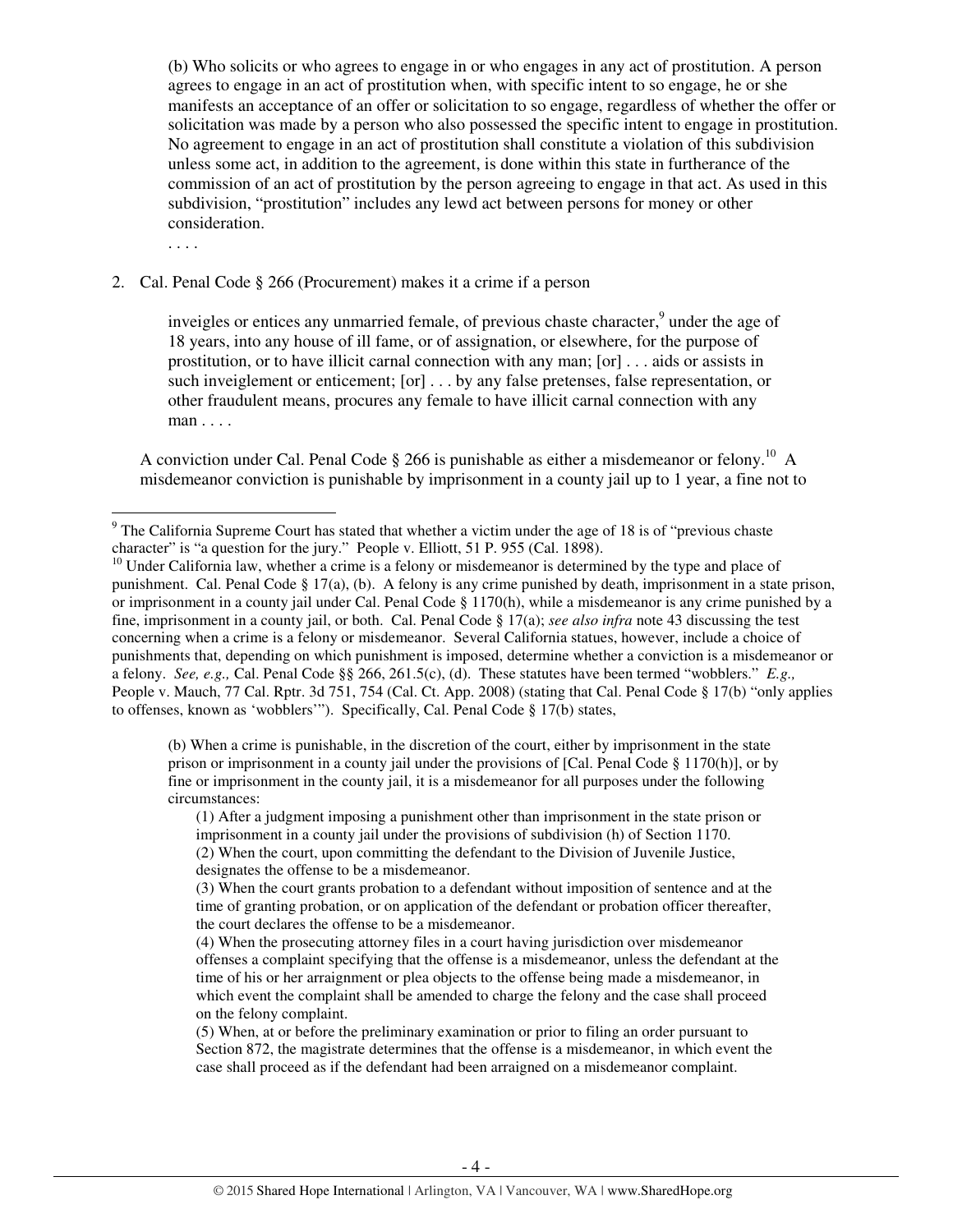> (b) Who solicits or who agrees to engage in or who engages in any act of prostitution. A person agrees to engage in an act of prostitution when, with specific intent to so engage, he or she manifests an acceptance of an offer or solicitation to so engage, regardless of whether the offer or solicitation was made by a person who also possessed the specific intent to engage in prostitution. No agreement to engage in an act of prostitution shall constitute a violation of this subdivision unless some act, in addition to the agreement, is done within this state in furtherance of the commission of an act of prostitution by the person agreeing to engage in that act. As used in this subdivision, "prostitution" includes any lewd act between persons for money or other consideration.
>
> . . . .

2. Cal. Penal Code § 266 (Procurement) makes it a crime if a person

> inveigles or entices any unmarried female, of previous chaste character,[9] under the age of 18 years, into any house of ill fame, or of assignation, or elsewhere, for the purpose of prostitution, or to have illicit carnal connection with any man; [or] . . . aids or assists in such inveiglement or enticement; [or] . . . by any false pretenses, false representation, or other fraudulent means, procures any female to have illicit carnal connection with any man . . . .

A conviction under Cal. Penal Code § 266 is punishable as either a misdemeanor or felony.[10] A misdemeanor conviction is punishable by imprisonment in a county jail up to 1 year, a fine not to

---

[9] The California Supreme Court has stated that whether a victim under the age of 18 is of "previous chaste character" is "a question for the jury." People v. Elliott, 51 P. 955 (Cal. 1898).

[10] Under California law, whether a crime is a felony or misdemeanor is determined by the type and place of punishment. Cal. Penal Code § 17(a), (b). A felony is any crime punished by death, imprisonment in a state prison, or imprisonment in a county jail under Cal. Penal Code § 1170(h), while a misdemeanor is any crime punished by a fine, imprisonment in a county jail, or both. Cal. Penal Code § 17(a); *see also infra* note 43 discussing the test concerning when a crime is a felony or misdemeanor. Several California statues, however, include a choice of punishments that, depending on which punishment is imposed, determine whether a conviction is a misdemeanor or a felony. *See, e.g.,* Cal. Penal Code §§ 266, 261.5(c), (d). These statutes have been termed "wobblers." *E.g.,* People v. Mauch, 77 Cal. Rptr. 3d 751, 754 (Cal. Ct. App. 2008) (stating that Cal. Penal Code § 17(b) "only applies to offenses, known as 'wobblers'"). Specifically, Cal. Penal Code § 17(b) states,

> (b) When a crime is punishable, in the discretion of the court, either by imprisonment in the state prison or imprisonment in a county jail under the provisions of [Cal. Penal Code § 1170(h)], or by fine or imprisonment in the county jail, it is a misdemeanor for all purposes under the following circumstances:
>
> (1) After a judgment imposing a punishment other than imprisonment in the state prison or imprisonment in a county jail under the provisions of subdivision (h) of Section 1170.
> (2) When the court, upon committing the defendant to the Division of Juvenile Justice, designates the offense to be a misdemeanor.
> (3) When the court grants probation to a defendant without imposition of sentence and at the time of granting probation, or on application of the defendant or probation officer thereafter, the court declares the offense to be a misdemeanor.
> (4) When the prosecuting attorney files in a court having jurisdiction over misdemeanor offenses a complaint specifying that the offense is a misdemeanor, unless the defendant at the time of his or her arraignment or plea objects to the offense being made a misdemeanor, in which event the complaint shall be amended to charge the felony and the case shall proceed on the felony complaint.
> (5) When, at or before the preliminary examination or prior to filing an order pursuant to Section 872, the magistrate determines that the offense is a misdemeanor, in which event the case shall proceed as if the defendant had been arraigned on a misdemeanor complaint.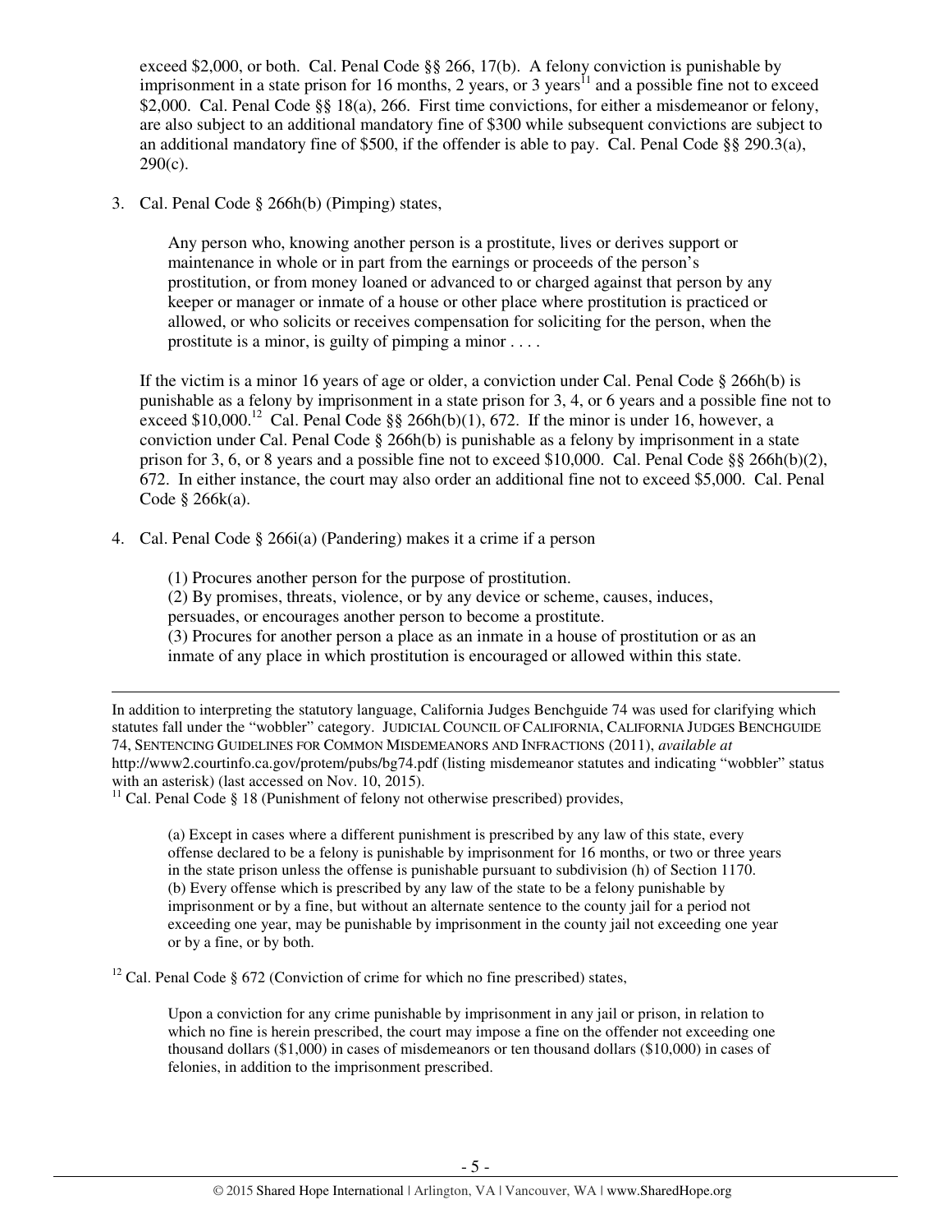exceed $2,000, or both. Cal. Penal Code §§ 266, 17(b). A felony conviction is punishable by imprisonment in a state prison for 16 months, 2 years, or 3 years[11] and a possible fine not to exceed $2,000. Cal. Penal Code §§ 18(a), 266. First time convictions, for either a misdemeanor or felony, are also subject to an additional mandatory fine of $300 while subsequent convictions are subject to an additional mandatory fine of $500, if the offender is able to pay. Cal. Penal Code §§ 290.3(a), 290(c).

3. Cal. Penal Code § 266h(b) (Pimping) states,

   > Any person who, knowing another person is a prostitute, lives or derives support or maintenance in whole or in part from the earnings or proceeds of the person's prostitution, or from money loaned or advanced to or charged against that person by any keeper or manager or inmate of a house or other place where prostitution is practiced or allowed, or who solicits or receives compensation for soliciting for the person, when the prostitute is a minor, is guilty of pimping a minor . . . .

   If the victim is a minor 16 years of age or older, a conviction under Cal. Penal Code § 266h(b) is punishable as a felony by imprisonment in a state prison for 3, 4, or 6 years and a possible fine not to exceed $10,000.[12] Cal. Penal Code §§ 266h(b)(1), 672. If the minor is under 16, however, a conviction under Cal. Penal Code § 266h(b) is punishable as a felony by imprisonment in a state prison for 3, 6, or 8 years and a possible fine not to exceed $10,000. Cal. Penal Code §§ 266h(b)(2), 672. In either instance, the court may also order an additional fine not to exceed $5,000. Cal. Penal Code § 266k(a).

4. Cal. Penal Code § 266i(a) (Pandering) makes it a crime if a person

   > (1) Procures another person for the purpose of prostitution.
   > (2) By promises, threats, violence, or by any device or scheme, causes, induces, persuades, or encourages another person to become a prostitute.
   > (3) Procures for another person a place as an inmate in a house of prostitution or as an inmate of any place in which prostitution is encouraged or allowed within this state.

---

In addition to interpreting the statutory language, California Judges Benchguide 74 was used for clarifying which statutes fall under the "wobbler" category. JUDICIAL COUNCIL OF CALIFORNIA, CALIFORNIA JUDGES BENCHGUIDE 74, SENTENCING GUIDELINES FOR COMMON MISDEMEANORS AND INFRACTIONS (2011), *available at* http://www2.courtinfo.ca.gov/protem/pubs/bg74.pdf (listing misdemeanor statutes and indicating "wobbler" status with an asterisk) (last accessed on Nov. 10, 2015).

[11] Cal. Penal Code § 18 (Punishment of felony not otherwise prescribed) provides,

> (a) Except in cases where a different punishment is prescribed by any law of this state, every offense declared to be a felony is punishable by imprisonment for 16 months, or two or three years in the state prison unless the offense is punishable pursuant to subdivision (h) of Section 1170.
> (b) Every offense which is prescribed by any law of the state to be a felony punishable by imprisonment or by a fine, but without an alternate sentence to the county jail for a period not exceeding one year, may be punishable by imprisonment in the county jail not exceeding one year or by a fine, or by both.

[12] Cal. Penal Code § 672 (Conviction of crime for which no fine prescribed) states,

> Upon a conviction for any crime punishable by imprisonment in any jail or prison, in relation to which no fine is herein prescribed, the court may impose a fine on the offender not exceeding one thousand dollars ($1,000) in cases of misdemeanors or ten thousand dollars ($10,000) in cases of felonies, in addition to the imprisonment prescribed.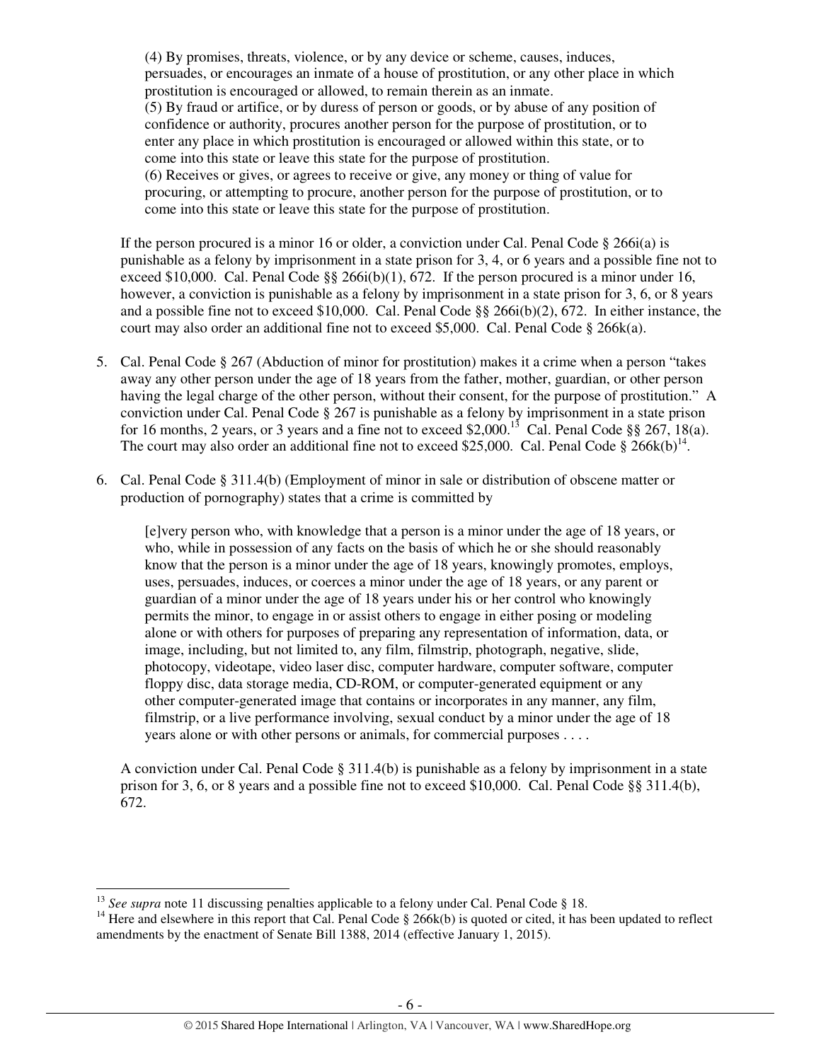(4) By promises, threats, violence, or by any device or scheme, causes, induces, persuades, or encourages an inmate of a house of prostitution, or any other place in which prostitution is encouraged or allowed, to remain therein as an inmate.
(5) By fraud or artifice, or by duress of person or goods, or by abuse of any position of confidence or authority, procures another person for the purpose of prostitution, or to enter any place in which prostitution is encouraged or allowed within this state, or to come into this state or leave this state for the purpose of prostitution.
(6) Receives or gives, or agrees to receive or give, any money or thing of value for procuring, or attempting to procure, another person for the purpose of prostitution, or to come into this state or leave this state for the purpose of prostitution.

If the person procured is a minor 16 or older, a conviction under Cal. Penal Code § 266i(a) is punishable as a felony by imprisonment in a state prison for 3, 4, or 6 years and a possible fine not to exceed $10,000. Cal. Penal Code §§ 266i(b)(1), 672. If the person procured is a minor under 16, however, a conviction is punishable as a felony by imprisonment in a state prison for 3, 6, or 8 years and a possible fine not to exceed $10,000. Cal. Penal Code §§ 266i(b)(2), 672. In either instance, the court may also order an additional fine not to exceed $5,000. Cal. Penal Code § 266k(a).

5. Cal. Penal Code § 267 (Abduction of minor for prostitution) makes it a crime when a person "takes away any other person under the age of 18 years from the father, mother, guardian, or other person having the legal charge of the other person, without their consent, for the purpose of prostitution." A conviction under Cal. Penal Code § 267 is punishable as a felony by imprisonment in a state prison for 16 months, 2 years, or 3 years and a fine not to exceed $2,000.[13] Cal. Penal Code §§ 267, 18(a). The court may also order an additional fine not to exceed $25,000. Cal. Penal Code § 266k(b)[14].

6. Cal. Penal Code § 311.4(b) (Employment of minor in sale or distribution of obscene matter or production of pornography) states that a crime is committed by

   [e]very person who, with knowledge that a person is a minor under the age of 18 years, or who, while in possession of any facts on the basis of which he or she should reasonably know that the person is a minor under the age of 18 years, knowingly promotes, employs, uses, persuades, induces, or coerces a minor under the age of 18 years, or any parent or guardian of a minor under the age of 18 years under his or her control who knowingly permits the minor, to engage in or assist others to engage in either posing or modeling alone or with others for purposes of preparing any representation of information, data, or image, including, but not limited to, any film, filmstrip, photograph, negative, slide, photocopy, videotape, video laser disc, computer hardware, computer software, computer floppy disc, data storage media, CD-ROM, or computer-generated equipment or any other computer-generated image that contains or incorporates in any manner, any film, filmstrip, or a live performance involving, sexual conduct by a minor under the age of 18 years alone or with other persons or animals, for commercial purposes . . . .

   A conviction under Cal. Penal Code § 311.4(b) is punishable as a felony by imprisonment in a state prison for 3, 6, or 8 years and a possible fine not to exceed $10,000. Cal. Penal Code §§ 311.4(b), 672.

---

[13] *See supra* note 11 discussing penalties applicable to a felony under Cal. Penal Code § 18.

[14] Here and elsewhere in this report that Cal. Penal Code § 266k(b) is quoted or cited, it has been updated to reflect amendments by the enactment of Senate Bill 1388, 2014 (effective January 1, 2015).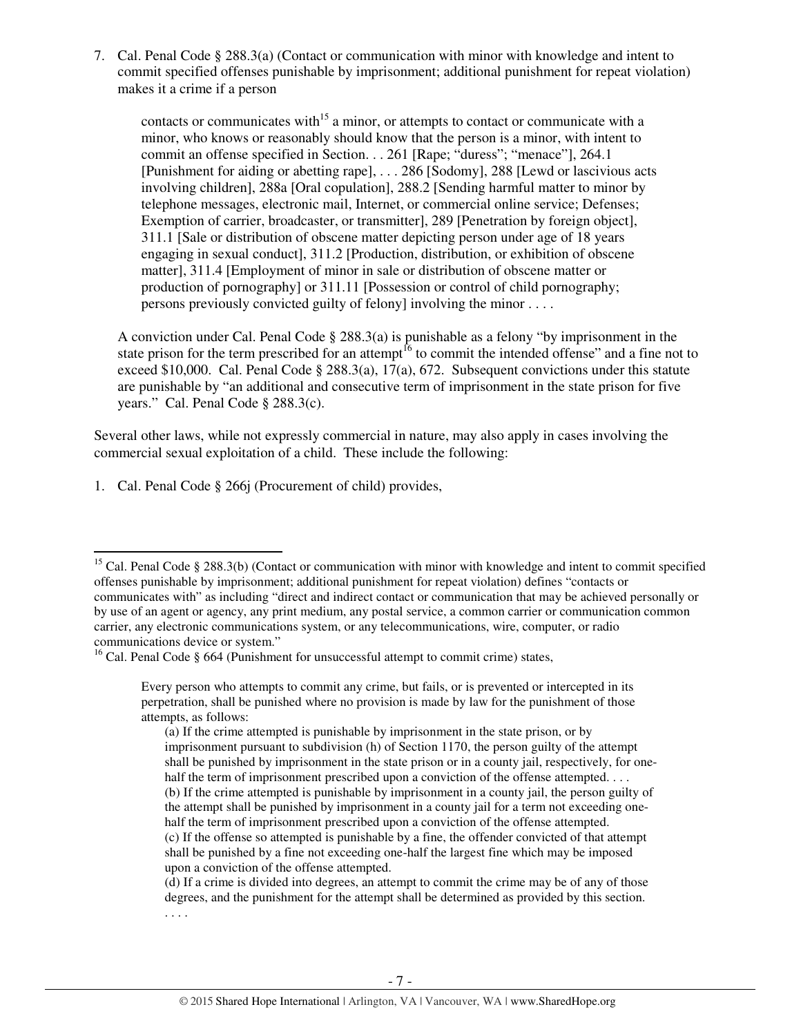7. Cal. Penal Code § 288.3(a) (Contact or communication with minor with knowledge and intent to commit specified offenses punishable by imprisonment; additional punishment for repeat violation) makes it a crime if a person

> contacts or communicates with[15] a minor, or attempts to contact or communicate with a minor, who knows or reasonably should know that the person is a minor, with intent to commit an offense specified in Section. . . 261 [Rape; "duress"; "menace"], 264.1 [Punishment for aiding or abetting rape], . . . 286 [Sodomy], 288 [Lewd or lascivious acts involving children], 288a [Oral copulation], 288.2 [Sending harmful matter to minor by telephone messages, electronic mail, Internet, or commercial online service; Defenses; Exemption of carrier, broadcaster, or transmitter], 289 [Penetration by foreign object], 311.1 [Sale or distribution of obscene matter depicting person under age of 18 years engaging in sexual conduct], 311.2 [Production, distribution, or exhibition of obscene matter], 311.4 [Employment of minor in sale or distribution of obscene matter or production of pornography] or 311.11 [Possession or control of child pornography; persons previously convicted guilty of felony] involving the minor . . . .

A conviction under Cal. Penal Code § 288.3(a) is punishable as a felony "by imprisonment in the state prison for the term prescribed for an attempt[16] to commit the intended offense" and a fine not to exceed $10,000. Cal. Penal Code § 288.3(a), 17(a), 672. Subsequent convictions under this statute are punishable by "an additional and consecutive term of imprisonment in the state prison for five years." Cal. Penal Code § 288.3(c).

Several other laws, while not expressly commercial in nature, may also apply in cases involving the commercial sexual exploitation of a child. These include the following:

1. Cal. Penal Code § 266j (Procurement of child) provides,

---

[15] Cal. Penal Code § 288.3(b) (Contact or communication with minor with knowledge and intent to commit specified offenses punishable by imprisonment; additional punishment for repeat violation) defines "contacts or communicates with" as including "direct and indirect contact or communication that may be achieved personally or by use of an agent or agency, any print medium, any postal service, a common carrier or communication common carrier, any electronic communications system, or any telecommunications, wire, computer, or radio communications device or system."

[16] Cal. Penal Code § 664 (Punishment for unsuccessful attempt to commit crime) states,

> Every person who attempts to commit any crime, but fails, or is prevented or intercepted in its perpetration, shall be punished where no provision is made by law for the punishment of those attempts, as follows:
>
> (a) If the crime attempted is punishable by imprisonment in the state prison, or by imprisonment pursuant to subdivision (h) of Section 1170, the person guilty of the attempt shall be punished by imprisonment in the state prison or in a county jail, respectively, for one-half the term of imprisonment prescribed upon a conviction of the offense attempted. . . .
> (b) If the crime attempted is punishable by imprisonment in a county jail, the person guilty of the attempt shall be punished by imprisonment in a county jail for a term not exceeding one-half the term of imprisonment prescribed upon a conviction of the offense attempted.
> (c) If the offense so attempted is punishable by a fine, the offender convicted of that attempt shall be punished by a fine not exceeding one-half the largest fine which may be imposed upon a conviction of the offense attempted.
> (d) If a crime is divided into degrees, an attempt to commit the crime may be of any of those degrees, and the punishment for the attempt shall be determined as provided by this section.
> . . . .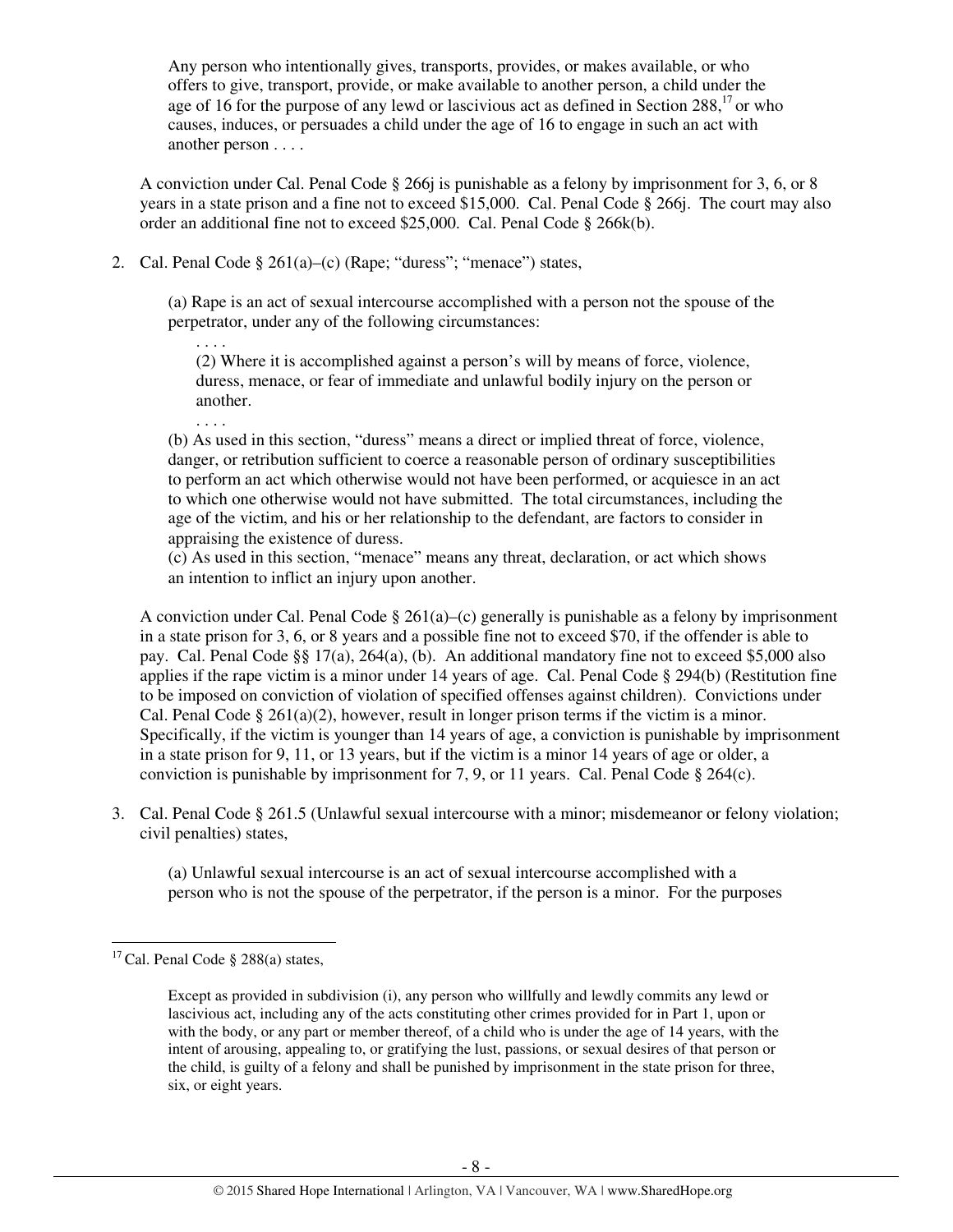> Any person who intentionally gives, transports, provides, or makes available, or who offers to give, transport, provide, or make available to another person, a child under the age of 16 for the purpose of any lewd or lascivious act as defined in Section 288,[17] or who causes, induces, or persuades a child under the age of 16 to engage in such an act with another person . . . .

A conviction under Cal. Penal Code § 266j is punishable as a felony by imprisonment for 3, 6, or 8 years in a state prison and a fine not to exceed $15,000. Cal. Penal Code § 266j. The court may also order an additional fine not to exceed $25,000. Cal. Penal Code § 266k(b).

2. Cal. Penal Code § 261(a)–(c) (Rape; "duress"; "menace") states,

> (a) Rape is an act of sexual intercourse accomplished with a person not the spouse of the perpetrator, under any of the following circumstances:
>
> > . . . .
> > (2) Where it is accomplished against a person's will by means of force, violence, duress, menace, or fear of immediate and unlawful bodily injury on the person or another.
> > . . . .
>
> (b) As used in this section, "duress" means a direct or implied threat of force, violence, danger, or retribution sufficient to coerce a reasonable person of ordinary susceptibilities to perform an act which otherwise would not have been performed, or acquiesce in an act to which one otherwise would not have submitted. The total circumstances, including the age of the victim, and his or her relationship to the defendant, are factors to consider in appraising the existence of duress.
> (c) As used in this section, "menace" means any threat, declaration, or act which shows an intention to inflict an injury upon another.

A conviction under Cal. Penal Code § 261(a)–(c) generally is punishable as a felony by imprisonment in a state prison for 3, 6, or 8 years and a possible fine not to exceed $70, if the offender is able to pay. Cal. Penal Code §§ 17(a), 264(a), (b). An additional mandatory fine not to exceed $5,000 also applies if the rape victim is a minor under 14 years of age. Cal. Penal Code § 294(b) (Restitution fine to be imposed on conviction of violation of specified offenses against children). Convictions under Cal. Penal Code § 261(a)(2), however, result in longer prison terms if the victim is a minor. Specifically, if the victim is younger than 14 years of age, a conviction is punishable by imprisonment in a state prison for 9, 11, or 13 years, but if the victim is a minor 14 years of age or older, a conviction is punishable by imprisonment for 7, 9, or 11 years. Cal. Penal Code § 264(c).

3. Cal. Penal Code § 261.5 (Unlawful sexual intercourse with a minor; misdemeanor or felony violation; civil penalties) states,

> (a) Unlawful sexual intercourse is an act of sexual intercourse accomplished with a person who is not the spouse of the perpetrator, if the person is a minor. For the purposes

---

[17] Cal. Penal Code § 288(a) states,

> Except as provided in subdivision (i), any person who willfully and lewdly commits any lewd or lascivious act, including any of the acts constituting other crimes provided for in Part 1, upon or with the body, or any part or member thereof, of a child who is under the age of 14 years, with the intent of arousing, appealing to, or gratifying the lust, passions, or sexual desires of that person or the child, is guilty of a felony and shall be punished by imprisonment in the state prison for three, six, or eight years.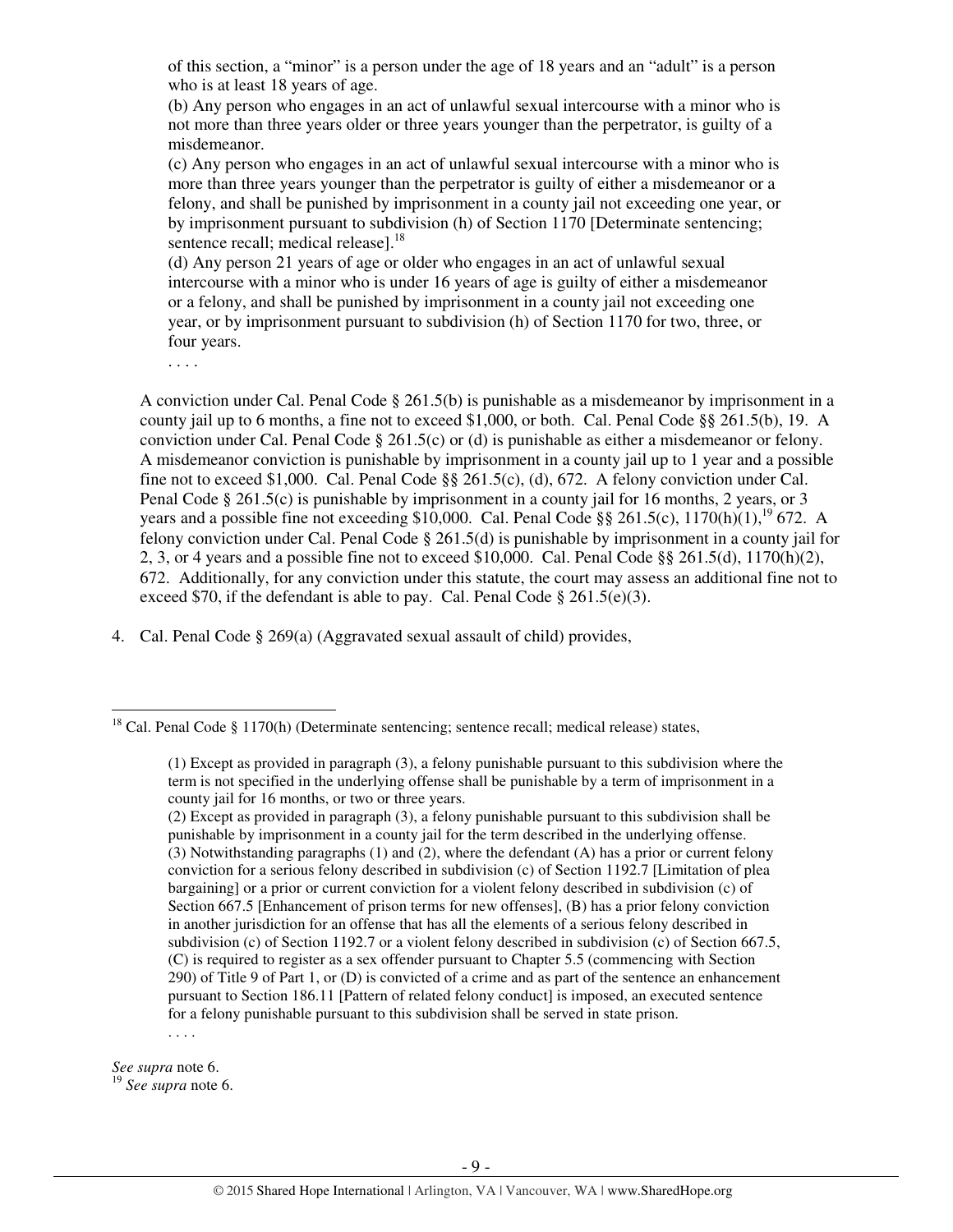of this section, a "minor" is a person under the age of 18 years and an "adult" is a person who is at least 18 years of age.

(b) Any person who engages in an act of unlawful sexual intercourse with a minor who is not more than three years older or three years younger than the perpetrator, is guilty of a misdemeanor.

(c) Any person who engages in an act of unlawful sexual intercourse with a minor who is more than three years younger than the perpetrator is guilty of either a misdemeanor or a felony, and shall be punished by imprisonment in a county jail not exceeding one year, or by imprisonment pursuant to subdivision (h) of Section 1170 [Determinate sentencing; sentence recall; medical release].[18]

(d) Any person 21 years of age or older who engages in an act of unlawful sexual intercourse with a minor who is under 16 years of age is guilty of either a misdemeanor or a felony, and shall be punished by imprisonment in a county jail not exceeding one year, or by imprisonment pursuant to subdivision (h) of Section 1170 for two, three, or four years.

. . . .

A conviction under Cal. Penal Code § 261.5(b) is punishable as a misdemeanor by imprisonment in a county jail up to 6 months, a fine not to exceed $1,000, or both. Cal. Penal Code §§ 261.5(b), 19. A conviction under Cal. Penal Code § 261.5(c) or (d) is punishable as either a misdemeanor or felony. A misdemeanor conviction is punishable by imprisonment in a county jail up to 1 year and a possible fine not to exceed $1,000. Cal. Penal Code §§ 261.5(c), (d), 672. A felony conviction under Cal. Penal Code § 261.5(c) is punishable by imprisonment in a county jail for 16 months, 2 years, or 3 years and a possible fine not exceeding $10,000. Cal. Penal Code §§ 261.5(c), 1170(h)(1),[19] 672. A felony conviction under Cal. Penal Code § 261.5(d) is punishable by imprisonment in a county jail for 2, 3, or 4 years and a possible fine not to exceed $10,000. Cal. Penal Code §§ 261.5(d), 1170(h)(2), 672. Additionally, for any conviction under this statute, the court may assess an additional fine not to exceed $70, if the defendant is able to pay. Cal. Penal Code § 261.5(e)(3).

4. Cal. Penal Code § 269(a) (Aggravated sexual assault of child) provides,

---

[18] Cal. Penal Code § 1170(h) (Determinate sentencing; sentence recall; medical release) states,

> (1) Except as provided in paragraph (3), a felony punishable pursuant to this subdivision where the term is not specified in the underlying offense shall be punishable by a term of imprisonment in a county jail for 16 months, or two or three years.
>
> (2) Except as provided in paragraph (3), a felony punishable pursuant to this subdivision shall be punishable by imprisonment in a county jail for the term described in the underlying offense.
>
> (3) Notwithstanding paragraphs (1) and (2), where the defendant (A) has a prior or current felony conviction for a serious felony described in subdivision (c) of Section 1192.7 [Limitation of plea bargaining] or a prior or current conviction for a violent felony described in subdivision (c) of Section 667.5 [Enhancement of prison terms for new offenses], (B) has a prior felony conviction in another jurisdiction for an offense that has all the elements of a serious felony described in subdivision (c) of Section 1192.7 or a violent felony described in subdivision (c) of Section 667.5, (C) is required to register as a sex offender pursuant to Chapter 5.5 (commencing with Section 290) of Title 9 of Part 1, or (D) is convicted of a crime and as part of the sentence an enhancement pursuant to Section 186.11 [Pattern of related felony conduct] is imposed, an executed sentence for a felony punishable pursuant to this subdivision shall be served in state prison.
>
> . . . .

*See supra* note 6.

[19] *See supra* note 6.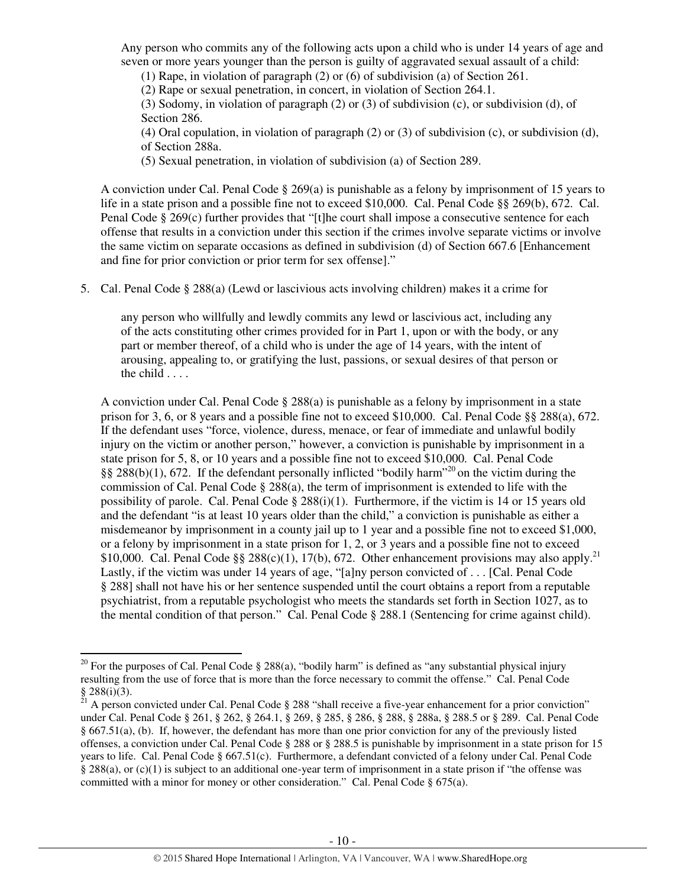Any person who commits any of the following acts upon a child who is under 14 years of age and seven or more years younger than the person is guilty of aggravated sexual assault of a child:

(1) Rape, in violation of paragraph (2) or (6) of subdivision (a) of Section 261.

(2) Rape or sexual penetration, in concert, in violation of Section 264.1.

(3) Sodomy, in violation of paragraph (2) or (3) of subdivision (c), or subdivision (d), of Section 286.

(4) Oral copulation, in violation of paragraph (2) or (3) of subdivision (c), or subdivision (d), of Section 288a.

(5) Sexual penetration, in violation of subdivision (a) of Section 289.

A conviction under Cal. Penal Code § 269(a) is punishable as a felony by imprisonment of 15 years to life in a state prison and a possible fine not to exceed $10,000. Cal. Penal Code §§ 269(b), 672. Cal. Penal Code § 269(c) further provides that "[t]he court shall impose a consecutive sentence for each offense that results in a conviction under this section if the crimes involve separate victims or involve the same victim on separate occasions as defined in subdivision (d) of Section 667.6 [Enhancement and fine for prior conviction or prior term for sex offense]."

5. Cal. Penal Code § 288(a) (Lewd or lascivious acts involving children) makes it a crime for

> any person who willfully and lewdly commits any lewd or lascivious act, including any of the acts constituting other crimes provided for in Part 1, upon or with the body, or any part or member thereof, of a child who is under the age of 14 years, with the intent of arousing, appealing to, or gratifying the lust, passions, or sexual desires of that person or the child . . . .

A conviction under Cal. Penal Code § 288(a) is punishable as a felony by imprisonment in a state prison for 3, 6, or 8 years and a possible fine not to exceed $10,000. Cal. Penal Code §§ 288(a), 672. If the defendant uses "force, violence, duress, menace, or fear of immediate and unlawful bodily injury on the victim or another person," however, a conviction is punishable by imprisonment in a state prison for 5, 8, or 10 years and a possible fine not to exceed $10,000. Cal. Penal Code §§ 288(b)(1), 672. If the defendant personally inflicted "bodily harm"[20] on the victim during the commission of Cal. Penal Code § 288(a), the term of imprisonment is extended to life with the possibility of parole. Cal. Penal Code § 288(i)(1). Furthermore, if the victim is 14 or 15 years old and the defendant "is at least 10 years older than the child," a conviction is punishable as either a misdemeanor by imprisonment in a county jail up to 1 year and a possible fine not to exceed $1,000, or a felony by imprisonment in a state prison for 1, 2, or 3 years and a possible fine not to exceed $10,000. Cal. Penal Code §§ 288(c)(1), 17(b), 672. Other enhancement provisions may also apply.[21] Lastly, if the victim was under 14 years of age, "[a]ny person convicted of . . . [Cal. Penal Code § 288] shall not have his or her sentence suspended until the court obtains a report from a reputable psychiatrist, from a reputable psychologist who meets the standards set forth in Section 1027, as to the mental condition of that person." Cal. Penal Code § 288.1 (Sentencing for crime against child).

---

[20] For the purposes of Cal. Penal Code § 288(a), "bodily harm" is defined as "any substantial physical injury resulting from the use of force that is more than the force necessary to commit the offense." Cal. Penal Code § 288(i)(3).

[21] A person convicted under Cal. Penal Code § 288 "shall receive a five-year enhancement for a prior conviction" under Cal. Penal Code § 261, § 262, § 264.1, § 269, § 285, § 286, § 288, § 288a, § 288.5 or § 289. Cal. Penal Code § 667.51(a), (b). If, however, the defendant has more than one prior conviction for any of the previously listed offenses, a conviction under Cal. Penal Code § 288 or § 288.5 is punishable by imprisonment in a state prison for 15 years to life. Cal. Penal Code § 667.51(c). Furthermore, a defendant convicted of a felony under Cal. Penal Code § 288(a), or (c)(1) is subject to an additional one-year term of imprisonment in a state prison if "the offense was committed with a minor for money or other consideration." Cal. Penal Code § 675(a).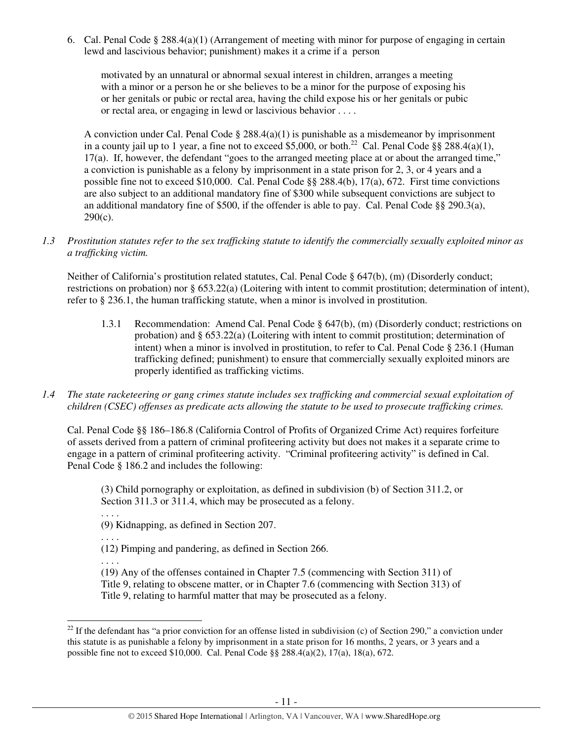6. Cal. Penal Code § 288.4(a)(1) (Arrangement of meeting with minor for purpose of engaging in certain lewd and lascivious behavior; punishment) makes it a crime if a person

> motivated by an unnatural or abnormal sexual interest in children, arranges a meeting with a minor or a person he or she believes to be a minor for the purpose of exposing his or her genitals or pubic or rectal area, having the child expose his or her genitals or pubic or rectal area, or engaging in lewd or lascivious behavior . . . .

A conviction under Cal. Penal Code § 288.4(a)(1) is punishable as a misdemeanor by imprisonment in a county jail up to 1 year, a fine not to exceed $5,000, or both.[22] Cal. Penal Code §§ 288.4(a)(1), 17(a). If, however, the defendant "goes to the arranged meeting place at or about the arranged time," a conviction is punishable as a felony by imprisonment in a state prison for 2, 3, or 4 years and a possible fine not to exceed $10,000. Cal. Penal Code §§ 288.4(b), 17(a), 672. First time convictions are also subject to an additional mandatory fine of $300 while subsequent convictions are subject to an additional mandatory fine of $500, if the offender is able to pay. Cal. Penal Code §§ 290.3(a), 290(c).

*1.3 Prostitution statutes refer to the sex trafficking statute to identify the commercially sexually exploited minor as a trafficking victim.*

Neither of California's prostitution related statutes, Cal. Penal Code § 647(b), (m) (Disorderly conduct; restrictions on probation) nor § 653.22(a) (Loitering with intent to commit prostitution; determination of intent), refer to § 236.1, the human trafficking statute, when a minor is involved in prostitution.

1.3.1 Recommendation: Amend Cal. Penal Code § 647(b), (m) (Disorderly conduct; restrictions on probation) and § 653.22(a) (Loitering with intent to commit prostitution; determination of intent) when a minor is involved in prostitution, to refer to Cal. Penal Code § 236.1 (Human trafficking defined; punishment) to ensure that commercially sexually exploited minors are properly identified as trafficking victims.

*1.4 The state racketeering or gang crimes statute includes sex trafficking and commercial sexual exploitation of children (CSEC) offenses as predicate acts allowing the statute to be used to prosecute trafficking crimes.*

Cal. Penal Code §§ 186–186.8 (California Control of Profits of Organized Crime Act) requires forfeiture of assets derived from a pattern of criminal profiteering activity but does not makes it a separate crime to engage in a pattern of criminal profiteering activity. "Criminal profiteering activity" is defined in Cal. Penal Code § 186.2 and includes the following:

> (3) Child pornography or exploitation, as defined in subdivision (b) of Section 311.2, or Section 311.3 or 311.4, which may be prosecuted as a felony.
>
> . . . .
>
> (9) Kidnapping, as defined in Section 207.
>
> . . . .
>
> (12) Pimping and pandering, as defined in Section 266.
>
> . . . .
>
> (19) Any of the offenses contained in Chapter 7.5 (commencing with Section 311) of Title 9, relating to obscene matter, or in Chapter 7.6 (commencing with Section 313) of Title 9, relating to harmful matter that may be prosecuted as a felony.

---

[22] If the defendant has "a prior conviction for an offense listed in subdivision (c) of Section 290," a conviction under this statute is as punishable a felony by imprisonment in a state prison for 16 months, 2 years, or 3 years and a possible fine not to exceed $10,000. Cal. Penal Code §§ 288.4(a)(2), 17(a), 18(a), 672.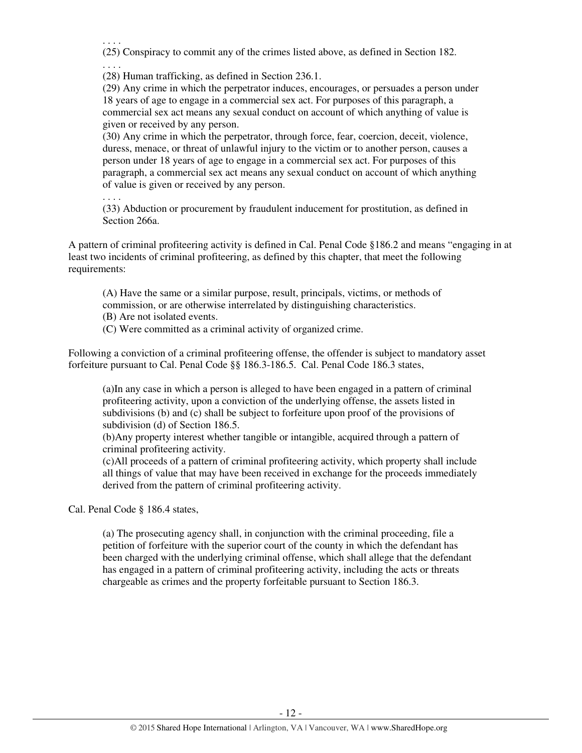> . . . .
> (25) Conspiracy to commit any of the crimes listed above, as defined in Section 182.
> . . . .
> (28) Human trafficking, as defined in Section 236.1.
> (29) Any crime in which the perpetrator induces, encourages, or persuades a person under 18 years of age to engage in a commercial sex act. For purposes of this paragraph, a commercial sex act means any sexual conduct on account of which anything of value is given or received by any person.
> (30) Any crime in which the perpetrator, through force, fear, coercion, deceit, violence, duress, menace, or threat of unlawful injury to the victim or to another person, causes a person under 18 years of age to engage in a commercial sex act. For purposes of this paragraph, a commercial sex act means any sexual conduct on account of which anything of value is given or received by any person.
> . . . .
> (33) Abduction or procurement by fraudulent inducement for prostitution, as defined in Section 266a.

A pattern of criminal profiteering activity is defined in Cal. Penal Code §186.2 and means "engaging in at least two incidents of criminal profiteering, as defined by this chapter, that meet the following requirements:

> (A) Have the same or a similar purpose, result, principals, victims, or methods of commission, or are otherwise interrelated by distinguishing characteristics.
> (B) Are not isolated events.
> (C) Were committed as a criminal activity of organized crime.

Following a conviction of a criminal profiteering offense, the offender is subject to mandatory asset forfeiture pursuant to Cal. Penal Code §§ 186.3-186.5. Cal. Penal Code 186.3 states,

> (a)In any case in which a person is alleged to have been engaged in a pattern of criminal profiteering activity, upon a conviction of the underlying offense, the assets listed in subdivisions (b) and (c) shall be subject to forfeiture upon proof of the provisions of subdivision (d) of Section 186.5.
> (b)Any property interest whether tangible or intangible, acquired through a pattern of criminal profiteering activity.
> (c)All proceeds of a pattern of criminal profiteering activity, which property shall include all things of value that may have been received in exchange for the proceeds immediately derived from the pattern of criminal profiteering activity.

Cal. Penal Code § 186.4 states,

> (a) The prosecuting agency shall, in conjunction with the criminal proceeding, file a petition of forfeiture with the superior court of the county in which the defendant has been charged with the underlying criminal offense, which shall allege that the defendant has engaged in a pattern of criminal profiteering activity, including the acts or threats chargeable as crimes and the property forfeitable pursuant to Section 186.3.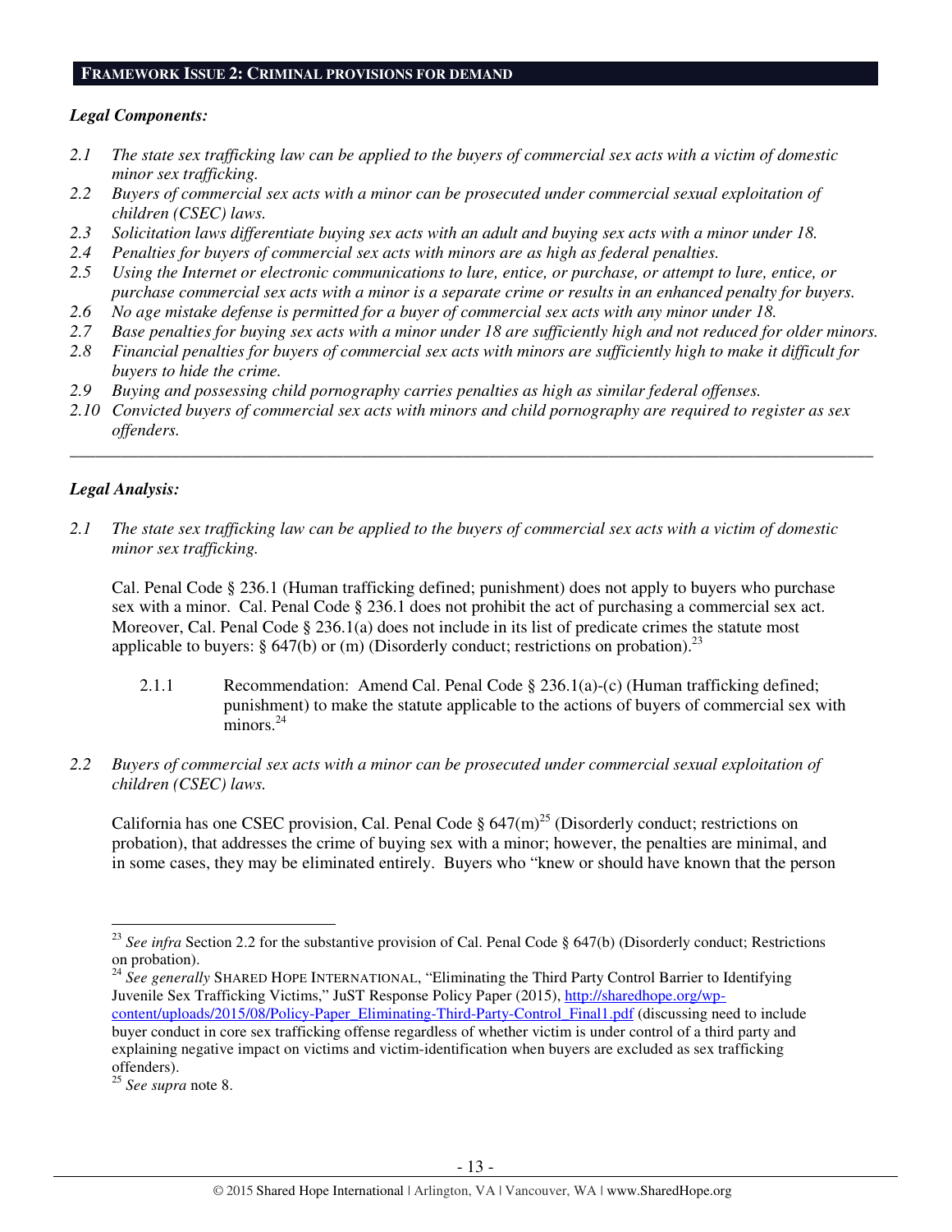## FRAMEWORK ISSUE 2: CRIMINAL PROVISIONS FOR DEMAND

***Legal Components:***

*2.1 The state sex trafficking law can be applied to the buyers of commercial sex acts with a victim of domestic minor sex trafficking.*
*2.2 Buyers of commercial sex acts with a minor can be prosecuted under commercial sexual exploitation of children (CSEC) laws.*
*2.3 Solicitation laws differentiate buying sex acts with an adult and buying sex acts with a minor under 18.*
*2.4 Penalties for buyers of commercial sex acts with minors are as high as federal penalties.*
*2.5 Using the Internet or electronic communications to lure, entice, or purchase, or attempt to lure, entice, or purchase commercial sex acts with a minor is a separate crime or results in an enhanced penalty for buyers.*
*2.6 No age mistake defense is permitted for a buyer of commercial sex acts with any minor under 18.*
*2.7 Base penalties for buying sex acts with a minor under 18 are sufficiently high and not reduced for older minors.*
*2.8 Financial penalties for buyers of commercial sex acts with minors are sufficiently high to make it difficult for buyers to hide the crime.*
*2.9 Buying and possessing child pornography carries penalties as high as similar federal offenses.*
*2.10 Convicted buyers of commercial sex acts with minors and child pornography are required to register as sex offenders.*

---

***Legal Analysis:***

*2.1 The state sex trafficking law can be applied to the buyers of commercial sex acts with a victim of domestic minor sex trafficking.*

Cal. Penal Code § 236.1 (Human trafficking defined; punishment) does not apply to buyers who purchase sex with a minor. Cal. Penal Code § 236.1 does not prohibit the act of purchasing a commercial sex act. Moreover, Cal. Penal Code § 236.1(a) does not include in its list of predicate crimes the statute most applicable to buyers: § 647(b) or (m) (Disorderly conduct; restrictions on probation).[23]

2.1.1 Recommendation: Amend Cal. Penal Code § 236.1(a)-(c) (Human trafficking defined; punishment) to make the statute applicable to the actions of buyers of commercial sex with minors.[24]

*2.2 Buyers of commercial sex acts with a minor can be prosecuted under commercial sexual exploitation of children (CSEC) laws.*

California has one CSEC provision, Cal. Penal Code § 647(m)[25] (Disorderly conduct; restrictions on probation), that addresses the crime of buying sex with a minor; however, the penalties are minimal, and in some cases, they may be eliminated entirely. Buyers who "knew or should have known that the person

---

[23] *See infra* Section 2.2 for the substantive provision of Cal. Penal Code § 647(b) (Disorderly conduct; Restrictions on probation).

[24] *See generally* SHARED HOPE INTERNATIONAL, "Eliminating the Third Party Control Barrier to Identifying Juvenile Sex Trafficking Victims," JuST Response Policy Paper (2015), http://sharedhope.org/wp-content/uploads/2015/08/Policy-Paper_Eliminating-Third-Party-Control_Final1.pdf (discussing need to include buyer conduct in core sex trafficking offense regardless of whether victim is under control of a third party and explaining negative impact on victims and victim-identification when buyers are excluded as sex trafficking offenders).

[25] *See supra* note 8.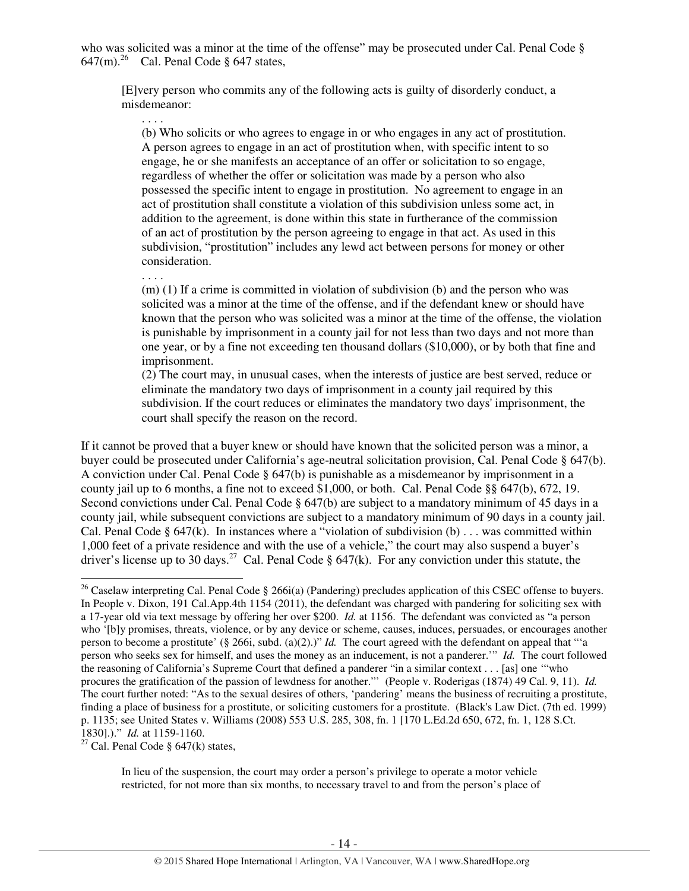who was solicited was a minor at the time of the offense" may be prosecuted under Cal. Penal Code § 647(m).[26] Cal. Penal Code § 647 states,

> [E]very person who commits any of the following acts is guilty of disorderly conduct, a misdemeanor:
>
> . . . .
>
> (b) Who solicits or who agrees to engage in or who engages in any act of prostitution. A person agrees to engage in an act of prostitution when, with specific intent to so engage, he or she manifests an acceptance of an offer or solicitation to so engage, regardless of whether the offer or solicitation was made by a person who also possessed the specific intent to engage in prostitution. No agreement to engage in an act of prostitution shall constitute a violation of this subdivision unless some act, in addition to the agreement, is done within this state in furtherance of the commission of an act of prostitution by the person agreeing to engage in that act. As used in this subdivision, "prostitution" includes any lewd act between persons for money or other consideration.
>
> . . . .
>
> (m) (1) If a crime is committed in violation of subdivision (b) and the person who was solicited was a minor at the time of the offense, and if the defendant knew or should have known that the person who was solicited was a minor at the time of the offense, the violation is punishable by imprisonment in a county jail for not less than two days and not more than one year, or by a fine not exceeding ten thousand dollars ($10,000), or by both that fine and imprisonment.
>
> (2) The court may, in unusual cases, when the interests of justice are best served, reduce or eliminate the mandatory two days of imprisonment in a county jail required by this subdivision. If the court reduces or eliminates the mandatory two days' imprisonment, the court shall specify the reason on the record.

If it cannot be proved that a buyer knew or should have known that the solicited person was a minor, a buyer could be prosecuted under California's age-neutral solicitation provision, Cal. Penal Code § 647(b). A conviction under Cal. Penal Code § 647(b) is punishable as a misdemeanor by imprisonment in a county jail up to 6 months, a fine not to exceed $1,000, or both. Cal. Penal Code §§ 647(b), 672, 19. Second convictions under Cal. Penal Code § 647(b) are subject to a mandatory minimum of 45 days in a county jail, while subsequent convictions are subject to a mandatory minimum of 90 days in a county jail. Cal. Penal Code § 647(k). In instances where a "violation of subdivision (b) . . . was committed within 1,000 feet of a private residence and with the use of a vehicle," the court may also suspend a buyer's driver's license up to 30 days.[27] Cal. Penal Code § 647(k). For any conviction under this statute, the

---

[26] Caselaw interpreting Cal. Penal Code § 266i(a) (Pandering) precludes application of this CSEC offense to buyers. In People v. Dixon, 191 Cal.App.4th 1154 (2011), the defendant was charged with pandering for soliciting sex with a 17-year old via text message by offering her over $200. *Id.* at 1156. The defendant was convicted as "a person who '[b]y promises, threats, violence, or by any device or scheme, causes, induces, persuades, or encourages another person to become a prostitute' (§ 266i, subd. (a)(2).)" *Id.* The court agreed with the defendant on appeal that "'a person who seeks sex for himself, and uses the money as an inducement, is not a panderer.'" *Id.* The court followed the reasoning of California's Supreme Court that defined a panderer "in a similar context . . . [as] one '"who procures the gratification of the passion of lewdness for another."' (People v. Roderigas (1874) 49 Cal. 9, 11). *Id.* The court further noted: "As to the sexual desires of others, 'pandering' means the business of recruiting a prostitute, finding a place of business for a prostitute, or soliciting customers for a prostitute. (Black's Law Dict. (7th ed. 1999) p. 1135; see United States v. Williams (2008) 553 U.S. 285, 308, fn. 1 [170 L.Ed.2d 650, 672, fn. 1, 128 S.Ct. 1830].)." *Id.* at 1159-1160.

[27] Cal. Penal Code § 647(k) states,

> In lieu of the suspension, the court may order a person's privilege to operate a motor vehicle restricted, for not more than six months, to necessary travel to and from the person's place of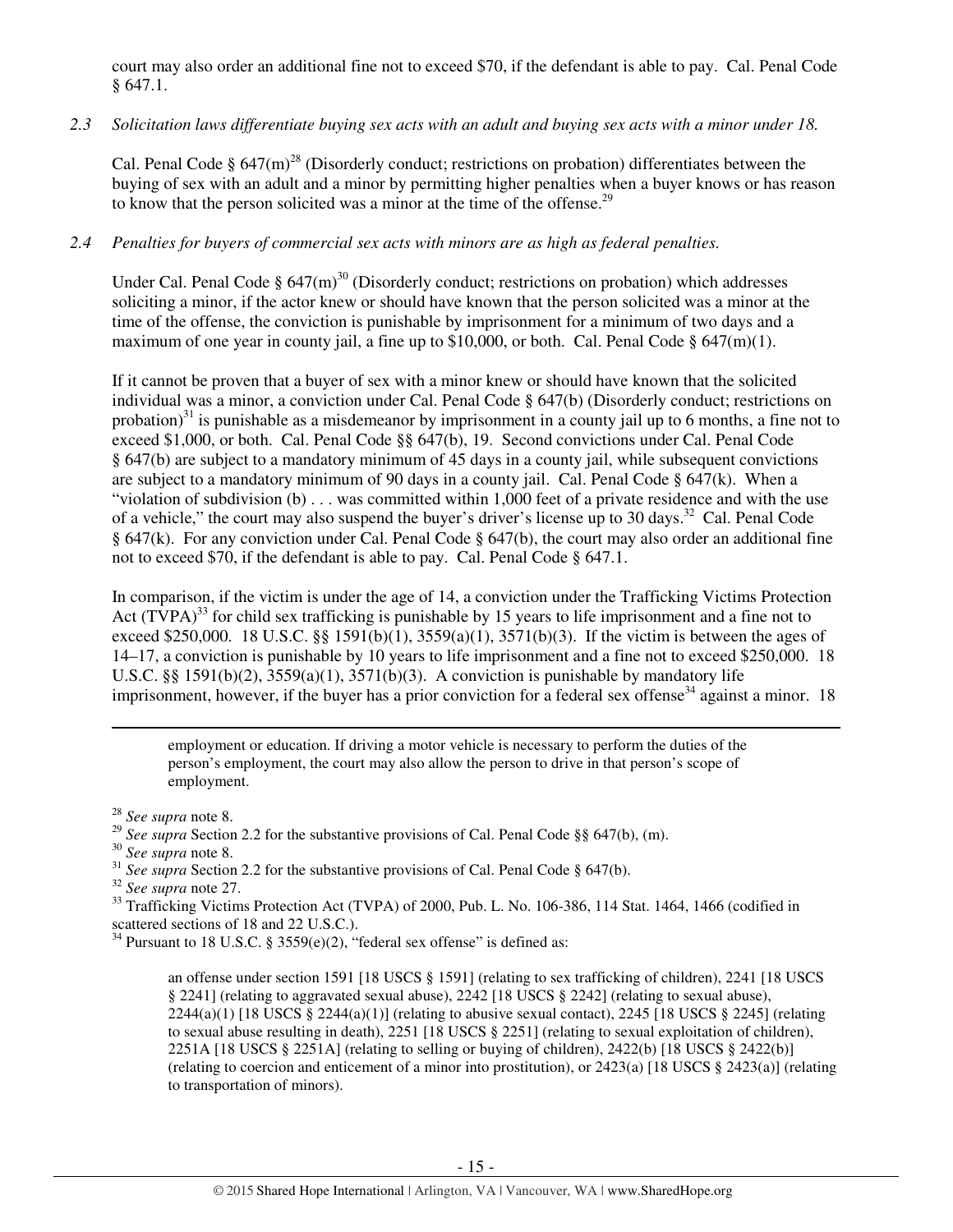court may also order an additional fine not to exceed $70, if the defendant is able to pay. Cal. Penal Code § 647.1.

*2.3 Solicitation laws differentiate buying sex acts with an adult and buying sex acts with a minor under 18.*

Cal. Penal Code § 647(m)[28] (Disorderly conduct; restrictions on probation) differentiates between the buying of sex with an adult and a minor by permitting higher penalties when a buyer knows or has reason to know that the person solicited was a minor at the time of the offense.[29]

*2.4 Penalties for buyers of commercial sex acts with minors are as high as federal penalties.*

Under Cal. Penal Code § 647(m)[30] (Disorderly conduct; restrictions on probation) which addresses soliciting a minor, if the actor knew or should have known that the person solicited was a minor at the time of the offense, the conviction is punishable by imprisonment for a minimum of two days and a maximum of one year in county jail, a fine up to $10,000, or both. Cal. Penal Code § 647(m)(1).

If it cannot be proven that a buyer of sex with a minor knew or should have known that the solicited individual was a minor, a conviction under Cal. Penal Code § 647(b) (Disorderly conduct; restrictions on probation)[31] is punishable as a misdemeanor by imprisonment in a county jail up to 6 months, a fine not to exceed $1,000, or both. Cal. Penal Code §§ 647(b), 19. Second convictions under Cal. Penal Code § 647(b) are subject to a mandatory minimum of 45 days in a county jail, while subsequent convictions are subject to a mandatory minimum of 90 days in a county jail. Cal. Penal Code § 647(k). When a "violation of subdivision (b) . . . was committed within 1,000 feet of a private residence and with the use of a vehicle," the court may also suspend the buyer's driver's license up to 30 days.[32] Cal. Penal Code § 647(k). For any conviction under Cal. Penal Code § 647(b), the court may also order an additional fine not to exceed $70, if the defendant is able to pay. Cal. Penal Code § 647.1.

In comparison, if the victim is under the age of 14, a conviction under the Trafficking Victims Protection Act (TVPA)[33] for child sex trafficking is punishable by 15 years to life imprisonment and a fine not to exceed $250,000. 18 U.S.C. §§ 1591(b)(1), 3559(a)(1), 3571(b)(3). If the victim is between the ages of 14–17, a conviction is punishable by 10 years to life imprisonment and a fine not to exceed $250,000. 18 U.S.C. §§ 1591(b)(2), 3559(a)(1), 3571(b)(3). A conviction is punishable by mandatory life imprisonment, however, if the buyer has a prior conviction for a federal sex offense[34] against a minor. 18

---

> employment or education. If driving a motor vehicle is necessary to perform the duties of the person's employment, the court may also allow the person to drive in that person's scope of employment.

[28] *See supra* note 8.

[29] *See supra* Section 2.2 for the substantive provisions of Cal. Penal Code §§ 647(b), (m).

[30] *See supra* note 8.

[31] *See supra* Section 2.2 for the substantive provisions of Cal. Penal Code § 647(b).

[32] *See supra* note 27.

[33] Trafficking Victims Protection Act (TVPA) of 2000, Pub. L. No. 106-386, 114 Stat. 1464, 1466 (codified in scattered sections of 18 and 22 U.S.C.).

[34] Pursuant to 18 U.S.C. § 3559(e)(2), "federal sex offense" is defined as:

> an offense under section 1591 [18 USCS § 1591] (relating to sex trafficking of children), 2241 [18 USCS § 2241] (relating to aggravated sexual abuse), 2242 [18 USCS § 2242] (relating to sexual abuse), 2244(a)(1) [18 USCS § 2244(a)(1)] (relating to abusive sexual contact), 2245 [18 USCS § 2245] (relating to sexual abuse resulting in death), 2251 [18 USCS § 2251] (relating to sexual exploitation of children), 2251A [18 USCS § 2251A] (relating to selling or buying of children), 2422(b) [18 USCS § 2422(b)] (relating to coercion and enticement of a minor into prostitution), or 2423(a) [18 USCS § 2423(a)] (relating to transportation of minors).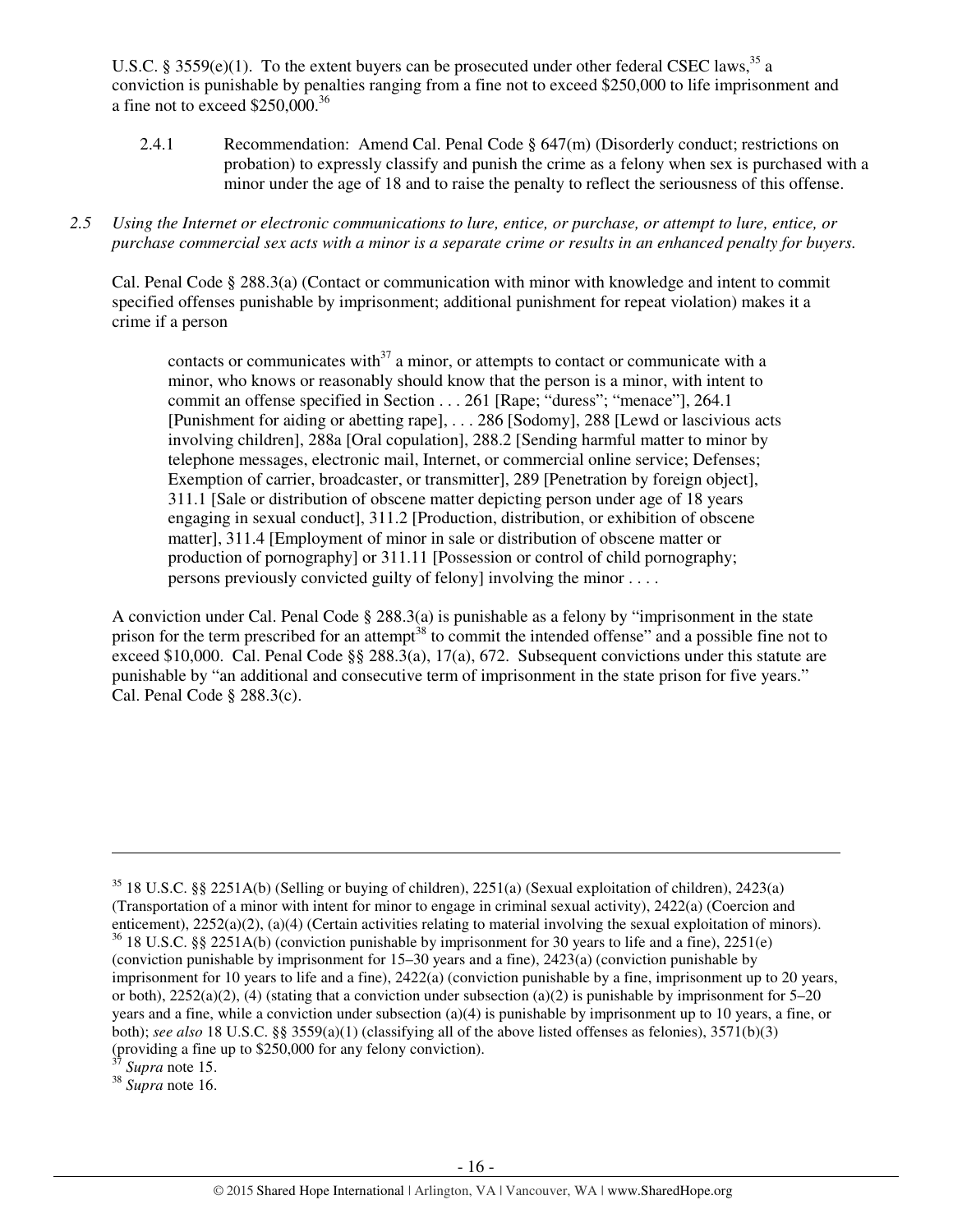U.S.C. § 3559(e)(1). To the extent buyers can be prosecuted under other federal CSEC laws,[35] a conviction is punishable by penalties ranging from a fine not to exceed $250,000 to life imprisonment and a fine not to exceed $250,000.[36]

2.4.1 Recommendation: Amend Cal. Penal Code § 647(m) (Disorderly conduct; restrictions on probation) to expressly classify and punish the crime as a felony when sex is purchased with a minor under the age of 18 and to raise the penalty to reflect the seriousness of this offense.

*2.5 Using the Internet or electronic communications to lure, entice, or purchase, or attempt to lure, entice, or purchase commercial sex acts with a minor is a separate crime or results in an enhanced penalty for buyers.*

Cal. Penal Code § 288.3(a) (Contact or communication with minor with knowledge and intent to commit specified offenses punishable by imprisonment; additional punishment for repeat violation) makes it a crime if a person

> contacts or communicates with[37] a minor, or attempts to contact or communicate with a minor, who knows or reasonably should know that the person is a minor, with intent to commit an offense specified in Section . . . 261 [Rape; "duress"; "menace"], 264.1 [Punishment for aiding or abetting rape], . . . 286 [Sodomy], 288 [Lewd or lascivious acts involving children], 288a [Oral copulation], 288.2 [Sending harmful matter to minor by telephone messages, electronic mail, Internet, or commercial online service; Defenses; Exemption of carrier, broadcaster, or transmitter], 289 [Penetration by foreign object], 311.1 [Sale or distribution of obscene matter depicting person under age of 18 years engaging in sexual conduct], 311.2 [Production, distribution, or exhibition of obscene matter], 311.4 [Employment of minor in sale or distribution of obscene matter or production of pornography] or 311.11 [Possession or control of child pornography; persons previously convicted guilty of felony] involving the minor . . . .

A conviction under Cal. Penal Code § 288.3(a) is punishable as a felony by "imprisonment in the state prison for the term prescribed for an attempt[38] to commit the intended offense" and a possible fine not to exceed $10,000. Cal. Penal Code §§ 288.3(a), 17(a), 672. Subsequent convictions under this statute are punishable by "an additional and consecutive term of imprisonment in the state prison for five years." Cal. Penal Code § 288.3(c).

---

[35] 18 U.S.C. §§ 2251A(b) (Selling or buying of children), 2251(a) (Sexual exploitation of children), 2423(a) (Transportation of a minor with intent for minor to engage in criminal sexual activity), 2422(a) (Coercion and enticement), 2252(a)(2), (a)(4) (Certain activities relating to material involving the sexual exploitation of minors).

[36] 18 U.S.C. §§ 2251A(b) (conviction punishable by imprisonment for 30 years to life and a fine), 2251(e) (conviction punishable by imprisonment for 15–30 years and a fine), 2423(a) (conviction punishable by imprisonment for 10 years to life and a fine), 2422(a) (conviction punishable by a fine, imprisonment up to 20 years, or both), 2252(a)(2), (4) (stating that a conviction under subsection (a)(2) is punishable by imprisonment for 5–20 years and a fine, while a conviction under subsection (a)(4) is punishable by imprisonment up to 10 years, a fine, or both); *see also* 18 U.S.C. §§ 3559(a)(1) (classifying all of the above listed offenses as felonies), 3571(b)(3) (providing a fine up to $250,000 for any felony conviction).

[37] *Supra* note 15.

[38] *Supra* note 16.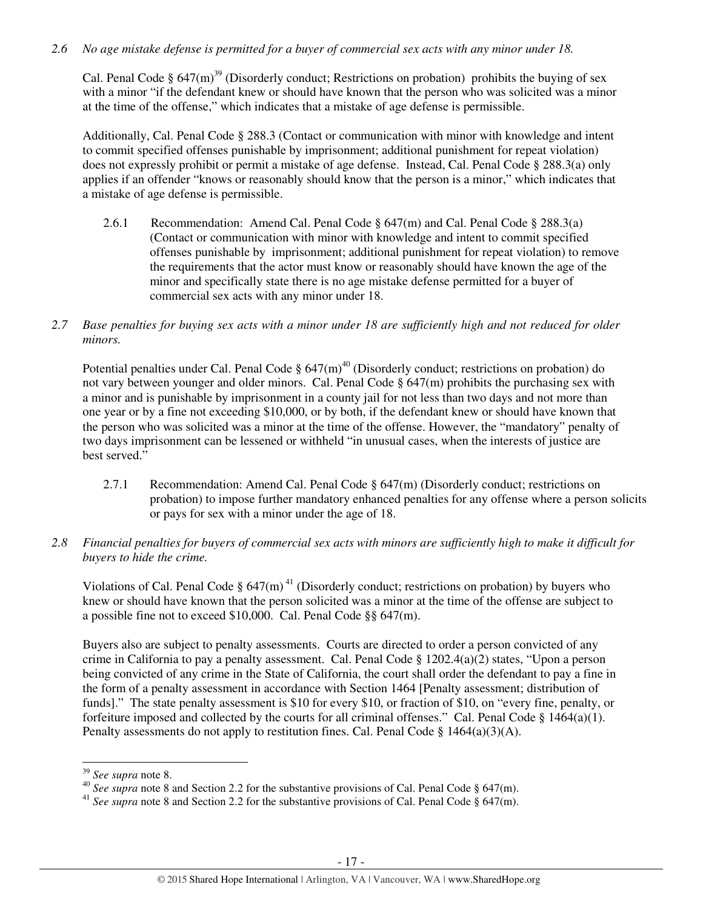*2.6 No age mistake defense is permitted for a buyer of commercial sex acts with any minor under 18.*

Cal. Penal Code § 647(m)[39] (Disorderly conduct; Restrictions on probation) prohibits the buying of sex with a minor "if the defendant knew or should have known that the person who was solicited was a minor at the time of the offense," which indicates that a mistake of age defense is permissible.

Additionally, Cal. Penal Code § 288.3 (Contact or communication with minor with knowledge and intent to commit specified offenses punishable by imprisonment; additional punishment for repeat violation) does not expressly prohibit or permit a mistake of age defense. Instead, Cal. Penal Code § 288.3(a) only applies if an offender "knows or reasonably should know that the person is a minor," which indicates that a mistake of age defense is permissible.

2.6.1 Recommendation: Amend Cal. Penal Code § 647(m) and Cal. Penal Code § 288.3(a) (Contact or communication with minor with knowledge and intent to commit specified offenses punishable by imprisonment; additional punishment for repeat violation) to remove the requirements that the actor must know or reasonably should have known the age of the minor and specifically state there is no age mistake defense permitted for a buyer of commercial sex acts with any minor under 18.

*2.7 Base penalties for buying sex acts with a minor under 18 are sufficiently high and not reduced for older minors.*

Potential penalties under Cal. Penal Code § 647(m)[40] (Disorderly conduct; restrictions on probation) do not vary between younger and older minors. Cal. Penal Code § 647(m) prohibits the purchasing sex with a minor and is punishable by imprisonment in a county jail for not less than two days and not more than one year or by a fine not exceeding $10,000, or by both, if the defendant knew or should have known that the person who was solicited was a minor at the time of the offense. However, the "mandatory" penalty of two days imprisonment can be lessened or withheld "in unusual cases, when the interests of justice are best served."

2.7.1 Recommendation: Amend Cal. Penal Code § 647(m) (Disorderly conduct; restrictions on probation) to impose further mandatory enhanced penalties for any offense where a person solicits or pays for sex with a minor under the age of 18.

*2.8 Financial penalties for buyers of commercial sex acts with minors are sufficiently high to make it difficult for buyers to hide the crime.*

Violations of Cal. Penal Code § 647(m)[41] (Disorderly conduct; restrictions on probation) by buyers who knew or should have known that the person solicited was a minor at the time of the offense are subject to a possible fine not to exceed $10,000. Cal. Penal Code §§ 647(m).

Buyers also are subject to penalty assessments. Courts are directed to order a person convicted of any crime in California to pay a penalty assessment. Cal. Penal Code § 1202.4(a)(2) states, "Upon a person being convicted of any crime in the State of California, the court shall order the defendant to pay a fine in the form of a penalty assessment in accordance with Section 1464 [Penalty assessment; distribution of funds]." The state penalty assessment is $10 for every $10, or fraction of $10, on "every fine, penalty, or forfeiture imposed and collected by the courts for all criminal offenses." Cal. Penal Code § 1464(a)(1). Penalty assessments do not apply to restitution fines. Cal. Penal Code § 1464(a)(3)(A).

---

[39] *See supra* note 8.

[40] *See supra* note 8 and Section 2.2 for the substantive provisions of Cal. Penal Code § 647(m).

[41] *See supra* note 8 and Section 2.2 for the substantive provisions of Cal. Penal Code § 647(m).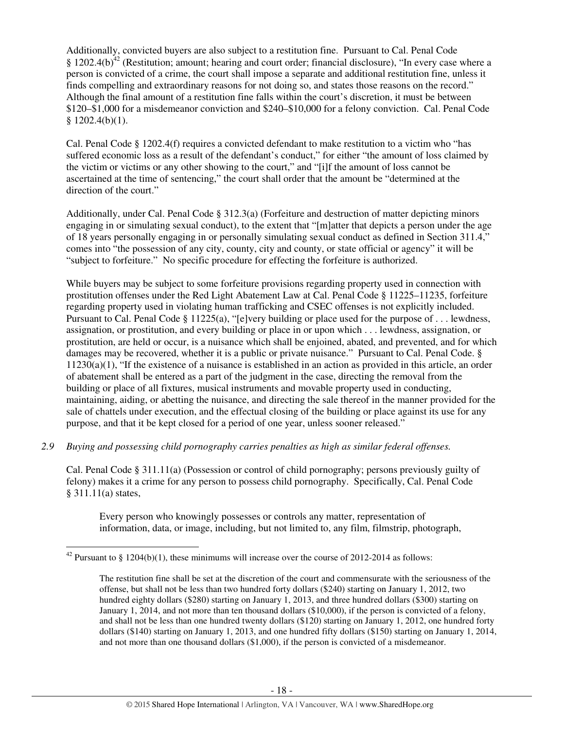Additionally, convicted buyers are also subject to a restitution fine. Pursuant to Cal. Penal Code § 1202.4(b)[42] (Restitution; amount; hearing and court order; financial disclosure), "In every case where a person is convicted of a crime, the court shall impose a separate and additional restitution fine, unless it finds compelling and extraordinary reasons for not doing so, and states those reasons on the record." Although the final amount of a restitution fine falls within the court's discretion, it must be between $120–$1,000 for a misdemeanor conviction and $240–$10,000 for a felony conviction. Cal. Penal Code § 1202.4(b)(1).

Cal. Penal Code § 1202.4(f) requires a convicted defendant to make restitution to a victim who "has suffered economic loss as a result of the defendant's conduct," for either "the amount of loss claimed by the victim or victims or any other showing to the court," and "[i]f the amount of loss cannot be ascertained at the time of sentencing," the court shall order that the amount be "determined at the direction of the court."

Additionally, under Cal. Penal Code § 312.3(a) (Forfeiture and destruction of matter depicting minors engaging in or simulating sexual conduct), to the extent that "[m]atter that depicts a person under the age of 18 years personally engaging in or personally simulating sexual conduct as defined in Section 311.4," comes into "the possession of any city, county, city and county, or state official or agency" it will be "subject to forfeiture." No specific procedure for effecting the forfeiture is authorized.

While buyers may be subject to some forfeiture provisions regarding property used in connection with prostitution offenses under the Red Light Abatement Law at Cal. Penal Code § 11225–11235, forfeiture regarding property used in violating human trafficking and CSEC offenses is not explicitly included. Pursuant to Cal. Penal Code § 11225(a), "[e]very building or place used for the purpose of . . . lewdness, assignation, or prostitution, and every building or place in or upon which . . . lewdness, assignation, or prostitution, are held or occur, is a nuisance which shall be enjoined, abated, and prevented, and for which damages may be recovered, whether it is a public or private nuisance." Pursuant to Cal. Penal Code. § 11230(a)(1), "If the existence of a nuisance is established in an action as provided in this article, an order of abatement shall be entered as a part of the judgment in the case, directing the removal from the building or place of all fixtures, musical instruments and movable property used in conducting, maintaining, aiding, or abetting the nuisance, and directing the sale thereof in the manner provided for the sale of chattels under execution, and the effectual closing of the building or place against its use for any purpose, and that it be kept closed for a period of one year, unless sooner released."

*2.9 Buying and possessing child pornography carries penalties as high as similar federal offenses.*

Cal. Penal Code § 311.11(a) (Possession or control of child pornography; persons previously guilty of felony) makes it a crime for any person to possess child pornography. Specifically, Cal. Penal Code § 311.11(a) states,

> Every person who knowingly possesses or controls any matter, representation of information, data, or image, including, but not limited to, any film, filmstrip, photograph,

---

[42] Pursuant to § 1204(b)(1), these minimums will increase over the course of 2012-2014 as follows:

> The restitution fine shall be set at the discretion of the court and commensurate with the seriousness of the offense, but shall not be less than two hundred forty dollars ($240) starting on January 1, 2012, two hundred eighty dollars ($280) starting on January 1, 2013, and three hundred dollars ($300) starting on January 1, 2014, and not more than ten thousand dollars ($10,000), if the person is convicted of a felony, and shall not be less than one hundred twenty dollars ($120) starting on January 1, 2012, one hundred forty dollars ($140) starting on January 1, 2013, and one hundred fifty dollars ($150) starting on January 1, 2014, and not more than one thousand dollars ($1,000), if the person is convicted of a misdemeanor.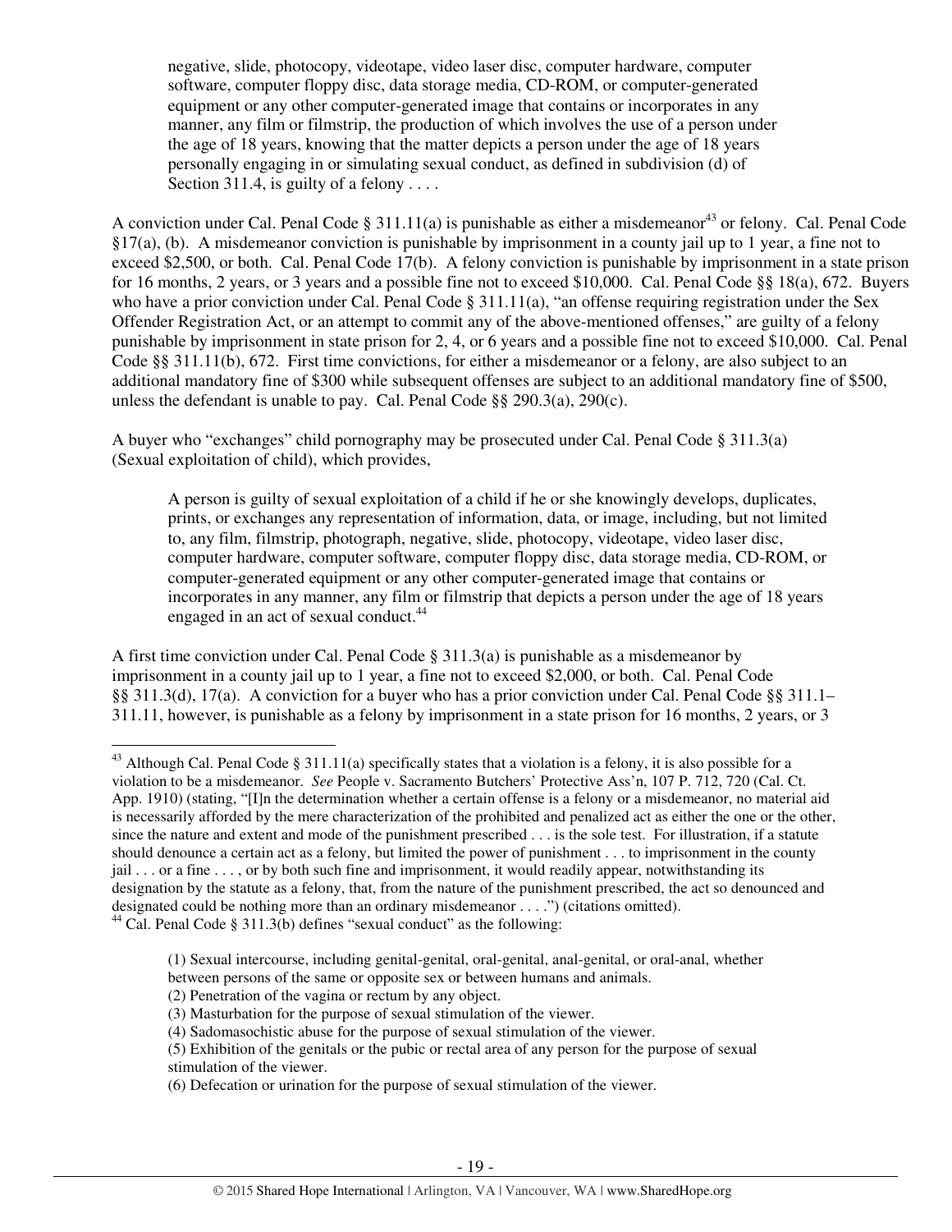> negative, slide, photocopy, videotape, video laser disc, computer hardware, computer software, computer floppy disc, data storage media, CD-ROM, or computer-generated equipment or any other computer-generated image that contains or incorporates in any manner, any film or filmstrip, the production of which involves the use of a person under the age of 18 years, knowing that the matter depicts a person under the age of 18 years personally engaging in or simulating sexual conduct, as defined in subdivision (d) of Section 311.4, is guilty of a felony . . . .

A conviction under Cal. Penal Code § 311.11(a) is punishable as either a misdemeanor[43] or felony. Cal. Penal Code §17(a), (b). A misdemeanor conviction is punishable by imprisonment in a county jail up to 1 year, a fine not to exceed $2,500, or both. Cal. Penal Code 17(b). A felony conviction is punishable by imprisonment in a state prison for 16 months, 2 years, or 3 years and a possible fine not to exceed $10,000. Cal. Penal Code §§ 18(a), 672. Buyers who have a prior conviction under Cal. Penal Code § 311.11(a), "an offense requiring registration under the Sex Offender Registration Act, or an attempt to commit any of the above-mentioned offenses," are guilty of a felony punishable by imprisonment in state prison for 2, 4, or 6 years and a possible fine not to exceed $10,000. Cal. Penal Code §§ 311.11(b), 672. First time convictions, for either a misdemeanor or a felony, are also subject to an additional mandatory fine of $300 while subsequent offenses are subject to an additional mandatory fine of $500, unless the defendant is unable to pay. Cal. Penal Code §§ 290.3(a), 290(c).

A buyer who "exchanges" child pornography may be prosecuted under Cal. Penal Code § 311.3(a) (Sexual exploitation of child), which provides,

> A person is guilty of sexual exploitation of a child if he or she knowingly develops, duplicates, prints, or exchanges any representation of information, data, or image, including, but not limited to, any film, filmstrip, photograph, negative, slide, photocopy, videotape, video laser disc, computer hardware, computer software, computer floppy disc, data storage media, CD-ROM, or computer-generated equipment or any other computer-generated image that contains or incorporates in any manner, any film or filmstrip that depicts a person under the age of 18 years engaged in an act of sexual conduct.[44]

A first time conviction under Cal. Penal Code § 311.3(a) is punishable as a misdemeanor by imprisonment in a county jail up to 1 year, a fine not to exceed $2,000, or both. Cal. Penal Code §§ 311.3(d), 17(a). A conviction for a buyer who has a prior conviction under Cal. Penal Code §§ 311.1–311.11, however, is punishable as a felony by imprisonment in a state prison for 16 months, 2 years, or 3

---

[43] Although Cal. Penal Code § 311.11(a) specifically states that a violation is a felony, it is also possible for a violation to be a misdemeanor. *See* People v. Sacramento Butchers' Protective Ass'n, 107 P. 712, 720 (Cal. Ct. App. 1910) (stating, "[I]n the determination whether a certain offense is a felony or a misdemeanor, no material aid is necessarily afforded by the mere characterization of the prohibited and penalized act as either the one or the other, since the nature and extent and mode of the punishment prescribed . . . is the sole test. For illustration, if a statute should denounce a certain act as a felony, but limited the power of punishment . . . to imprisonment in the county jail . . . or a fine . . . , or by both such fine and imprisonment, it would readily appear, notwithstanding its designation by the statute as a felony, that, from the nature of the punishment prescribed, the act so denounced and designated could be nothing more than an ordinary misdemeanor . . . .") (citations omitted).

[44] Cal. Penal Code § 311.3(b) defines "sexual conduct" as the following:

> (1) Sexual intercourse, including genital-genital, oral-genital, anal-genital, or oral-anal, whether between persons of the same or opposite sex or between humans and animals.
> (2) Penetration of the vagina or rectum by any object.
> (3) Masturbation for the purpose of sexual stimulation of the viewer.
> (4) Sadomasochistic abuse for the purpose of sexual stimulation of the viewer.
> (5) Exhibition of the genitals or the pubic or rectal area of any person for the purpose of sexual stimulation of the viewer.
> (6) Defecation or urination for the purpose of sexual stimulation of the viewer.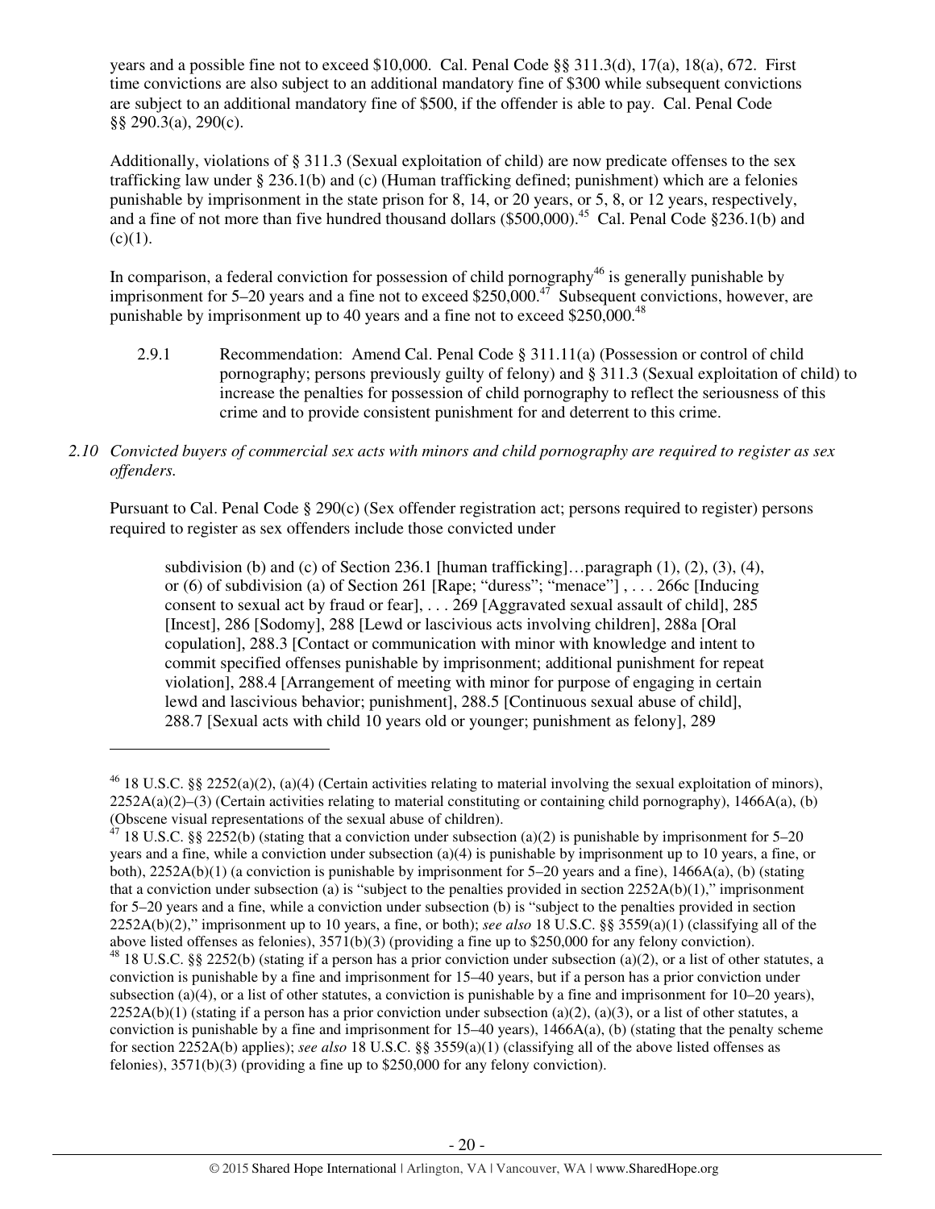years and a possible fine not to exceed $10,000. Cal. Penal Code §§ 311.3(d), 17(a), 18(a), 672. First time convictions are also subject to an additional mandatory fine of $300 while subsequent convictions are subject to an additional mandatory fine of $500, if the offender is able to pay. Cal. Penal Code §§ 290.3(a), 290(c).

Additionally, violations of § 311.3 (Sexual exploitation of child) are now predicate offenses to the sex trafficking law under § 236.1(b) and (c) (Human trafficking defined; punishment) which are a felonies punishable by imprisonment in the state prison for 8, 14, or 20 years, or 5, 8, or 12 years, respectively, and a fine of not more than five hundred thousand dollars ($500,000).[45] Cal. Penal Code §236.1(b) and (c)(1).

In comparison, a federal conviction for possession of child pornography[46] is generally punishable by imprisonment for 5–20 years and a fine not to exceed $250,000.[47] Subsequent convictions, however, are punishable by imprisonment up to 40 years and a fine not to exceed $250,000.[48]

2.9.1 Recommendation: Amend Cal. Penal Code § 311.11(a) (Possession or control of child pornography; persons previously guilty of felony) and § 311.3 (Sexual exploitation of child) to increase the penalties for possession of child pornography to reflect the seriousness of this crime and to provide consistent punishment for and deterrent to this crime.

*2.10 Convicted buyers of commercial sex acts with minors and child pornography are required to register as sex offenders.*

Pursuant to Cal. Penal Code § 290(c) (Sex offender registration act; persons required to register) persons required to register as sex offenders include those convicted under

> subdivision (b) and (c) of Section 236.1 [human trafficking]…paragraph (1), (2), (3), (4), or (6) of subdivision (a) of Section 261 [Rape; "duress"; "menace"] , . . . 266c [Inducing consent to sexual act by fraud or fear], . . . 269 [Aggravated sexual assault of child], 285 [Incest], 286 [Sodomy], 288 [Lewd or lascivious acts involving children], 288a [Oral copulation], 288.3 [Contact or communication with minor with knowledge and intent to commit specified offenses punishable by imprisonment; additional punishment for repeat violation], 288.4 [Arrangement of meeting with minor for purpose of engaging in certain lewd and lascivious behavior; punishment], 288.5 [Continuous sexual abuse of child], 288.7 [Sexual acts with child 10 years old or younger; punishment as felony], 289

---

[46] 18 U.S.C. §§ 2252(a)(2), (a)(4) (Certain activities relating to material involving the sexual exploitation of minors), 2252A(a)(2)–(3) (Certain activities relating to material constituting or containing child pornography), 1466A(a), (b) (Obscene visual representations of the sexual abuse of children).

[47] 18 U.S.C. §§ 2252(b) (stating that a conviction under subsection (a)(2) is punishable by imprisonment for 5–20 years and a fine, while a conviction under subsection (a)(4) is punishable by imprisonment up to 10 years, a fine, or both), 2252A(b)(1) (a conviction is punishable by imprisonment for 5–20 years and a fine), 1466A(a), (b) (stating that a conviction under subsection (a) is "subject to the penalties provided in section 2252A(b)(1)," imprisonment for 5–20 years and a fine, while a conviction under subsection (b) is "subject to the penalties provided in section 2252A(b)(2)," imprisonment up to 10 years, a fine, or both); *see also* 18 U.S.C. §§ 3559(a)(1) (classifying all of the above listed offenses as felonies), 3571(b)(3) (providing a fine up to $250,000 for any felony conviction).

[48] 18 U.S.C. §§ 2252(b) (stating if a person has a prior conviction under subsection (a)(2), or a list of other statutes, a conviction is punishable by a fine and imprisonment for 15–40 years, but if a person has a prior conviction under subsection (a)(4), or a list of other statutes, a conviction is punishable by a fine and imprisonment for 10–20 years), 2252A(b)(1) (stating if a person has a prior conviction under subsection (a)(2), (a)(3), or a list of other statutes, a conviction is punishable by a fine and imprisonment for 15–40 years), 1466A(a), (b) (stating that the penalty scheme for section 2252A(b) applies); *see also* 18 U.S.C. §§ 3559(a)(1) (classifying all of the above listed offenses as felonies), 3571(b)(3) (providing a fine up to $250,000 for any felony conviction).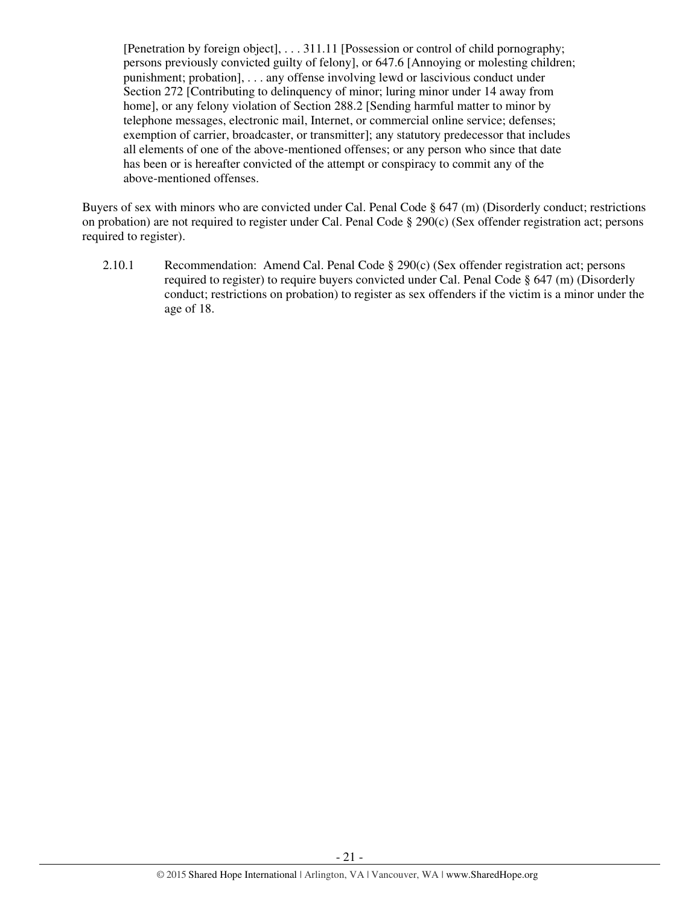> [Penetration by foreign object], . . . 311.11 [Possession or control of child pornography; persons previously convicted guilty of felony], or 647.6 [Annoying or molesting children; punishment; probation], . . . any offense involving lewd or lascivious conduct under Section 272 [Contributing to delinquency of minor; luring minor under 14 away from home], or any felony violation of Section 288.2 [Sending harmful matter to minor by telephone messages, electronic mail, Internet, or commercial online service; defenses; exemption of carrier, broadcaster, or transmitter]; any statutory predecessor that includes all elements of one of the above-mentioned offenses; or any person who since that date has been or is hereafter convicted of the attempt or conspiracy to commit any of the above-mentioned offenses.

Buyers of sex with minors who are convicted under Cal. Penal Code § 647 (m) (Disorderly conduct; restrictions on probation) are not required to register under Cal. Penal Code § 290(c) (Sex offender registration act; persons required to register).

2.10.1 Recommendation: Amend Cal. Penal Code § 290(c) (Sex offender registration act; persons required to register) to require buyers convicted under Cal. Penal Code § 647 (m) (Disorderly conduct; restrictions on probation) to register as sex offenders if the victim is a minor under the age of 18.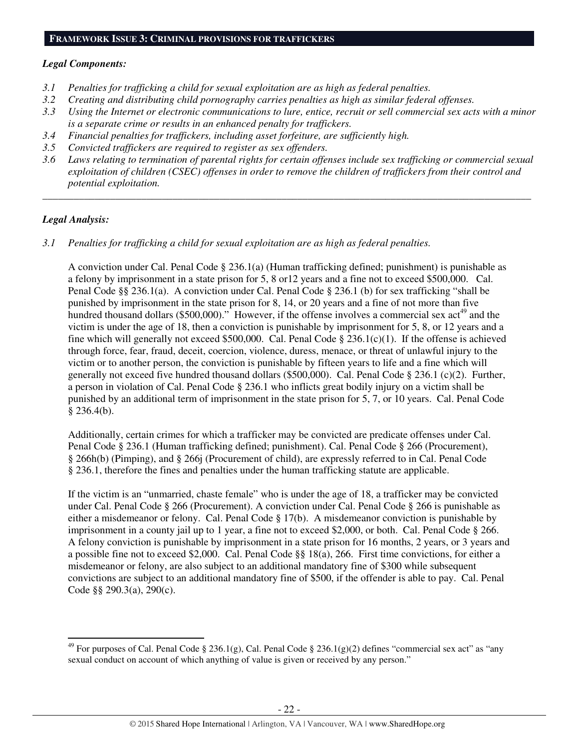## FRAMEWORK ISSUE 3: CRIMINAL PROVISIONS FOR TRAFFICKERS

***Legal Components:***

*3.1 Penalties for trafficking a child for sexual exploitation are as high as federal penalties.*
*3.2 Creating and distributing child pornography carries penalties as high as similar federal offenses.*
*3.3 Using the Internet or electronic communications to lure, entice, recruit or sell commercial sex acts with a minor is a separate crime or results in an enhanced penalty for traffickers.*
*3.4 Financial penalties for traffickers, including asset forfeiture, are sufficiently high.*
*3.5 Convicted traffickers are required to register as sex offenders.*
*3.6 Laws relating to termination of parental rights for certain offenses include sex trafficking or commercial sexual exploitation of children (CSEC) offenses in order to remove the children of traffickers from their control and potential exploitation.*

---

***Legal Analysis:***

*3.1 Penalties for trafficking a child for sexual exploitation are as high as federal penalties.*

A conviction under Cal. Penal Code § 236.1(a) (Human trafficking defined; punishment) is punishable as a felony by imprisonment in a state prison for 5, 8 or12 years and a fine not to exceed $500,000. Cal. Penal Code §§ 236.1(a). A conviction under Cal. Penal Code § 236.1 (b) for sex trafficking "shall be punished by imprisonment in the state prison for 8, 14, or 20 years and a fine of not more than five hundred thousand dollars ($500,000)." However, if the offense involves a commercial sex act[49] and the victim is under the age of 18, then a conviction is punishable by imprisonment for 5, 8, or 12 years and a fine which will generally not exceed $500,000. Cal. Penal Code § 236.1(c)(1). If the offense is achieved through force, fear, fraud, deceit, coercion, violence, duress, menace, or threat of unlawful injury to the victim or to another person, the conviction is punishable by fifteen years to life and a fine which will generally not exceed five hundred thousand dollars ($500,000). Cal. Penal Code § 236.1 (c)(2). Further, a person in violation of Cal. Penal Code § 236.1 who inflicts great bodily injury on a victim shall be punished by an additional term of imprisonment in the state prison for 5, 7, or 10 years. Cal. Penal Code § 236.4(b).

Additionally, certain crimes for which a trafficker may be convicted are predicate offenses under Cal. Penal Code § 236.1 (Human trafficking defined; punishment). Cal. Penal Code § 266 (Procurement), § 266h(b) (Pimping), and § 266j (Procurement of child), are expressly referred to in Cal. Penal Code § 236.1, therefore the fines and penalties under the human trafficking statute are applicable.

If the victim is an "unmarried, chaste female" who is under the age of 18, a trafficker may be convicted under Cal. Penal Code § 266 (Procurement). A conviction under Cal. Penal Code § 266 is punishable as either a misdemeanor or felony. Cal. Penal Code § 17(b). A misdemeanor conviction is punishable by imprisonment in a county jail up to 1 year, a fine not to exceed $2,000, or both. Cal. Penal Code § 266. A felony conviction is punishable by imprisonment in a state prison for 16 months, 2 years, or 3 years and a possible fine not to exceed $2,000. Cal. Penal Code §§ 18(a), 266. First time convictions, for either a misdemeanor or felony, are also subject to an additional mandatory fine of $300 while subsequent convictions are subject to an additional mandatory fine of $500, if the offender is able to pay. Cal. Penal Code §§ 290.3(a), 290(c).

---

[49] For purposes of Cal. Penal Code § 236.1(g), Cal. Penal Code § 236.1(g)(2) defines "commercial sex act" as "any sexual conduct on account of which anything of value is given or received by any person."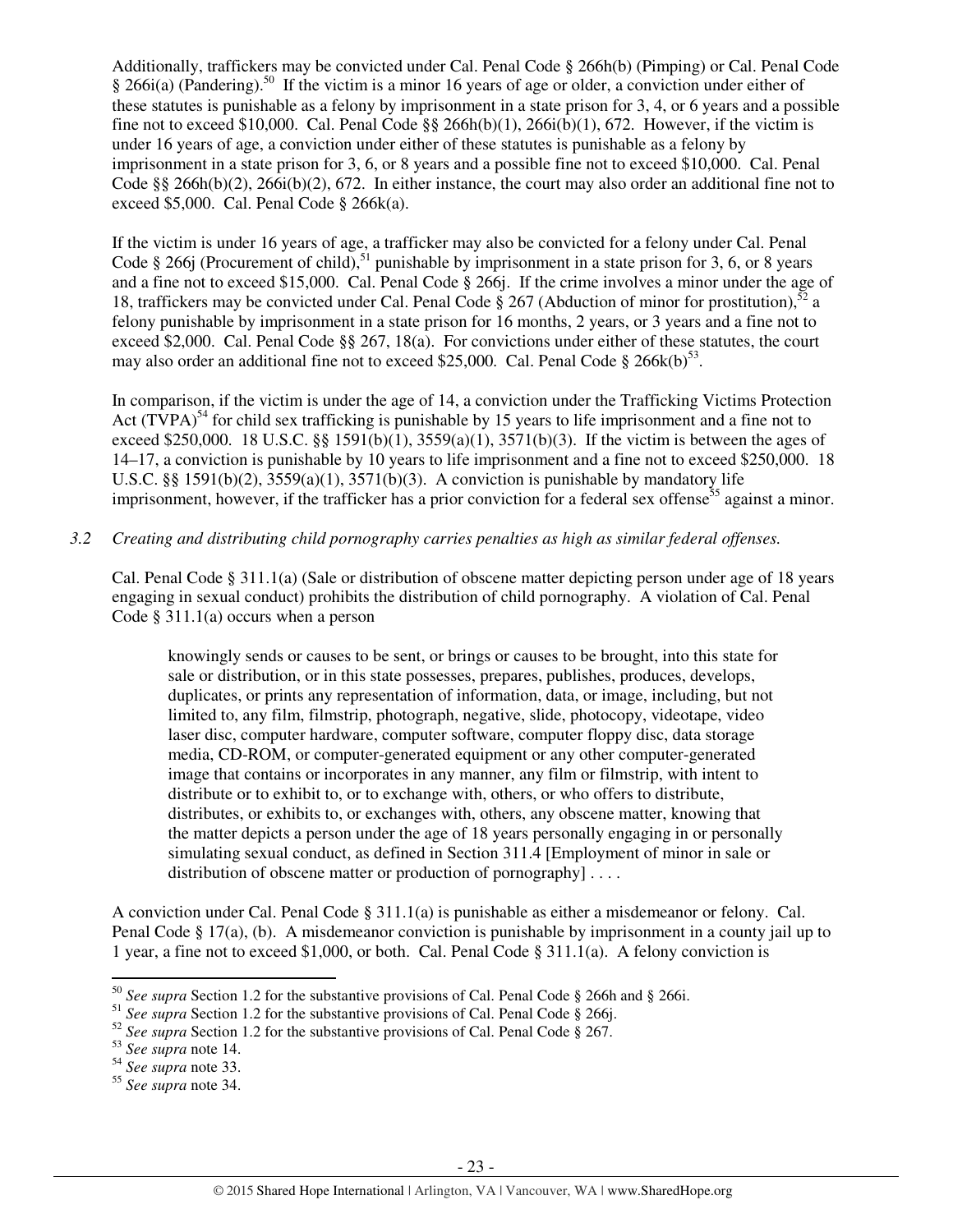Additionally, traffickers may be convicted under Cal. Penal Code § 266h(b) (Pimping) or Cal. Penal Code § 266i(a) (Pandering).[50] If the victim is a minor 16 years of age or older, a conviction under either of these statutes is punishable as a felony by imprisonment in a state prison for 3, 4, or 6 years and a possible fine not to exceed $10,000. Cal. Penal Code §§ 266h(b)(1), 266i(b)(1), 672. However, if the victim is under 16 years of age, a conviction under either of these statutes is punishable as a felony by imprisonment in a state prison for 3, 6, or 8 years and a possible fine not to exceed $10,000. Cal. Penal Code §§ 266h(b)(2), 266i(b)(2), 672. In either instance, the court may also order an additional fine not to exceed $5,000. Cal. Penal Code § 266k(a).

If the victim is under 16 years of age, a trafficker may also be convicted for a felony under Cal. Penal Code § 266j (Procurement of child),[51] punishable by imprisonment in a state prison for 3, 6, or 8 years and a fine not to exceed $15,000. Cal. Penal Code § 266j. If the crime involves a minor under the age of 18, traffickers may be convicted under Cal. Penal Code § 267 (Abduction of minor for prostitution),[52] a felony punishable by imprisonment in a state prison for 16 months, 2 years, or 3 years and a fine not to exceed $2,000. Cal. Penal Code §§ 267, 18(a). For convictions under either of these statutes, the court may also order an additional fine not to exceed $25,000. Cal. Penal Code § 266k(b)[53].

In comparison, if the victim is under the age of 14, a conviction under the Trafficking Victims Protection Act (TVPA)[54] for child sex trafficking is punishable by 15 years to life imprisonment and a fine not to exceed $250,000. 18 U.S.C. §§ 1591(b)(1), 3559(a)(1), 3571(b)(3). If the victim is between the ages of 14–17, a conviction is punishable by 10 years to life imprisonment and a fine not to exceed $250,000. 18 U.S.C. §§ 1591(b)(2), 3559(a)(1), 3571(b)(3). A conviction is punishable by mandatory life imprisonment, however, if the trafficker has a prior conviction for a federal sex offense[55] against a minor.

*3.2 Creating and distributing child pornography carries penalties as high as similar federal offenses.*

Cal. Penal Code § 311.1(a) (Sale or distribution of obscene matter depicting person under age of 18 years engaging in sexual conduct) prohibits the distribution of child pornography. A violation of Cal. Penal Code § 311.1(a) occurs when a person

> knowingly sends or causes to be sent, or brings or causes to be brought, into this state for sale or distribution, or in this state possesses, prepares, publishes, produces, develops, duplicates, or prints any representation of information, data, or image, including, but not limited to, any film, filmstrip, photograph, negative, slide, photocopy, videotape, video laser disc, computer hardware, computer software, computer floppy disc, data storage media, CD-ROM, or computer-generated equipment or any other computer-generated image that contains or incorporates in any manner, any film or filmstrip, with intent to distribute or to exhibit to, or to exchange with, others, or who offers to distribute, distributes, or exhibits to, or exchanges with, others, any obscene matter, knowing that the matter depicts a person under the age of 18 years personally engaging in or personally simulating sexual conduct, as defined in Section 311.4 [Employment of minor in sale or distribution of obscene matter or production of pornography] . . . .

A conviction under Cal. Penal Code § 311.1(a) is punishable as either a misdemeanor or felony. Cal. Penal Code § 17(a), (b). A misdemeanor conviction is punishable by imprisonment in a county jail up to 1 year, a fine not to exceed $1,000, or both. Cal. Penal Code § 311.1(a). A felony conviction is

---

[50] *See supra* Section 1.2 for the substantive provisions of Cal. Penal Code § 266h and § 266i.

[51] *See supra* Section 1.2 for the substantive provisions of Cal. Penal Code § 266j.

[52] *See supra* Section 1.2 for the substantive provisions of Cal. Penal Code § 267.

[53] *See supra* note 14.

[54] *See supra* note 33.

[55] *See supra* note 34.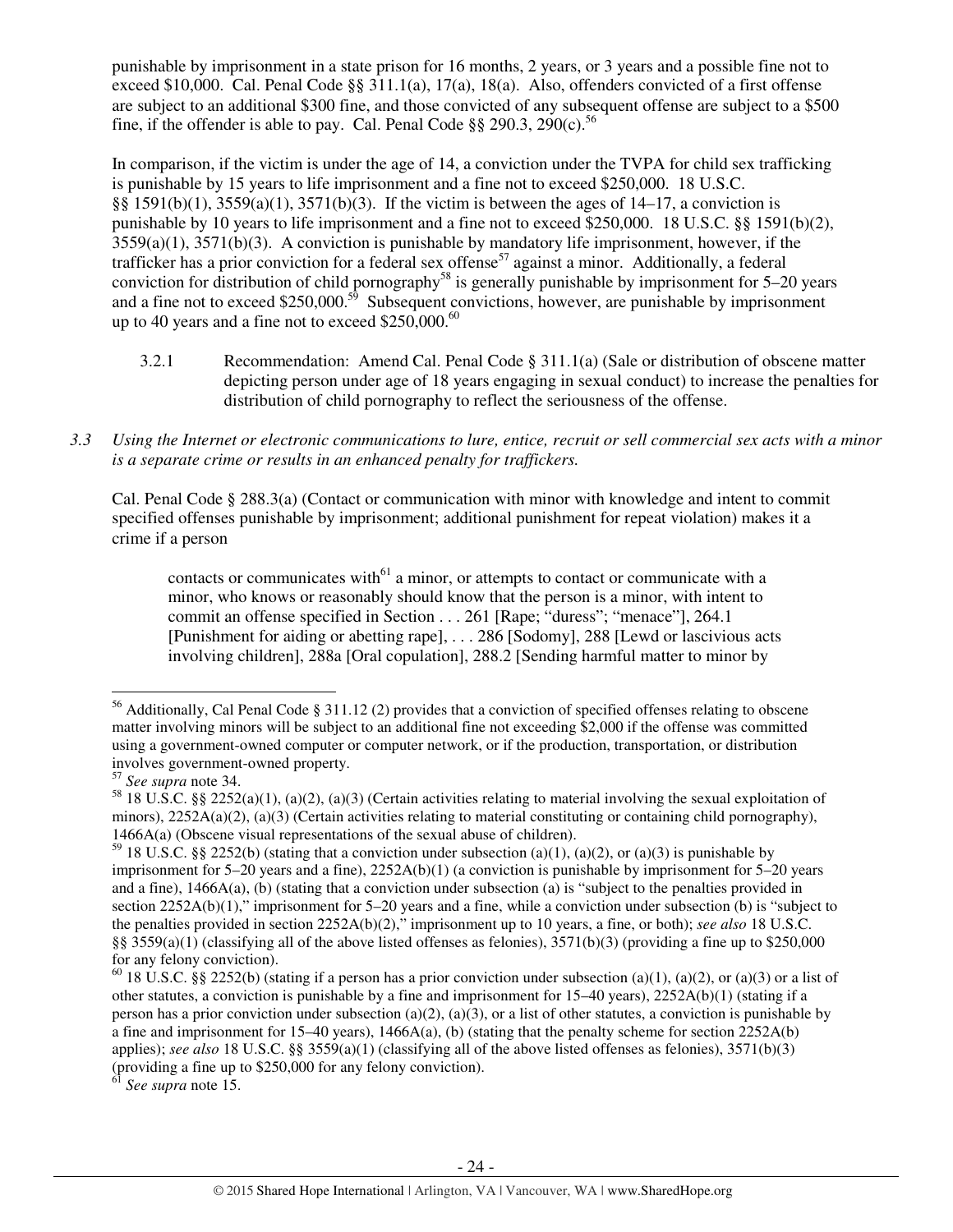punishable by imprisonment in a state prison for 16 months, 2 years, or 3 years and a possible fine not to exceed $10,000. Cal. Penal Code §§ 311.1(a), 17(a), 18(a). Also, offenders convicted of a first offense are subject to an additional $300 fine, and those convicted of any subsequent offense are subject to a $500 fine, if the offender is able to pay. Cal. Penal Code §§ 290.3, 290(c).[56]

In comparison, if the victim is under the age of 14, a conviction under the TVPA for child sex trafficking is punishable by 15 years to life imprisonment and a fine not to exceed $250,000. 18 U.S.C. §§ 1591(b)(1), 3559(a)(1), 3571(b)(3). If the victim is between the ages of 14–17, a conviction is punishable by 10 years to life imprisonment and a fine not to exceed $250,000. 18 U.S.C. §§ 1591(b)(2), 3559(a)(1), 3571(b)(3). A conviction is punishable by mandatory life imprisonment, however, if the trafficker has a prior conviction for a federal sex offense[57] against a minor. Additionally, a federal conviction for distribution of child pornography[58] is generally punishable by imprisonment for 5–20 years and a fine not to exceed $250,000.[59] Subsequent convictions, however, are punishable by imprisonment up to 40 years and a fine not to exceed $250,000.[60]

3.2.1 Recommendation: Amend Cal. Penal Code § 311.1(a) (Sale or distribution of obscene matter depicting person under age of 18 years engaging in sexual conduct) to increase the penalties for distribution of child pornography to reflect the seriousness of the offense.

*3.3 Using the Internet or electronic communications to lure, entice, recruit or sell commercial sex acts with a minor is a separate crime or results in an enhanced penalty for traffickers.*

Cal. Penal Code § 288.3(a) (Contact or communication with minor with knowledge and intent to commit specified offenses punishable by imprisonment; additional punishment for repeat violation) makes it a crime if a person

> contacts or communicates with[61] a minor, or attempts to contact or communicate with a minor, who knows or reasonably should know that the person is a minor, with intent to commit an offense specified in Section . . . 261 [Rape; "duress"; "menace"], 264.1 [Punishment for aiding or abetting rape], . . . 286 [Sodomy], 288 [Lewd or lascivious acts involving children], 288a [Oral copulation], 288.2 [Sending harmful matter to minor by

---

[56] Additionally, Cal Penal Code § 311.12 (2) provides that a conviction of specified offenses relating to obscene matter involving minors will be subject to an additional fine not exceeding $2,000 if the offense was committed using a government-owned computer or computer network, or if the production, transportation, or distribution involves government-owned property.

[57] *See supra* note 34.

[58] 18 U.S.C. §§ 2252(a)(1), (a)(2), (a)(3) (Certain activities relating to material involving the sexual exploitation of minors), 2252A(a)(2), (a)(3) (Certain activities relating to material constituting or containing child pornography), 1466A(a) (Obscene visual representations of the sexual abuse of children).

[59] 18 U.S.C. §§ 2252(b) (stating that a conviction under subsection (a)(1), (a)(2), or (a)(3) is punishable by imprisonment for 5–20 years and a fine), 2252A(b)(1) (a conviction is punishable by imprisonment for 5–20 years and a fine), 1466A(a), (b) (stating that a conviction under subsection (a) is "subject to the penalties provided in section 2252A(b)(1)," imprisonment for 5–20 years and a fine, while a conviction under subsection (b) is "subject to the penalties provided in section 2252A(b)(2)," imprisonment up to 10 years, a fine, or both); *see also* 18 U.S.C. §§ 3559(a)(1) (classifying all of the above listed offenses as felonies), 3571(b)(3) (providing a fine up to $250,000 for any felony conviction).

[60] 18 U.S.C. §§ 2252(b) (stating if a person has a prior conviction under subsection (a)(1), (a)(2), or (a)(3) or a list of other statutes, a conviction is punishable by a fine and imprisonment for 15–40 years), 2252A(b)(1) (stating if a person has a prior conviction under subsection (a)(2), (a)(3), or a list of other statutes, a conviction is punishable by a fine and imprisonment for 15–40 years), 1466A(a), (b) (stating that the penalty scheme for section 2252A(b) applies); *see also* 18 U.S.C. §§ 3559(a)(1) (classifying all of the above listed offenses as felonies), 3571(b)(3) (providing a fine up to $250,000 for any felony conviction).

[61] *See supra* note 15.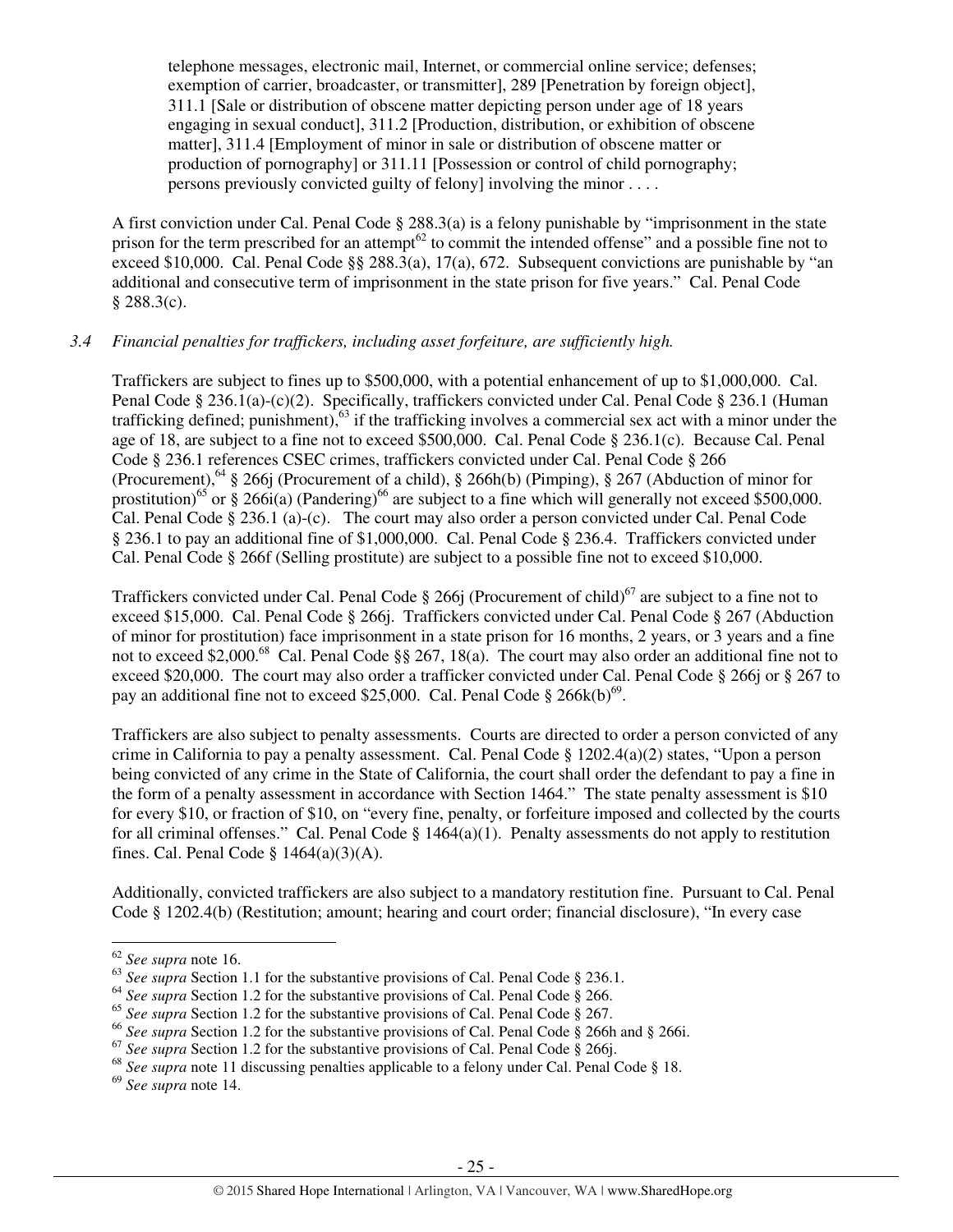telephone messages, electronic mail, Internet, or commercial online service; defenses; exemption of carrier, broadcaster, or transmitter], 289 [Penetration by foreign object], 311.1 [Sale or distribution of obscene matter depicting person under age of 18 years engaging in sexual conduct], 311.2 [Production, distribution, or exhibition of obscene matter], 311.4 [Employment of minor in sale or distribution of obscene matter or production of pornography] or 311.11 [Possession or control of child pornography; persons previously convicted guilty of felony] involving the minor . . . .

A first conviction under Cal. Penal Code § 288.3(a) is a felony punishable by "imprisonment in the state prison for the term prescribed for an attempt[62] to commit the intended offense" and a possible fine not to exceed $10,000. Cal. Penal Code §§ 288.3(a), 17(a), 672. Subsequent convictions are punishable by "an additional and consecutive term of imprisonment in the state prison for five years." Cal. Penal Code § 288.3(c).

*3.4 Financial penalties for traffickers, including asset forfeiture, are sufficiently high.*

Traffickers are subject to fines up to $500,000, with a potential enhancement of up to $1,000,000. Cal. Penal Code § 236.1(a)-(c)(2). Specifically, traffickers convicted under Cal. Penal Code § 236.1 (Human trafficking defined; punishment),[63] if the trafficking involves a commercial sex act with a minor under the age of 18, are subject to a fine not to exceed $500,000. Cal. Penal Code § 236.1(c). Because Cal. Penal Code § 236.1 references CSEC crimes, traffickers convicted under Cal. Penal Code § 266 (Procurement),[64] § 266j (Procurement of a child), § 266h(b) (Pimping), § 267 (Abduction of minor for prostitution)[65] or § 266i(a) (Pandering)[66] are subject to a fine which will generally not exceed $500,000. Cal. Penal Code § 236.1 (a)-(c). The court may also order a person convicted under Cal. Penal Code § 236.1 to pay an additional fine of $1,000,000. Cal. Penal Code § 236.4. Traffickers convicted under Cal. Penal Code § 266f (Selling prostitute) are subject to a possible fine not to exceed $10,000.

Traffickers convicted under Cal. Penal Code § 266j (Procurement of child)[67] are subject to a fine not to exceed $15,000. Cal. Penal Code § 266j. Traffickers convicted under Cal. Penal Code § 267 (Abduction of minor for prostitution) face imprisonment in a state prison for 16 months, 2 years, or 3 years and a fine not to exceed $2,000.[68] Cal. Penal Code §§ 267, 18(a). The court may also order an additional fine not to exceed $20,000. The court may also order a trafficker convicted under Cal. Penal Code § 266j or § 267 to pay an additional fine not to exceed $25,000. Cal. Penal Code § 266k(b)[69].

Traffickers are also subject to penalty assessments. Courts are directed to order a person convicted of any crime in California to pay a penalty assessment. Cal. Penal Code § 1202.4(a)(2) states, "Upon a person being convicted of any crime in the State of California, the court shall order the defendant to pay a fine in the form of a penalty assessment in accordance with Section 1464." The state penalty assessment is $10 for every $10, or fraction of $10, on "every fine, penalty, or forfeiture imposed and collected by the courts for all criminal offenses." Cal. Penal Code § 1464(a)(1). Penalty assessments do not apply to restitution fines. Cal. Penal Code § 1464(a)(3)(A).

Additionally, convicted traffickers are also subject to a mandatory restitution fine. Pursuant to Cal. Penal Code § 1202.4(b) (Restitution; amount; hearing and court order; financial disclosure), "In every case

---

[62] *See supra* note 16.

[63] *See supra* Section 1.1 for the substantive provisions of Cal. Penal Code § 236.1.

[64] *See supra* Section 1.2 for the substantive provisions of Cal. Penal Code § 266.

[65] *See supra* Section 1.2 for the substantive provisions of Cal. Penal Code § 267.

[66] *See supra* Section 1.2 for the substantive provisions of Cal. Penal Code § 266h and § 266i.

[67] *See supra* Section 1.2 for the substantive provisions of Cal. Penal Code § 266j.

[68] *See supra* note 11 discussing penalties applicable to a felony under Cal. Penal Code § 18.

[69] *See supra* note 14.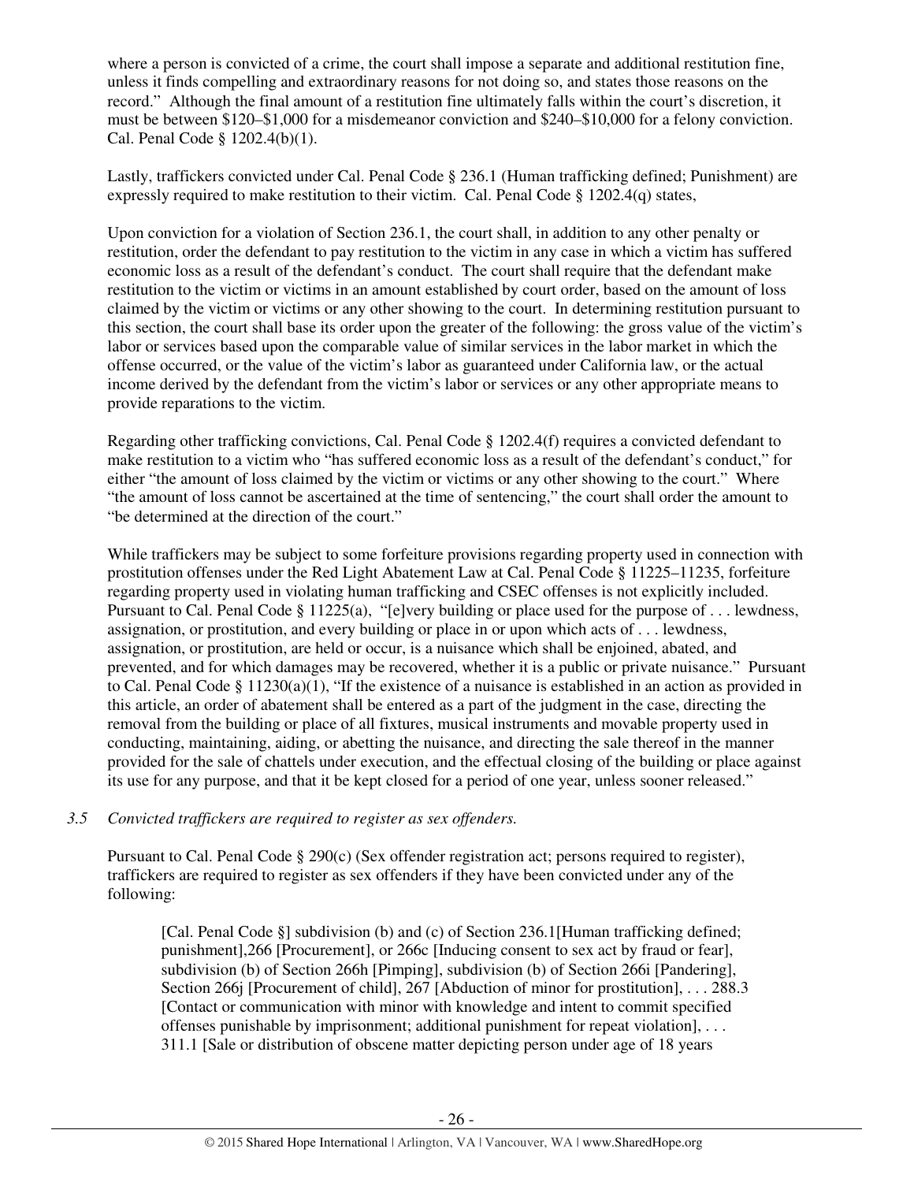where a person is convicted of a crime, the court shall impose a separate and additional restitution fine, unless it finds compelling and extraordinary reasons for not doing so, and states those reasons on the record." Although the final amount of a restitution fine ultimately falls within the court's discretion, it must be between $120–$1,000 for a misdemeanor conviction and $240–$10,000 for a felony conviction. Cal. Penal Code § 1202.4(b)(1).

Lastly, traffickers convicted under Cal. Penal Code § 236.1 (Human trafficking defined; Punishment) are expressly required to make restitution to their victim. Cal. Penal Code § 1202.4(q) states,

Upon conviction for a violation of Section 236.1, the court shall, in addition to any other penalty or restitution, order the defendant to pay restitution to the victim in any case in which a victim has suffered economic loss as a result of the defendant's conduct. The court shall require that the defendant make restitution to the victim or victims in an amount established by court order, based on the amount of loss claimed by the victim or victims or any other showing to the court. In determining restitution pursuant to this section, the court shall base its order upon the greater of the following: the gross value of the victim's labor or services based upon the comparable value of similar services in the labor market in which the offense occurred, or the value of the victim's labor as guaranteed under California law, or the actual income derived by the defendant from the victim's labor or services or any other appropriate means to provide reparations to the victim.

Regarding other trafficking convictions, Cal. Penal Code § 1202.4(f) requires a convicted defendant to make restitution to a victim who "has suffered economic loss as a result of the defendant's conduct," for either "the amount of loss claimed by the victim or victims or any other showing to the court." Where "the amount of loss cannot be ascertained at the time of sentencing," the court shall order the amount to "be determined at the direction of the court."

While traffickers may be subject to some forfeiture provisions regarding property used in connection with prostitution offenses under the Red Light Abatement Law at Cal. Penal Code § 11225–11235, forfeiture regarding property used in violating human trafficking and CSEC offenses is not explicitly included. Pursuant to Cal. Penal Code § 11225(a), "[e]very building or place used for the purpose of . . . lewdness, assignation, or prostitution, and every building or place in or upon which acts of . . . lewdness, assignation, or prostitution, are held or occur, is a nuisance which shall be enjoined, abated, and prevented, and for which damages may be recovered, whether it is a public or private nuisance." Pursuant to Cal. Penal Code § 11230(a)(1), "If the existence of a nuisance is established in an action as provided in this article, an order of abatement shall be entered as a part of the judgment in the case, directing the removal from the building or place of all fixtures, musical instruments and movable property used in conducting, maintaining, aiding, or abetting the nuisance, and directing the sale thereof in the manner provided for the sale of chattels under execution, and the effectual closing of the building or place against its use for any purpose, and that it be kept closed for a period of one year, unless sooner released."

*3.5 Convicted traffickers are required to register as sex offenders.*

Pursuant to Cal. Penal Code § 290(c) (Sex offender registration act; persons required to register), traffickers are required to register as sex offenders if they have been convicted under any of the following:

> [Cal. Penal Code §] subdivision (b) and (c) of Section 236.1[Human trafficking defined; punishment],266 [Procurement], or 266c [Inducing consent to sex act by fraud or fear], subdivision (b) of Section 266h [Pimping], subdivision (b) of Section 266i [Pandering], Section 266j [Procurement of child], 267 [Abduction of minor for prostitution], . . . 288.3 [Contact or communication with minor with knowledge and intent to commit specified offenses punishable by imprisonment; additional punishment for repeat violation], . . . 311.1 [Sale or distribution of obscene matter depicting person under age of 18 years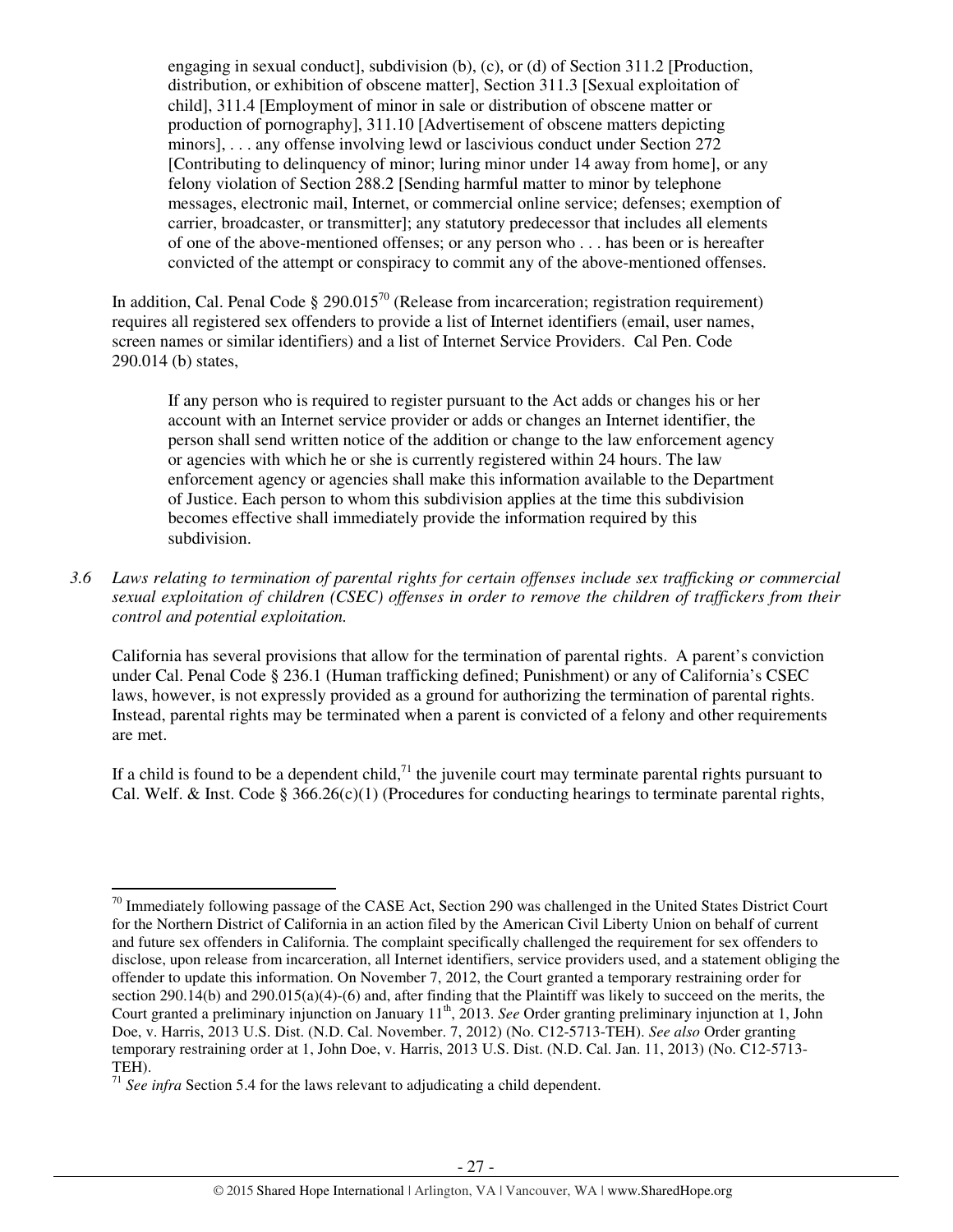> engaging in sexual conduct], subdivision (b), (c), or (d) of Section 311.2 [Production, distribution, or exhibition of obscene matter], Section 311.3 [Sexual exploitation of child], 311.4 [Employment of minor in sale or distribution of obscene matter or production of pornography], 311.10 [Advertisement of obscene matters depicting minors], . . . any offense involving lewd or lascivious conduct under Section 272 [Contributing to delinquency of minor; luring minor under 14 away from home], or any felony violation of Section 288.2 [Sending harmful matter to minor by telephone messages, electronic mail, Internet, or commercial online service; defenses; exemption of carrier, broadcaster, or transmitter]; any statutory predecessor that includes all elements of one of the above-mentioned offenses; or any person who . . . has been or is hereafter convicted of the attempt or conspiracy to commit any of the above-mentioned offenses.

In addition, Cal. Penal Code § 290.015[70] (Release from incarceration; registration requirement) requires all registered sex offenders to provide a list of Internet identifiers (email, user names, screen names or similar identifiers) and a list of Internet Service Providers. Cal Pen. Code 290.014 (b) states,

> If any person who is required to register pursuant to the Act adds or changes his or her account with an Internet service provider or adds or changes an Internet identifier, the person shall send written notice of the addition or change to the law enforcement agency or agencies with which he or she is currently registered within 24 hours. The law enforcement agency or agencies shall make this information available to the Department of Justice. Each person to whom this subdivision applies at the time this subdivision becomes effective shall immediately provide the information required by this subdivision.

*3.6 Laws relating to termination of parental rights for certain offenses include sex trafficking or commercial sexual exploitation of children (CSEC) offenses in order to remove the children of traffickers from their control and potential exploitation.*

California has several provisions that allow for the termination of parental rights. A parent's conviction under Cal. Penal Code § 236.1 (Human trafficking defined; Punishment) or any of California's CSEC laws, however, is not expressly provided as a ground for authorizing the termination of parental rights. Instead, parental rights may be terminated when a parent is convicted of a felony and other requirements are met.

If a child is found to be a dependent child,[71] the juvenile court may terminate parental rights pursuant to Cal. Welf. & Inst. Code § 366.26(c)(1) (Procedures for conducting hearings to terminate parental rights,

---

[70] Immediately following passage of the CASE Act, Section 290 was challenged in the United States District Court for the Northern District of California in an action filed by the American Civil Liberty Union on behalf of current and future sex offenders in California. The complaint specifically challenged the requirement for sex offenders to disclose, upon release from incarceration, all Internet identifiers, service providers used, and a statement obliging the offender to update this information. On November 7, 2012, the Court granted a temporary restraining order for section 290.14(b) and 290.015(a)(4)-(6) and, after finding that the Plaintiff was likely to succeed on the merits, the Court granted a preliminary injunction on January 11th, 2013. *See* Order granting preliminary injunction at 1, John Doe, v. Harris, 2013 U.S. Dist. (N.D. Cal. November. 7, 2012) (No. C12-5713-TEH). *See also* Order granting temporary restraining order at 1, John Doe, v. Harris, 2013 U.S. Dist. (N.D. Cal. Jan. 11, 2013) (No. C12-5713-TEH).

[71] *See infra* Section 5.4 for the laws relevant to adjudicating a child dependent.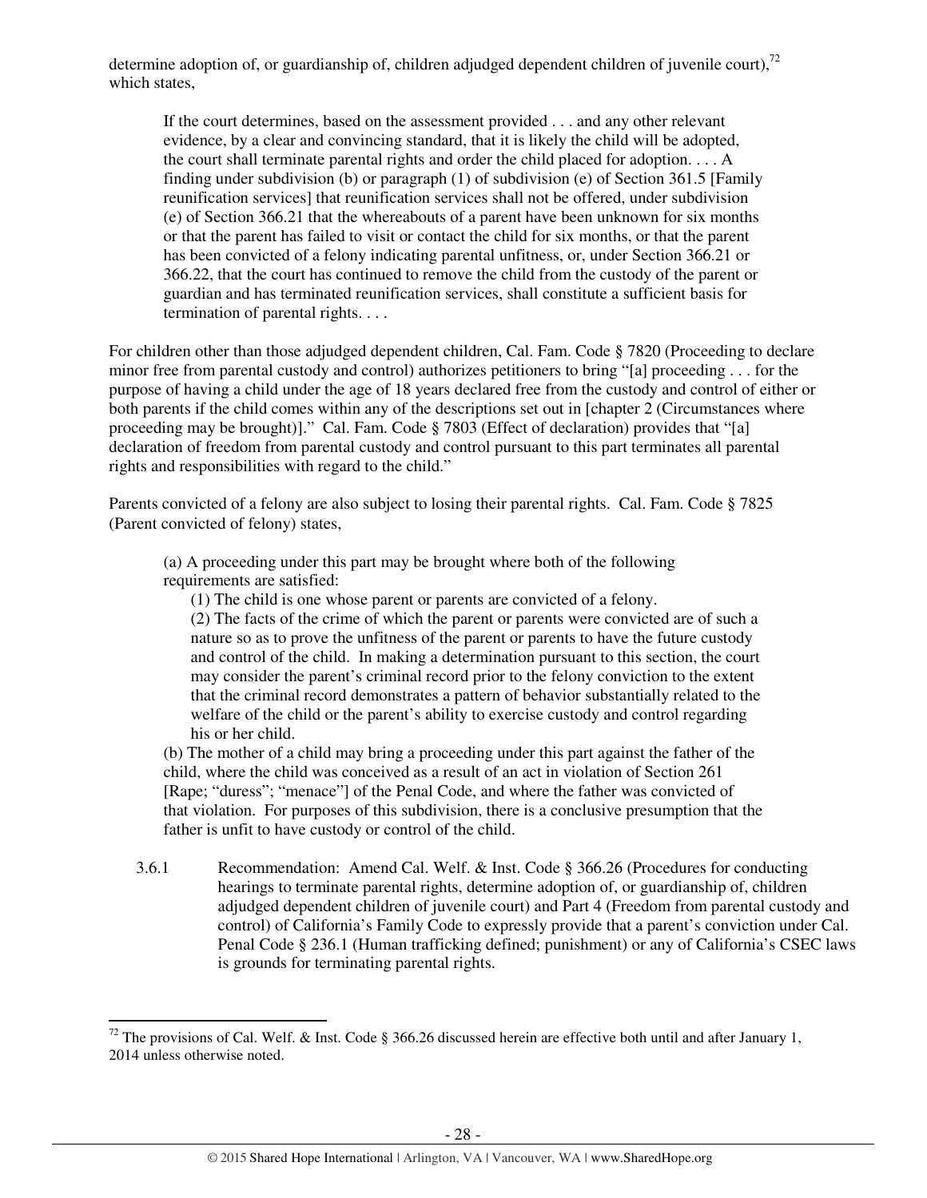determine adoption of, or guardianship of, children adjudged dependent children of juvenile court),[72] which states,

> If the court determines, based on the assessment provided . . . and any other relevant evidence, by a clear and convincing standard, that it is likely the child will be adopted, the court shall terminate parental rights and order the child placed for adoption. . . . A finding under subdivision (b) or paragraph (1) of subdivision (e) of Section 361.5 [Family reunification services] that reunification services shall not be offered, under subdivision (e) of Section 366.21 that the whereabouts of a parent have been unknown for six months or that the parent has failed to visit or contact the child for six months, or that the parent has been convicted of a felony indicating parental unfitness, or, under Section 366.21 or 366.22, that the court has continued to remove the child from the custody of the parent or guardian and has terminated reunification services, shall constitute a sufficient basis for termination of parental rights. . . .

For children other than those adjudged dependent children, Cal. Fam. Code § 7820 (Proceeding to declare minor free from parental custody and control) authorizes petitioners to bring "[a] proceeding . . . for the purpose of having a child under the age of 18 years declared free from the custody and control of either or both parents if the child comes within any of the descriptions set out in [chapter 2 (Circumstances where proceeding may be brought)]." Cal. Fam. Code § 7803 (Effect of declaration) provides that "[a] declaration of freedom from parental custody and control pursuant to this part terminates all parental rights and responsibilities with regard to the child."

Parents convicted of a felony are also subject to losing their parental rights. Cal. Fam. Code § 7825 (Parent convicted of felony) states,

> (a) A proceeding under this part may be brought where both of the following requirements are satisfied:
>
> (1) The child is one whose parent or parents are convicted of a felony.
>
> (2) The facts of the crime of which the parent or parents were convicted are of such a nature so as to prove the unfitness of the parent or parents to have the future custody and control of the child. In making a determination pursuant to this section, the court may consider the parent's criminal record prior to the felony conviction to the extent that the criminal record demonstrates a pattern of behavior substantially related to the welfare of the child or the parent's ability to exercise custody and control regarding his or her child.
>
> (b) The mother of a child may bring a proceeding under this part against the father of the child, where the child was conceived as a result of an act in violation of Section 261 [Rape; "duress"; "menace"] of the Penal Code, and where the father was convicted of that violation. For purposes of this subdivision, there is a conclusive presumption that the father is unfit to have custody or control of the child.

3.6.1 Recommendation: Amend Cal. Welf. & Inst. Code § 366.26 (Procedures for conducting hearings to terminate parental rights, determine adoption of, or guardianship of, children adjudged dependent children of juvenile court) and Part 4 (Freedom from parental custody and control) of California's Family Code to expressly provide that a parent's conviction under Cal. Penal Code § 236.1 (Human trafficking defined; punishment) or any of California's CSEC laws is grounds for terminating parental rights.

---

[72] The provisions of Cal. Welf. & Inst. Code § 366.26 discussed herein are effective both until and after January 1, 2014 unless otherwise noted.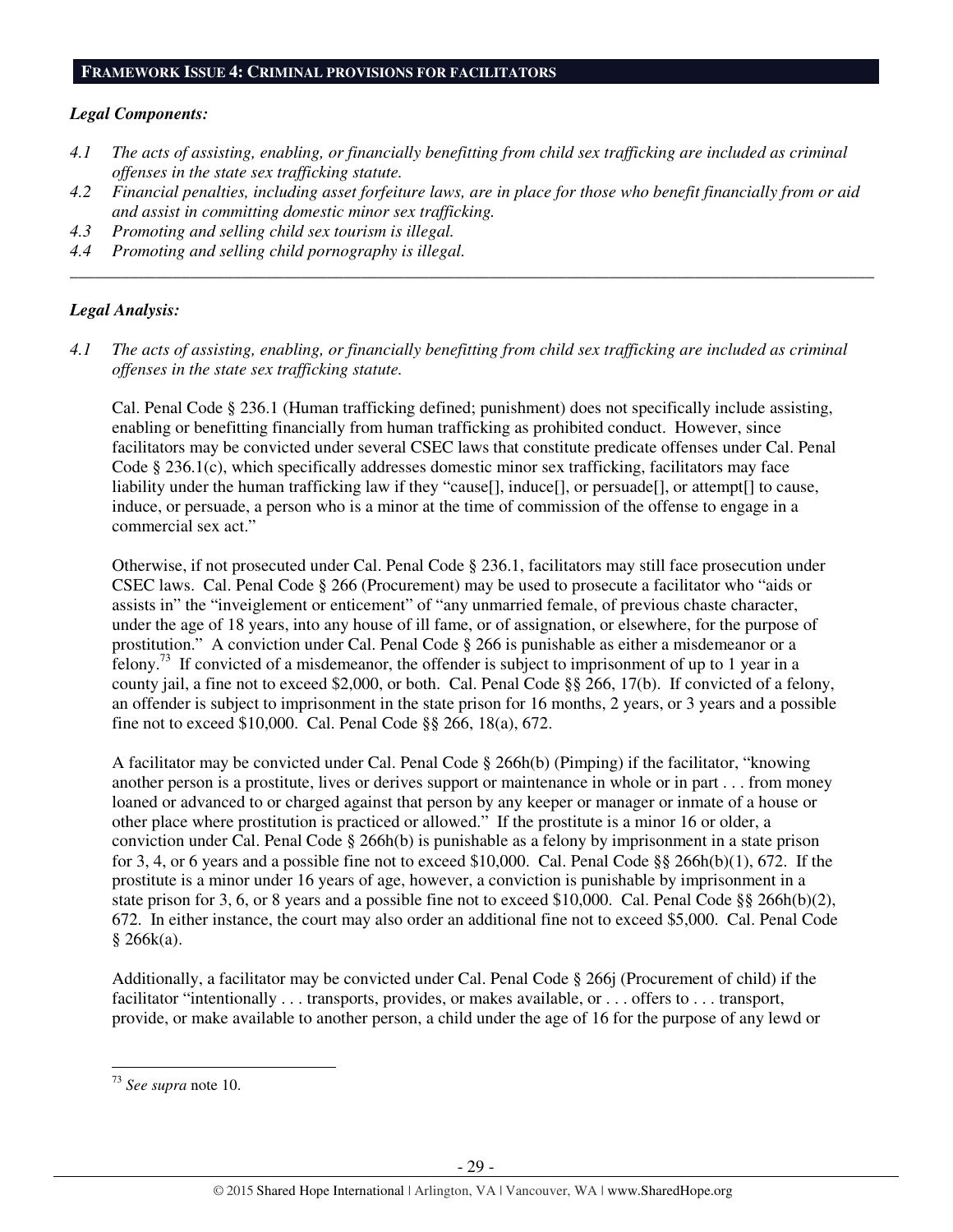## FRAMEWORK ISSUE 4: CRIMINAL PROVISIONS FOR FACILITATORS

***Legal Components:***

*4.1 The acts of assisting, enabling, or financially benefitting from child sex trafficking are included as criminal offenses in the state sex trafficking statute.*

*4.2 Financial penalties, including asset forfeiture laws, are in place for those who benefit financially from or aid and assist in committing domestic minor sex trafficking.*

*4.3 Promoting and selling child sex tourism is illegal.*

*4.4 Promoting and selling child pornography is illegal.*

---

***Legal Analysis:***

*4.1 The acts of assisting, enabling, or financially benefitting from child sex trafficking are included as criminal offenses in the state sex trafficking statute.*

Cal. Penal Code § 236.1 (Human trafficking defined; punishment) does not specifically include assisting, enabling or benefitting financially from human trafficking as prohibited conduct. However, since facilitators may be convicted under several CSEC laws that constitute predicate offenses under Cal. Penal Code § 236.1(c), which specifically addresses domestic minor sex trafficking, facilitators may face liability under the human trafficking law if they "cause[], induce[], or persuade[], or attempt[] to cause, induce, or persuade, a person who is a minor at the time of commission of the offense to engage in a commercial sex act."

Otherwise, if not prosecuted under Cal. Penal Code § 236.1, facilitators may still face prosecution under CSEC laws. Cal. Penal Code § 266 (Procurement) may be used to prosecute a facilitator who "aids or assists in" the "inveiglement or enticement" of "any unmarried female, of previous chaste character, under the age of 18 years, into any house of ill fame, or of assignation, or elsewhere, for the purpose of prostitution." A conviction under Cal. Penal Code § 266 is punishable as either a misdemeanor or a felony.[73] If convicted of a misdemeanor, the offender is subject to imprisonment of up to 1 year in a county jail, a fine not to exceed $2,000, or both. Cal. Penal Code §§ 266, 17(b). If convicted of a felony, an offender is subject to imprisonment in the state prison for 16 months, 2 years, or 3 years and a possible fine not to exceed $10,000. Cal. Penal Code §§ 266, 18(a), 672.

A facilitator may be convicted under Cal. Penal Code § 266h(b) (Pimping) if the facilitator, "knowing another person is a prostitute, lives or derives support or maintenance in whole or in part . . . from money loaned or advanced to or charged against that person by any keeper or manager or inmate of a house or other place where prostitution is practiced or allowed." If the prostitute is a minor 16 or older, a conviction under Cal. Penal Code § 266h(b) is punishable as a felony by imprisonment in a state prison for 3, 4, or 6 years and a possible fine not to exceed $10,000. Cal. Penal Code §§ 266h(b)(1), 672. If the prostitute is a minor under 16 years of age, however, a conviction is punishable by imprisonment in a state prison for 3, 6, or 8 years and a possible fine not to exceed $10,000. Cal. Penal Code §§ 266h(b)(2), 672. In either instance, the court may also order an additional fine not to exceed $5,000. Cal. Penal Code § 266k(a).

Additionally, a facilitator may be convicted under Cal. Penal Code § 266j (Procurement of child) if the facilitator "intentionally . . . transports, provides, or makes available, or . . . offers to . . . transport, provide, or make available to another person, a child under the age of 16 for the purpose of any lewd or

---

[73] *See supra* note 10.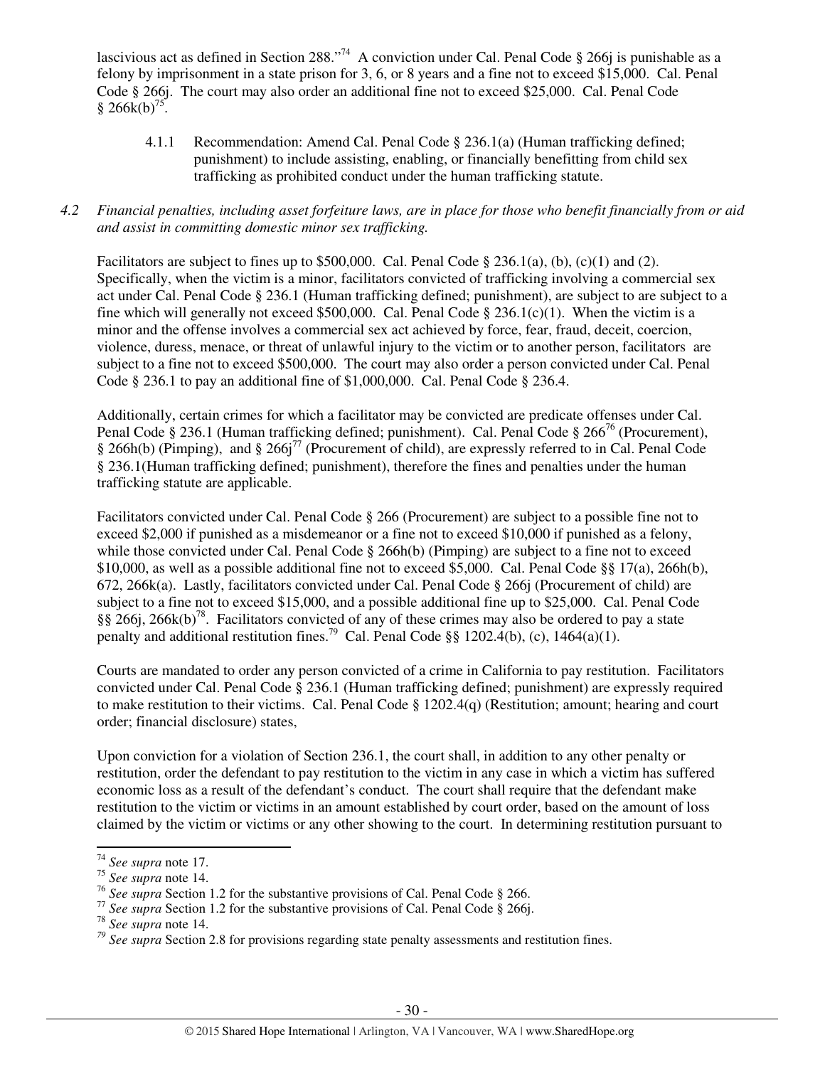lascivious act as defined in Section 288."[74] A conviction under Cal. Penal Code § 266j is punishable as a felony by imprisonment in a state prison for 3, 6, or 8 years and a fine not to exceed $15,000. Cal. Penal Code § 266j. The court may also order an additional fine not to exceed $25,000. Cal. Penal Code § 266k(b)[75].

> 4.1.1 Recommendation: Amend Cal. Penal Code § 236.1(a) (Human trafficking defined; punishment) to include assisting, enabling, or financially benefitting from child sex trafficking as prohibited conduct under the human trafficking statute.

*4.2 Financial penalties, including asset forfeiture laws, are in place for those who benefit financially from or aid and assist in committing domestic minor sex trafficking.*

Facilitators are subject to fines up to $500,000. Cal. Penal Code § 236.1(a), (b), (c)(1) and (2). Specifically, when the victim is a minor, facilitators convicted of trafficking involving a commercial sex act under Cal. Penal Code § 236.1 (Human trafficking defined; punishment), are subject to are subject to a fine which will generally not exceed $500,000. Cal. Penal Code § 236.1(c)(1). When the victim is a minor and the offense involves a commercial sex act achieved by force, fear, fraud, deceit, coercion, violence, duress, menace, or threat of unlawful injury to the victim or to another person, facilitators are subject to a fine not to exceed $500,000. The court may also order a person convicted under Cal. Penal Code § 236.1 to pay an additional fine of $1,000,000. Cal. Penal Code § 236.4.

Additionally, certain crimes for which a facilitator may be convicted are predicate offenses under Cal. Penal Code § 236.1 (Human trafficking defined; punishment). Cal. Penal Code § 266[76] (Procurement), § 266h(b) (Pimping), and § 266j[77] (Procurement of child), are expressly referred to in Cal. Penal Code § 236.1(Human trafficking defined; punishment), therefore the fines and penalties under the human trafficking statute are applicable.

Facilitators convicted under Cal. Penal Code § 266 (Procurement) are subject to a possible fine not to exceed $2,000 if punished as a misdemeanor or a fine not to exceed $10,000 if punished as a felony, while those convicted under Cal. Penal Code § 266h(b) (Pimping) are subject to a fine not to exceed $10,000, as well as a possible additional fine not to exceed $5,000. Cal. Penal Code §§ 17(a), 266h(b), 672, 266k(a). Lastly, facilitators convicted under Cal. Penal Code § 266j (Procurement of child) are subject to a fine not to exceed $15,000, and a possible additional fine up to $25,000. Cal. Penal Code §§ 266j, 266k(b)[78]. Facilitators convicted of any of these crimes may also be ordered to pay a state penalty and additional restitution fines.[79] Cal. Penal Code §§ 1202.4(b), (c), 1464(a)(1).

Courts are mandated to order any person convicted of a crime in California to pay restitution. Facilitators convicted under Cal. Penal Code § 236.1 (Human trafficking defined; punishment) are expressly required to make restitution to their victims. Cal. Penal Code § 1202.4(q) (Restitution; amount; hearing and court order; financial disclosure) states,

Upon conviction for a violation of Section 236.1, the court shall, in addition to any other penalty or restitution, order the defendant to pay restitution to the victim in any case in which a victim has suffered economic loss as a result of the defendant's conduct. The court shall require that the defendant make restitution to the victim or victims in an amount established by court order, based on the amount of loss claimed by the victim or victims or any other showing to the court. In determining restitution pursuant to

---

[74] *See supra* note 17.

[75] *See supra* note 14.

[76] *See supra* Section 1.2 for the substantive provisions of Cal. Penal Code § 266.

[77] *See supra* Section 1.2 for the substantive provisions of Cal. Penal Code § 266j.

[78] *See supra* note 14.

[79] *See supra* Section 2.8 for provisions regarding state penalty assessments and restitution fines.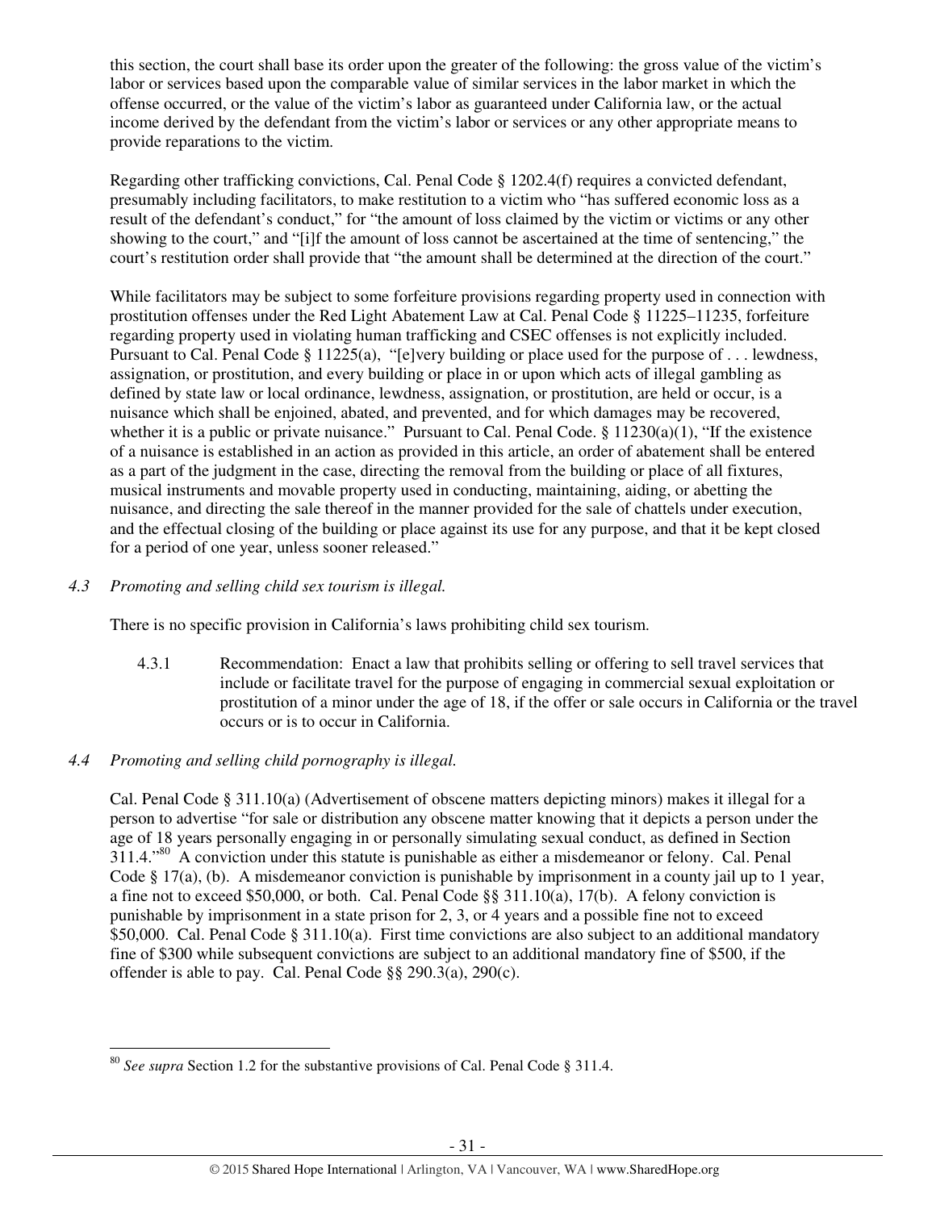this section, the court shall base its order upon the greater of the following: the gross value of the victim's labor or services based upon the comparable value of similar services in the labor market in which the offense occurred, or the value of the victim's labor as guaranteed under California law, or the actual income derived by the defendant from the victim's labor or services or any other appropriate means to provide reparations to the victim.

Regarding other trafficking convictions, Cal. Penal Code § 1202.4(f) requires a convicted defendant, presumably including facilitators, to make restitution to a victim who "has suffered economic loss as a result of the defendant's conduct," for "the amount of loss claimed by the victim or victims or any other showing to the court," and "[i]f the amount of loss cannot be ascertained at the time of sentencing," the court's restitution order shall provide that "the amount shall be determined at the direction of the court."

While facilitators may be subject to some forfeiture provisions regarding property used in connection with prostitution offenses under the Red Light Abatement Law at Cal. Penal Code § 11225–11235, forfeiture regarding property used in violating human trafficking and CSEC offenses is not explicitly included. Pursuant to Cal. Penal Code § 11225(a), "[e]very building or place used for the purpose of . . . lewdness, assignation, or prostitution, and every building or place in or upon which acts of illegal gambling as defined by state law or local ordinance, lewdness, assignation, or prostitution, are held or occur, is a nuisance which shall be enjoined, abated, and prevented, and for which damages may be recovered, whether it is a public or private nuisance." Pursuant to Cal. Penal Code. § 11230(a)(1), "If the existence of a nuisance is established in an action as provided in this article, an order of abatement shall be entered as a part of the judgment in the case, directing the removal from the building or place of all fixtures, musical instruments and movable property used in conducting, maintaining, aiding, or abetting the nuisance, and directing the sale thereof in the manner provided for the sale of chattels under execution, and the effectual closing of the building or place against its use for any purpose, and that it be kept closed for a period of one year, unless sooner released."

*4.3 Promoting and selling child sex tourism is illegal.*

There is no specific provision in California's laws prohibiting child sex tourism.

4.3.1 Recommendation: Enact a law that prohibits selling or offering to sell travel services that include or facilitate travel for the purpose of engaging in commercial sexual exploitation or prostitution of a minor under the age of 18, if the offer or sale occurs in California or the travel occurs or is to occur in California.

*4.4 Promoting and selling child pornography is illegal.*

Cal. Penal Code § 311.10(a) (Advertisement of obscene matters depicting minors) makes it illegal for a person to advertise "for sale or distribution any obscene matter knowing that it depicts a person under the age of 18 years personally engaging in or personally simulating sexual conduct, as defined in Section 311.4."[80] A conviction under this statute is punishable as either a misdemeanor or felony. Cal. Penal Code § 17(a), (b). A misdemeanor conviction is punishable by imprisonment in a county jail up to 1 year, a fine not to exceed \$50,000, or both. Cal. Penal Code §§ 311.10(a), 17(b). A felony conviction is punishable by imprisonment in a state prison for 2, 3, or 4 years and a possible fine not to exceed \$50,000. Cal. Penal Code § 311.10(a). First time convictions are also subject to an additional mandatory fine of \$300 while subsequent convictions are subject to an additional mandatory fine of \$500, if the offender is able to pay. Cal. Penal Code §§ 290.3(a), 290(c).

---

[80] *See supra* Section 1.2 for the substantive provisions of Cal. Penal Code § 311.4.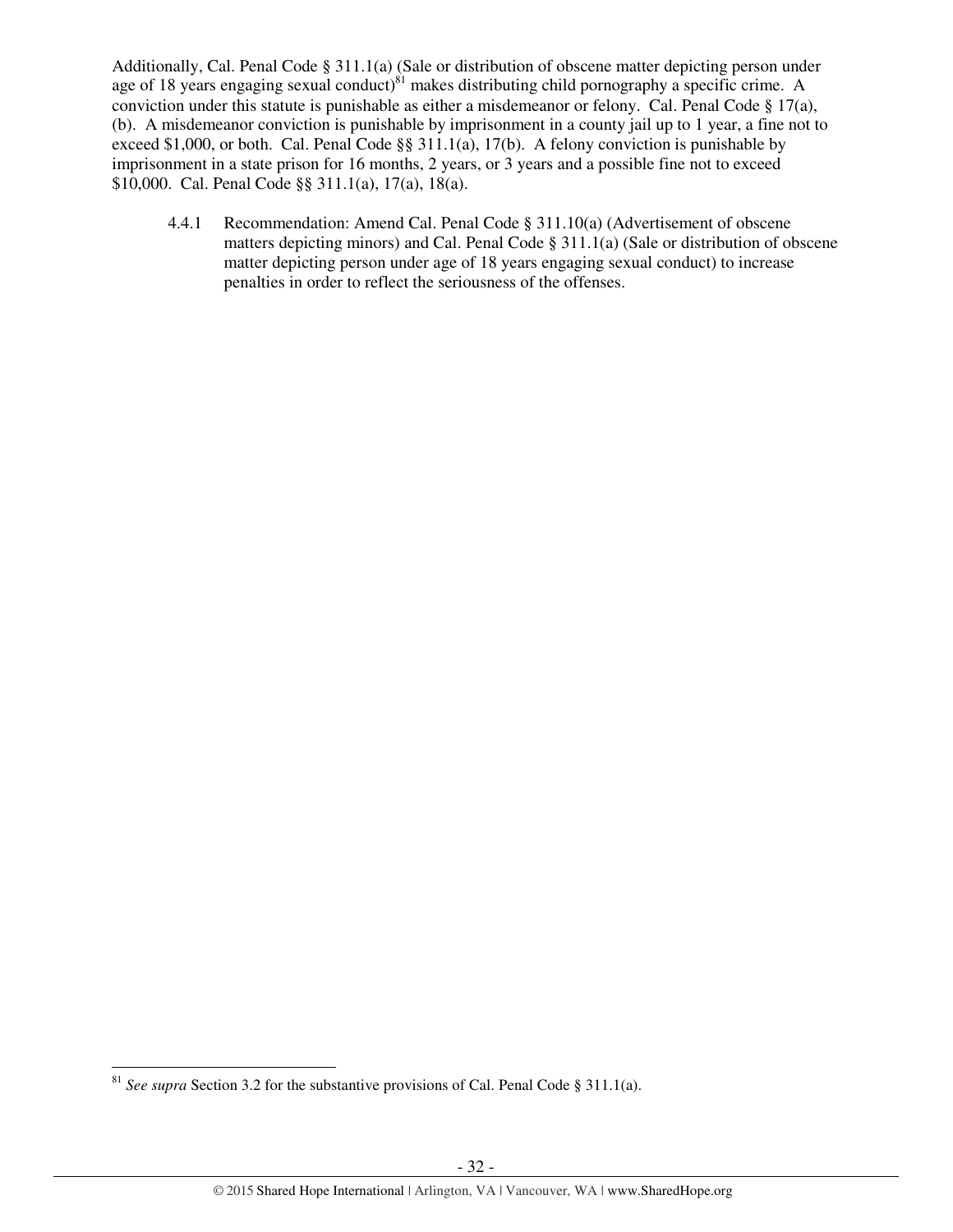Additionally, Cal. Penal Code § 311.1(a) (Sale or distribution of obscene matter depicting person under age of 18 years engaging sexual conduct)[81] makes distributing child pornography a specific crime. A conviction under this statute is punishable as either a misdemeanor or felony. Cal. Penal Code § 17(a), (b). A misdemeanor conviction is punishable by imprisonment in a county jail up to 1 year, a fine not to exceed $1,000, or both. Cal. Penal Code §§ 311.1(a), 17(b). A felony conviction is punishable by imprisonment in a state prison for 16 months, 2 years, or 3 years and a possible fine not to exceed $10,000. Cal. Penal Code §§ 311.1(a), 17(a), 18(a).

4.4.1 Recommendation: Amend Cal. Penal Code § 311.10(a) (Advertisement of obscene matters depicting minors) and Cal. Penal Code § 311.1(a) (Sale or distribution of obscene matter depicting person under age of 18 years engaging sexual conduct) to increase penalties in order to reflect the seriousness of the offenses.

---

[81] *See supra* Section 3.2 for the substantive provisions of Cal. Penal Code § 311.1(a).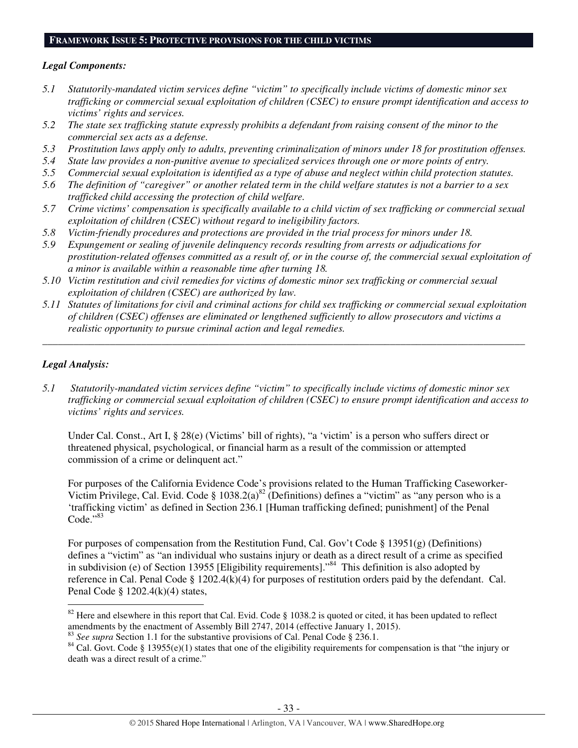## FRAMEWORK ISSUE 5: PROTECTIVE PROVISIONS FOR THE CHILD VICTIMS

***Legal Components:***

*5.1 Statutorily-mandated victim services define "victim" to specifically include victims of domestic minor sex trafficking or commercial sexual exploitation of children (CSEC) to ensure prompt identification and access to victims' rights and services.*

*5.2 The state sex trafficking statute expressly prohibits a defendant from raising consent of the minor to the commercial sex acts as a defense.*

*5.3 Prostitution laws apply only to adults, preventing criminalization of minors under 18 for prostitution offenses.*

*5.4 State law provides a non-punitive avenue to specialized services through one or more points of entry.*

*5.5 Commercial sexual exploitation is identified as a type of abuse and neglect within child protection statutes.*

*5.6 The definition of "caregiver" or another related term in the child welfare statutes is not a barrier to a sex trafficked child accessing the protection of child welfare.*

*5.7 Crime victims' compensation is specifically available to a child victim of sex trafficking or commercial sexual exploitation of children (CSEC) without regard to ineligibility factors.*

*5.8 Victim-friendly procedures and protections are provided in the trial process for minors under 18.*

*5.9 Expungement or sealing of juvenile delinquency records resulting from arrests or adjudications for prostitution-related offenses committed as a result of, or in the course of, the commercial sexual exploitation of a minor is available within a reasonable time after turning 18.*

*5.10 Victim restitution and civil remedies for victims of domestic minor sex trafficking or commercial sexual exploitation of children (CSEC) are authorized by law.*

*5.11 Statutes of limitations for civil and criminal actions for child sex trafficking or commercial sexual exploitation of children (CSEC) offenses are eliminated or lengthened sufficiently to allow prosecutors and victims a realistic opportunity to pursue criminal action and legal remedies.*

---

***Legal Analysis:***

*5.1 Statutorily-mandated victim services define "victim" to specifically include victims of domestic minor sex trafficking or commercial sexual exploitation of children (CSEC) to ensure prompt identification and access to victims' rights and services.*

Under Cal. Const., Art I, § 28(e) (Victims' bill of rights), "a 'victim' is a person who suffers direct or threatened physical, psychological, or financial harm as a result of the commission or attempted commission of a crime or delinquent act."

For purposes of the California Evidence Code's provisions related to the Human Trafficking Caseworker-Victim Privilege, Cal. Evid. Code § 1038.2(a)[82] (Definitions) defines a "victim" as "any person who is a 'trafficking victim' as defined in Section 236.1 [Human trafficking defined; punishment] of the Penal Code."[83]

For purposes of compensation from the Restitution Fund, Cal. Gov't Code § 13951(g) (Definitions) defines a "victim" as "an individual who sustains injury or death as a direct result of a crime as specified in subdivision (e) of Section 13955 [Eligibility requirements]."[84] This definition is also adopted by reference in Cal. Penal Code § 1202.4(k)(4) for purposes of restitution orders paid by the defendant. Cal. Penal Code § 1202.4(k)(4) states,

---

[82] Here and elsewhere in this report that Cal. Evid. Code § 1038.2 is quoted or cited, it has been updated to reflect amendments by the enactment of Assembly Bill 2747, 2014 (effective January 1, 2015).

[83] *See supra* Section 1.1 for the substantive provisions of Cal. Penal Code § 236.1.

[84] Cal. Govt. Code § 13955(e)(1) states that one of the eligibility requirements for compensation is that "the injury or death was a direct result of a crime."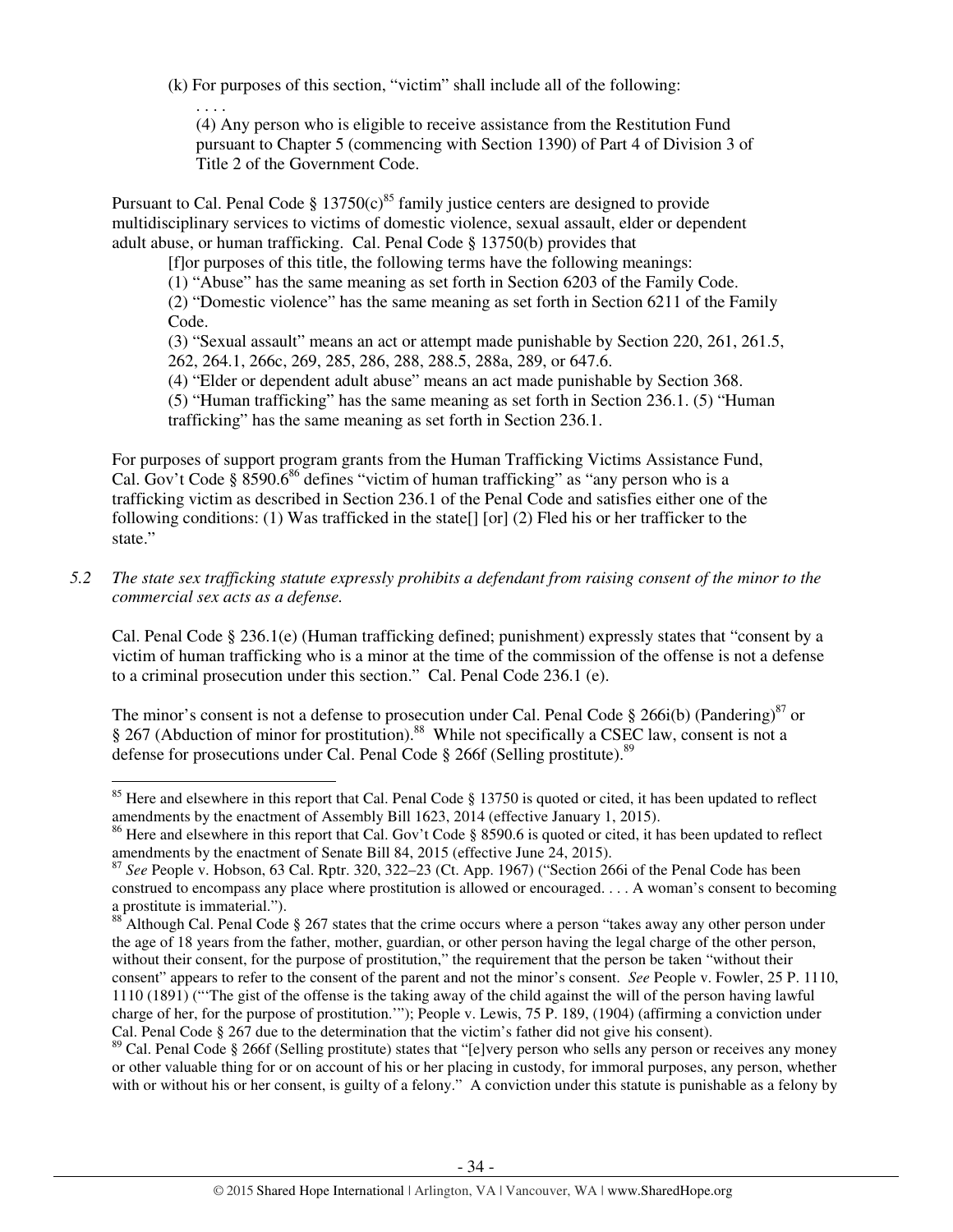(k) For purposes of this section, "victim" shall include all of the following:

. . . .

(4) Any person who is eligible to receive assistance from the Restitution Fund pursuant to Chapter 5 (commencing with Section 1390) of Part 4 of Division 3 of Title 2 of the Government Code.

Pursuant to Cal. Penal Code § 13750(c)[85] family justice centers are designed to provide multidisciplinary services to victims of domestic violence, sexual assault, elder or dependent adult abuse, or human trafficking. Cal. Penal Code § 13750(b) provides that

> [f]or purposes of this title, the following terms have the following meanings:
> (1) "Abuse" has the same meaning as set forth in Section 6203 of the Family Code.
> (2) "Domestic violence" has the same meaning as set forth in Section 6211 of the Family Code.
> (3) "Sexual assault" means an act or attempt made punishable by Section 220, 261, 261.5, 262, 264.1, 266c, 269, 285, 286, 288, 288.5, 288a, 289, or 647.6.
> (4) "Elder or dependent adult abuse" means an act made punishable by Section 368.
> (5) "Human trafficking" has the same meaning as set forth in Section 236.1. (5) "Human trafficking" has the same meaning as set forth in Section 236.1.

For purposes of support program grants from the Human Trafficking Victims Assistance Fund, Cal. Gov't Code § 8590.6[86] defines "victim of human trafficking" as "any person who is a trafficking victim as described in Section 236.1 of the Penal Code and satisfies either one of the following conditions: (1) Was trafficked in the state[] [or] (2) Fled his or her trafficker to the state."

*5.2 The state sex trafficking statute expressly prohibits a defendant from raising consent of the minor to the commercial sex acts as a defense.*

Cal. Penal Code § 236.1(e) (Human trafficking defined; punishment) expressly states that "consent by a victim of human trafficking who is a minor at the time of the commission of the offense is not a defense to a criminal prosecution under this section." Cal. Penal Code 236.1 (e).

The minor's consent is not a defense to prosecution under Cal. Penal Code § 266i(b) (Pandering)[87] or § 267 (Abduction of minor for prostitution).[88] While not specifically a CSEC law, consent is not a defense for prosecutions under Cal. Penal Code § 266f (Selling prostitute).[89]

---

[85] Here and elsewhere in this report that Cal. Penal Code § 13750 is quoted or cited, it has been updated to reflect amendments by the enactment of Assembly Bill 1623, 2014 (effective January 1, 2015).

[86] Here and elsewhere in this report that Cal. Gov't Code § 8590.6 is quoted or cited, it has been updated to reflect amendments by the enactment of Senate Bill 84, 2015 (effective June 24, 2015).

[87] *See* People v. Hobson, 63 Cal. Rptr. 320, 322–23 (Ct. App. 1967) ("Section 266i of the Penal Code has been construed to encompass any place where prostitution is allowed or encouraged. . . . A woman's consent to becoming a prostitute is immaterial.").

[88] Although Cal. Penal Code § 267 states that the crime occurs where a person "takes away any other person under the age of 18 years from the father, mother, guardian, or other person having the legal charge of the other person, without their consent, for the purpose of prostitution," the requirement that the person be taken "without their consent" appears to refer to the consent of the parent and not the minor's consent. *See* People v. Fowler, 25 P. 1110, 1110 (1891) ("'The gist of the offense is the taking away of the child against the will of the person having lawful charge of her, for the purpose of prostitution.'"); People v. Lewis, 75 P. 189, (1904) (affirming a conviction under Cal. Penal Code § 267 due to the determination that the victim's father did not give his consent).

[89] Cal. Penal Code § 266f (Selling prostitute) states that "[e]very person who sells any person or receives any money or other valuable thing for or on account of his or her placing in custody, for immoral purposes, any person, whether with or without his or her consent, is guilty of a felony." A conviction under this statute is punishable as a felony by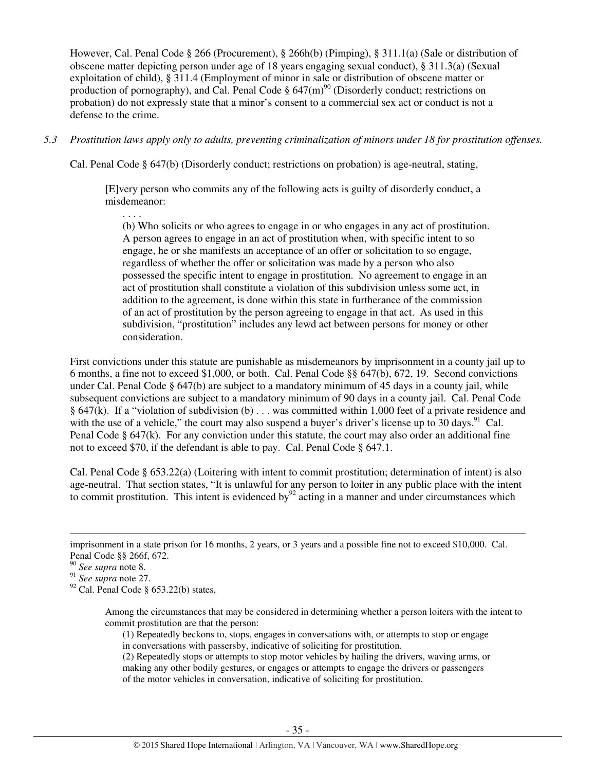However, Cal. Penal Code § 266 (Procurement), § 266h(b) (Pimping), § 311.1(a) (Sale or distribution of obscene matter depicting person under age of 18 years engaging sexual conduct), § 311.3(a) (Sexual exploitation of child), § 311.4 (Employment of minor in sale or distribution of obscene matter or production of pornography), and Cal. Penal Code § 647(m)[90] (Disorderly conduct; restrictions on probation) do not expressly state that a minor's consent to a commercial sex act or conduct is not a defense to the crime.

*5.3 Prostitution laws apply only to adults, preventing criminalization of minors under 18 for prostitution offenses.*

Cal. Penal Code § 647(b) (Disorderly conduct; restrictions on probation) is age-neutral, stating,

> [E]very person who commits any of the following acts is guilty of disorderly conduct, a misdemeanor:
>
> . . . .
>
> (b) Who solicits or who agrees to engage in or who engages in any act of prostitution. A person agrees to engage in an act of prostitution when, with specific intent to so engage, he or she manifests an acceptance of an offer or solicitation to so engage, regardless of whether the offer or solicitation was made by a person who also possessed the specific intent to engage in prostitution. No agreement to engage in an act of prostitution shall constitute a violation of this subdivision unless some act, in addition to the agreement, is done within this state in furtherance of the commission of an act of prostitution by the person agreeing to engage in that act. As used in this subdivision, "prostitution" includes any lewd act between persons for money or other consideration.

First convictions under this statute are punishable as misdemeanors by imprisonment in a county jail up to 6 months, a fine not to exceed $1,000, or both. Cal. Penal Code §§ 647(b), 672, 19. Second convictions under Cal. Penal Code § 647(b) are subject to a mandatory minimum of 45 days in a county jail, while subsequent convictions are subject to a mandatory minimum of 90 days in a county jail. Cal. Penal Code § 647(k). If a "violation of subdivision (b) . . . was committed within 1,000 feet of a private residence and with the use of a vehicle," the court may also suspend a buyer's driver's license up to 30 days.[91] Cal. Penal Code § 647(k). For any conviction under this statute, the court may also order an additional fine not to exceed $70, if the defendant is able to pay. Cal. Penal Code § 647.1.

Cal. Penal Code § 653.22(a) (Loitering with intent to commit prostitution; determination of intent) is also age-neutral. That section states, "It is unlawful for any person to loiter in any public place with the intent to commit prostitution. This intent is evidenced by[92] acting in a manner and under circumstances which

---

imprisonment in a state prison for 16 months, 2 years, or 3 years and a possible fine not to exceed $10,000. Cal. Penal Code §§ 266f, 672.

[90] *See supra* note 8.

[91] *See supra* note 27.

[92] Cal. Penal Code § 653.22(b) states,

> Among the circumstances that may be considered in determining whether a person loiters with the intent to commit prostitution are that the person:
>
> (1) Repeatedly beckons to, stops, engages in conversations with, or attempts to stop or engage in conversations with passersby, indicative of soliciting for prostitution.
>
> (2) Repeatedly stops or attempts to stop motor vehicles by hailing the drivers, waving arms, or making any other bodily gestures, or engages or attempts to engage the drivers or passengers of the motor vehicles in conversation, indicative of soliciting for prostitution.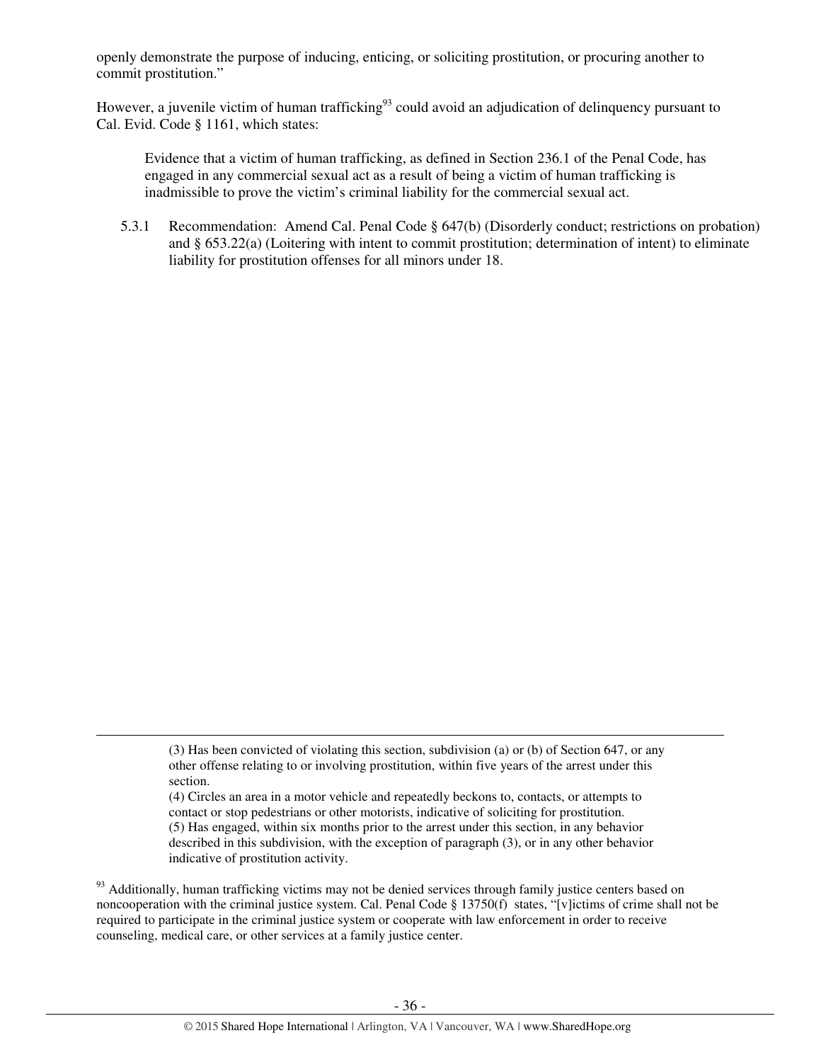openly demonstrate the purpose of inducing, enticing, or soliciting prostitution, or procuring another to commit prostitution."

However, a juvenile victim of human trafficking[93] could avoid an adjudication of delinquency pursuant to Cal. Evid. Code § 1161, which states:

> Evidence that a victim of human trafficking, as defined in Section 236.1 of the Penal Code, has engaged in any commercial sexual act as a result of being a victim of human trafficking is inadmissible to prove the victim's criminal liability for the commercial sexual act.

5.3.1 Recommendation: Amend Cal. Penal Code § 647(b) (Disorderly conduct; restrictions on probation) and § 653.22(a) (Loitering with intent to commit prostitution; determination of intent) to eliminate liability for prostitution offenses for all minors under 18.

---

> (3) Has been convicted of violating this section, subdivision (a) or (b) of Section 647, or any other offense relating to or involving prostitution, within five years of the arrest under this section.
> (4) Circles an area in a motor vehicle and repeatedly beckons to, contacts, or attempts to contact or stop pedestrians or other motorists, indicative of soliciting for prostitution.
> (5) Has engaged, within six months prior to the arrest under this section, in any behavior described in this subdivision, with the exception of paragraph (3), or in any other behavior indicative of prostitution activity.

[93] Additionally, human trafficking victims may not be denied services through family justice centers based on noncooperation with the criminal justice system. Cal. Penal Code § 13750(f) states, "[v]ictims of crime shall not be required to participate in the criminal justice system or cooperate with law enforcement in order to receive counseling, medical care, or other services at a family justice center.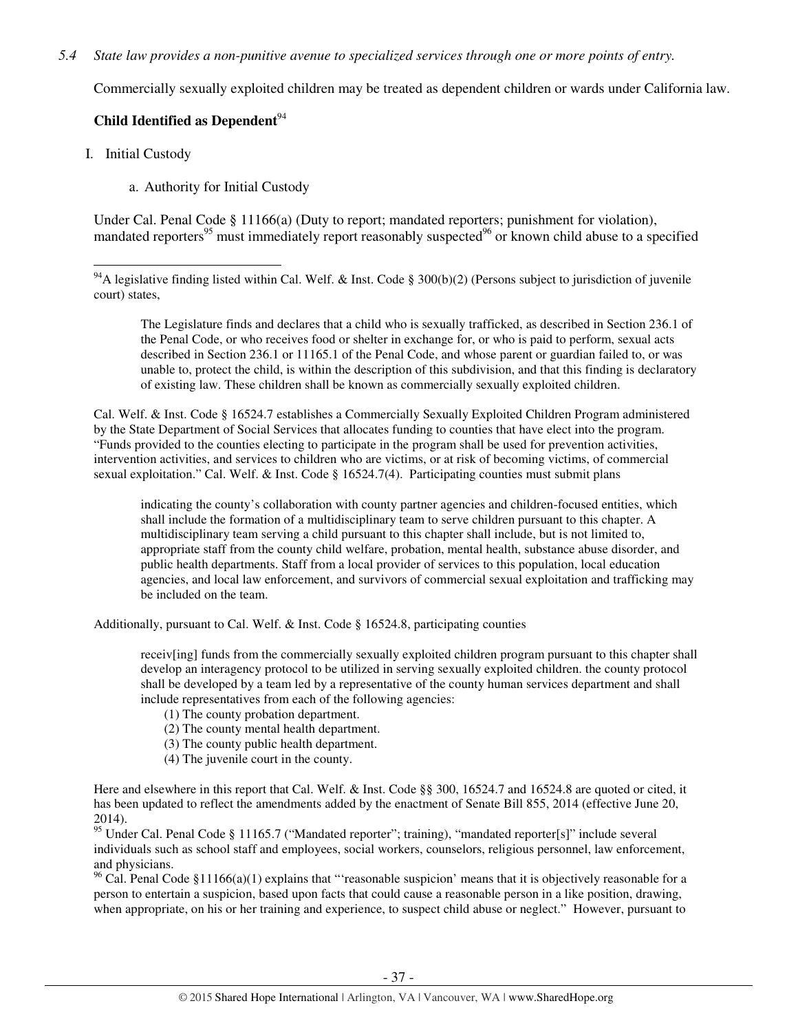*5.4 State law provides a non-punitive avenue to specialized services through one or more points of entry.*

Commercially sexually exploited children may be treated as dependent children or wards under California law.

**Child Identified as Dependent**[94]

I. Initial Custody

a. Authority for Initial Custody

Under Cal. Penal Code § 11166(a) (Duty to report; mandated reporters; punishment for violation), mandated reporters[95] must immediately report reasonably suspected[96] or known child abuse to a specified

---

[94]A legislative finding listed within Cal. Welf. & Inst. Code § 300(b)(2) (Persons subject to jurisdiction of juvenile court) states,

> The Legislature finds and declares that a child who is sexually trafficked, as described in Section 236.1 of the Penal Code, or who receives food or shelter in exchange for, or who is paid to perform, sexual acts described in Section 236.1 or 11165.1 of the Penal Code, and whose parent or guardian failed to, or was unable to, protect the child, is within the description of this subdivision, and that this finding is declaratory of existing law. These children shall be known as commercially sexually exploited children.

Cal. Welf. & Inst. Code § 16524.7 establishes a Commercially Sexually Exploited Children Program administered by the State Department of Social Services that allocates funding to counties that have elect into the program. "Funds provided to the counties electing to participate in the program shall be used for prevention activities, intervention activities, and services to children who are victims, or at risk of becoming victims, of commercial sexual exploitation." Cal. Welf. & Inst. Code § 16524.7(4). Participating counties must submit plans

> indicating the county's collaboration with county partner agencies and children-focused entities, which shall include the formation of a multidisciplinary team to serve children pursuant to this chapter. A multidisciplinary team serving a child pursuant to this chapter shall include, but is not limited to, appropriate staff from the county child welfare, probation, mental health, substance abuse disorder, and public health departments. Staff from a local provider of services to this population, local education agencies, and local law enforcement, and survivors of commercial sexual exploitation and trafficking may be included on the team.

Additionally, pursuant to Cal. Welf. & Inst. Code § 16524.8, participating counties

> receiv[ing] funds from the commercially sexually exploited children program pursuant to this chapter shall develop an interagency protocol to be utilized in serving sexually exploited children. the county protocol shall be developed by a team led by a representative of the county human services department and shall include representatives from each of the following agencies:
>
> (1) The county probation department.
> (2) The county mental health department.
> (3) The county public health department.
> (4) The juvenile court in the county.

Here and elsewhere in this report that Cal. Welf. & Inst. Code §§ 300, 16524.7 and 16524.8 are quoted or cited, it has been updated to reflect the amendments added by the enactment of Senate Bill 855, 2014 (effective June 20, 2014).

[95] Under Cal. Penal Code § 11165.7 ("Mandated reporter"; training), "mandated reporter[s]" include several individuals such as school staff and employees, social workers, counselors, religious personnel, law enforcement, and physicians.

[96] Cal. Penal Code §11166(a)(1) explains that "'reasonable suspicion' means that it is objectively reasonable for a person to entertain a suspicion, based upon facts that could cause a reasonable person in a like position, drawing, when appropriate, on his or her training and experience, to suspect child abuse or neglect." However, pursuant to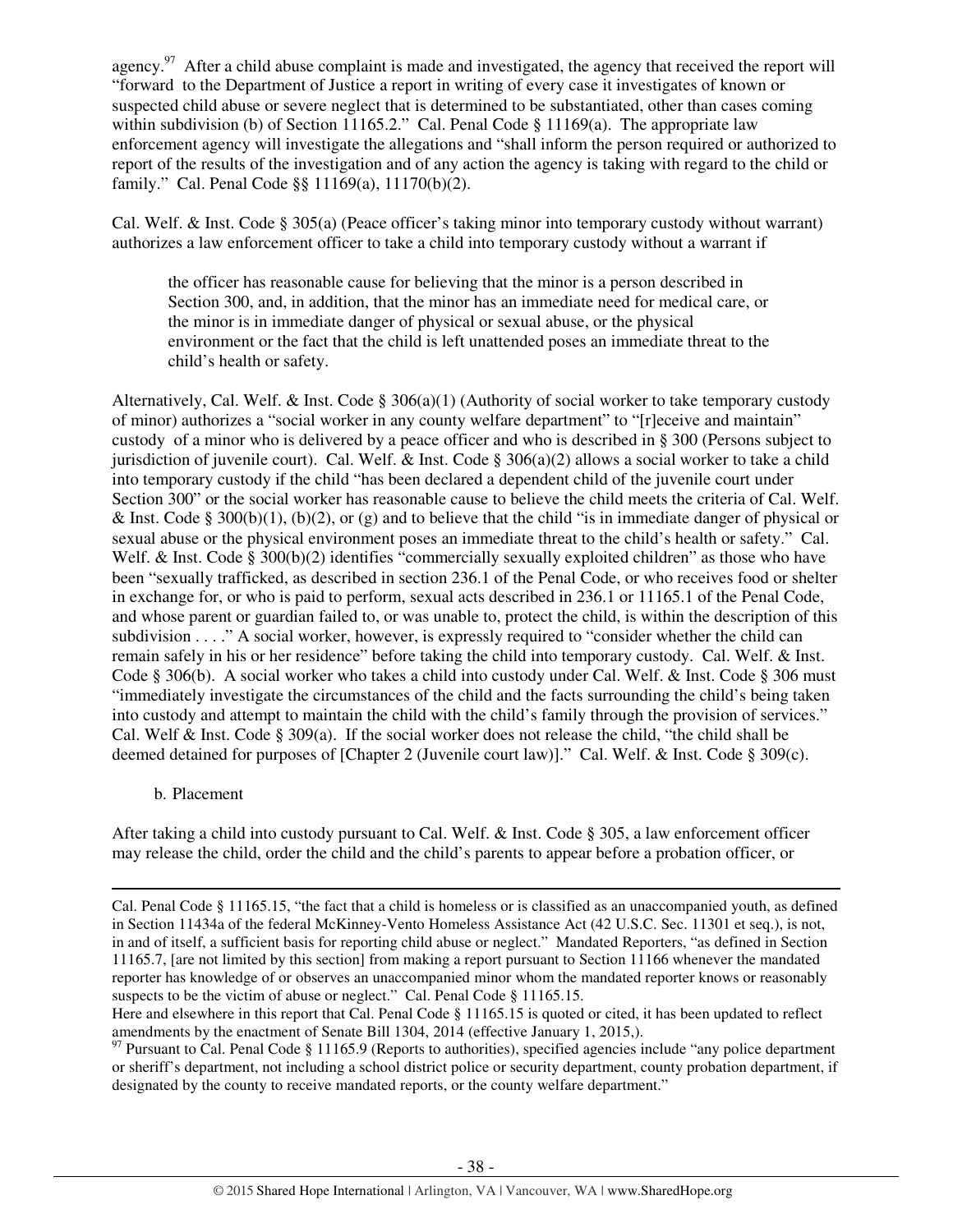agency.[97] After a child abuse complaint is made and investigated, the agency that received the report will "forward to the Department of Justice a report in writing of every case it investigates of known or suspected child abuse or severe neglect that is determined to be substantiated, other than cases coming within subdivision (b) of Section 11165.2." Cal. Penal Code § 11169(a). The appropriate law enforcement agency will investigate the allegations and "shall inform the person required or authorized to report of the results of the investigation and of any action the agency is taking with regard to the child or family." Cal. Penal Code §§ 11169(a), 11170(b)(2).

Cal. Welf. & Inst. Code § 305(a) (Peace officer's taking minor into temporary custody without warrant) authorizes a law enforcement officer to take a child into temporary custody without a warrant if

> the officer has reasonable cause for believing that the minor is a person described in Section 300, and, in addition, that the minor has an immediate need for medical care, or the minor is in immediate danger of physical or sexual abuse, or the physical environment or the fact that the child is left unattended poses an immediate threat to the child's health or safety.

Alternatively, Cal. Welf. & Inst. Code § 306(a)(1) (Authority of social worker to take temporary custody of minor) authorizes a "social worker in any county welfare department" to "[r]eceive and maintain" custody of a minor who is delivered by a peace officer and who is described in § 300 (Persons subject to jurisdiction of juvenile court). Cal. Welf. & Inst. Code § 306(a)(2) allows a social worker to take a child into temporary custody if the child "has been declared a dependent child of the juvenile court under Section 300" or the social worker has reasonable cause to believe the child meets the criteria of Cal. Welf. & Inst. Code § 300(b)(1), (b)(2), or (g) and to believe that the child "is in immediate danger of physical or sexual abuse or the physical environment poses an immediate threat to the child's health or safety." Cal. Welf. & Inst. Code § 300(b)(2) identifies "commercially sexually exploited children" as those who have been "sexually trafficked, as described in section 236.1 of the Penal Code, or who receives food or shelter in exchange for, or who is paid to perform, sexual acts described in 236.1 or 11165.1 of the Penal Code, and whose parent or guardian failed to, or was unable to, protect the child, is within the description of this subdivision . . . ." A social worker, however, is expressly required to "consider whether the child can remain safely in his or her residence" before taking the child into temporary custody. Cal. Welf. & Inst. Code § 306(b). A social worker who takes a child into custody under Cal. Welf. & Inst. Code § 306 must "immediately investigate the circumstances of the child and the facts surrounding the child's being taken into custody and attempt to maintain the child with the child's family through the provision of services." Cal. Welf & Inst. Code § 309(a). If the social worker does not release the child, "the child shall be deemed detained for purposes of [Chapter 2 (Juvenile court law)]." Cal. Welf. & Inst. Code § 309(c).

b. Placement

After taking a child into custody pursuant to Cal. Welf. & Inst. Code § 305, a law enforcement officer may release the child, order the child and the child's parents to appear before a probation officer, or

---

Cal. Penal Code § 11165.15, "the fact that a child is homeless or is classified as an unaccompanied youth, as defined in Section 11434a of the federal McKinney-Vento Homeless Assistance Act (42 U.S.C. Sec. 11301 et seq.), is not, in and of itself, a sufficient basis for reporting child abuse or neglect." Mandated Reporters, "as defined in Section 11165.7, [are not limited by this section] from making a report pursuant to Section 11166 whenever the mandated reporter has knowledge of or observes an unaccompanied minor whom the mandated reporter knows or reasonably suspects to be the victim of abuse or neglect." Cal. Penal Code § 11165.15.

Here and elsewhere in this report that Cal. Penal Code § 11165.15 is quoted or cited, it has been updated to reflect amendments by the enactment of Senate Bill 1304, 2014 (effective January 1, 2015,).

[97] Pursuant to Cal. Penal Code § 11165.9 (Reports to authorities), specified agencies include "any police department or sheriff's department, not including a school district police or security department, county probation department, if designated by the county to receive mandated reports, or the county welfare department."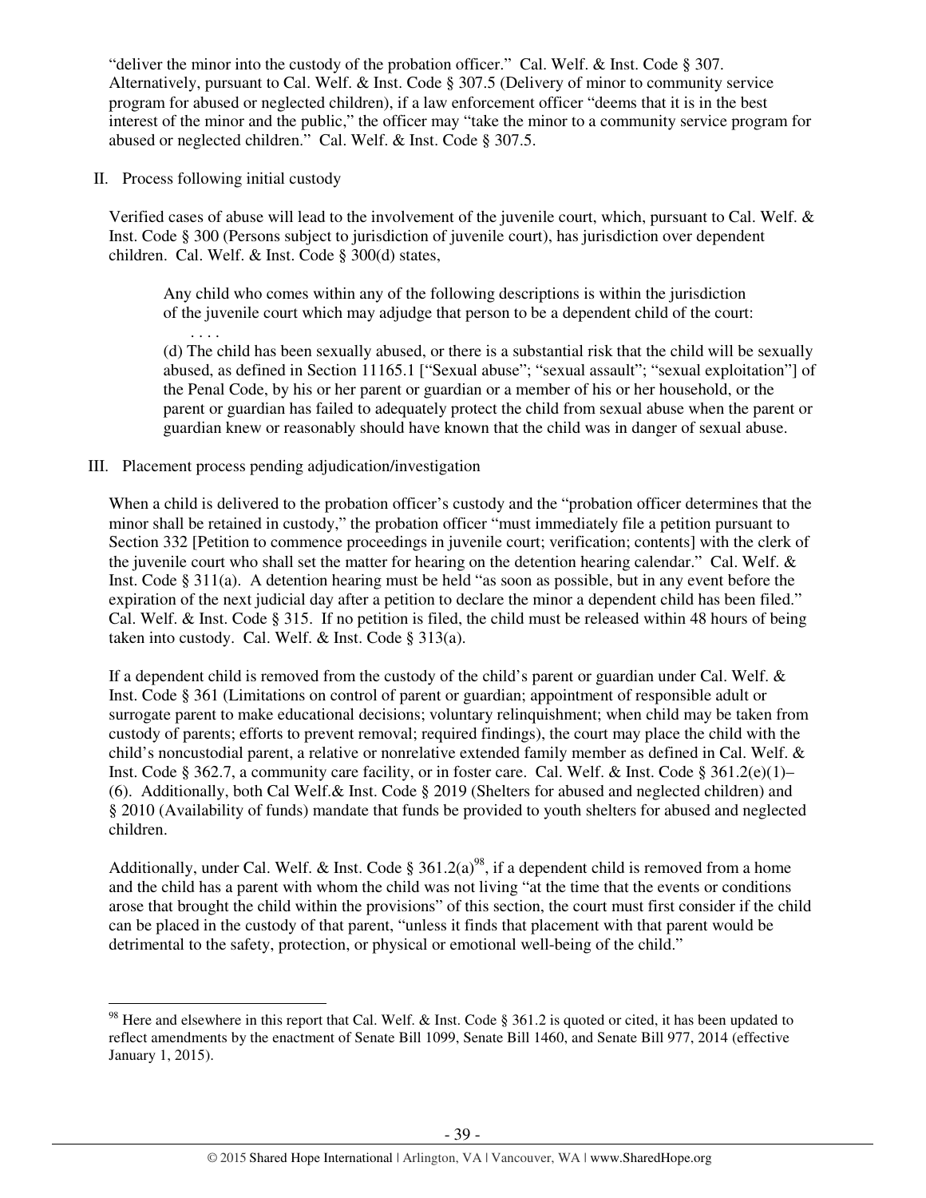"deliver the minor into the custody of the probation officer." Cal. Welf. & Inst. Code § 307. Alternatively, pursuant to Cal. Welf. & Inst. Code § 307.5 (Delivery of minor to community service program for abused or neglected children), if a law enforcement officer "deems that it is in the best interest of the minor and the public," the officer may "take the minor to a community service program for abused or neglected children." Cal. Welf. & Inst. Code § 307.5.

II. Process following initial custody

Verified cases of abuse will lead to the involvement of the juvenile court, which, pursuant to Cal. Welf. & Inst. Code § 300 (Persons subject to jurisdiction of juvenile court), has jurisdiction over dependent children. Cal. Welf. & Inst. Code § 300(d) states,

> Any child who comes within any of the following descriptions is within the jurisdiction of the juvenile court which may adjudge that person to be a dependent child of the court:
>
> . . . .
>
> (d) The child has been sexually abused, or there is a substantial risk that the child will be sexually abused, as defined in Section 11165.1 ["Sexual abuse"; "sexual assault"; "sexual exploitation"] of the Penal Code, by his or her parent or guardian or a member of his or her household, or the parent or guardian has failed to adequately protect the child from sexual abuse when the parent or guardian knew or reasonably should have known that the child was in danger of sexual abuse.

III. Placement process pending adjudication/investigation

When a child is delivered to the probation officer's custody and the "probation officer determines that the minor shall be retained in custody," the probation officer "must immediately file a petition pursuant to Section 332 [Petition to commence proceedings in juvenile court; verification; contents] with the clerk of the juvenile court who shall set the matter for hearing on the detention hearing calendar." Cal. Welf. & Inst. Code § 311(a). A detention hearing must be held "as soon as possible, but in any event before the expiration of the next judicial day after a petition to declare the minor a dependent child has been filed." Cal. Welf. & Inst. Code § 315. If no petition is filed, the child must be released within 48 hours of being taken into custody. Cal. Welf. & Inst. Code § 313(a).

If a dependent child is removed from the custody of the child's parent or guardian under Cal. Welf. & Inst. Code § 361 (Limitations on control of parent or guardian; appointment of responsible adult or surrogate parent to make educational decisions; voluntary relinquishment; when child may be taken from custody of parents; efforts to prevent removal; required findings), the court may place the child with the child's noncustodial parent, a relative or nonrelative extended family member as defined in Cal. Welf. & Inst. Code § 362.7, a community care facility, or in foster care. Cal. Welf. & Inst. Code § 361.2(e)(1)–(6). Additionally, both Cal Welf.& Inst. Code § 2019 (Shelters for abused and neglected children) and § 2010 (Availability of funds) mandate that funds be provided to youth shelters for abused and neglected children.

Additionally, under Cal. Welf. & Inst. Code § 361.2(a)[98], if a dependent child is removed from a home and the child has a parent with whom the child was not living "at the time that the events or conditions arose that brought the child within the provisions" of this section, the court must first consider if the child can be placed in the custody of that parent, "unless it finds that placement with that parent would be detrimental to the safety, protection, or physical or emotional well-being of the child."

---

[98] Here and elsewhere in this report that Cal. Welf. & Inst. Code § 361.2 is quoted or cited, it has been updated to reflect amendments by the enactment of Senate Bill 1099, Senate Bill 1460, and Senate Bill 977, 2014 (effective January 1, 2015).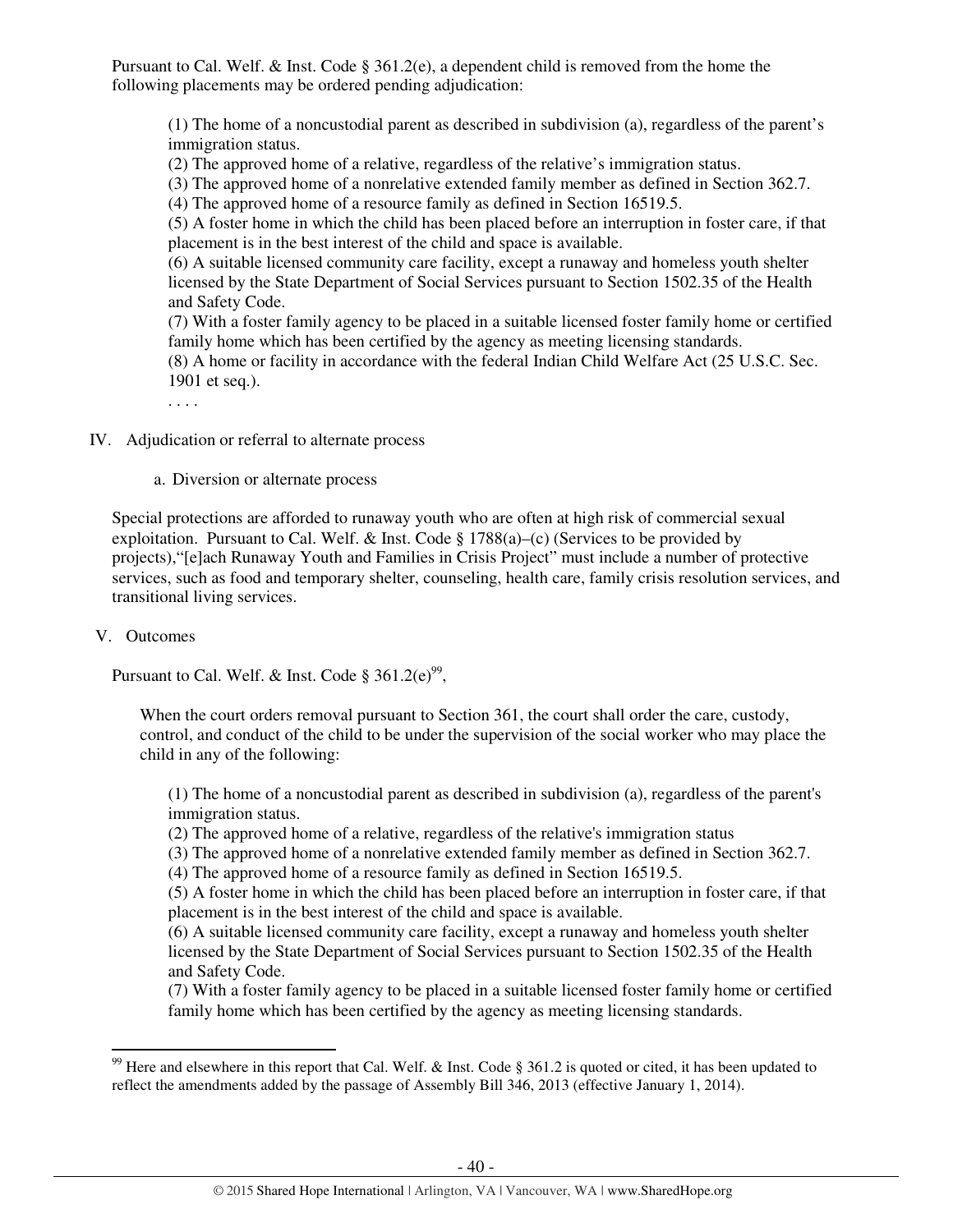Pursuant to Cal. Welf. & Inst. Code § 361.2(e), a dependent child is removed from the home the following placements may be ordered pending adjudication:

> (1) The home of a noncustodial parent as described in subdivision (a), regardless of the parent's immigration status.
> (2) The approved home of a relative, regardless of the relative's immigration status.
> (3) The approved home of a nonrelative extended family member as defined in Section 362.7.
> (4) The approved home of a resource family as defined in Section 16519.5.
> (5) A foster home in which the child has been placed before an interruption in foster care, if that placement is in the best interest of the child and space is available.
> (6) A suitable licensed community care facility, except a runaway and homeless youth shelter licensed by the State Department of Social Services pursuant to Section 1502.35 of the Health and Safety Code.
> (7) With a foster family agency to be placed in a suitable licensed foster family home or certified family home which has been certified by the agency as meeting licensing standards.
> (8) A home or facility in accordance with the federal Indian Child Welfare Act (25 U.S.C. Sec. 1901 et seq.).
> . . . .

IV. Adjudication or referral to alternate process

a. Diversion or alternate process

Special protections are afforded to runaway youth who are often at high risk of commercial sexual exploitation. Pursuant to Cal. Welf. & Inst. Code § 1788(a)–(c) (Services to be provided by projects),"[e]ach Runaway Youth and Families in Crisis Project" must include a number of protective services, such as food and temporary shelter, counseling, health care, family crisis resolution services, and transitional living services.

V. Outcomes

Pursuant to Cal. Welf. & Inst. Code § 361.2(e)[99],

> When the court orders removal pursuant to Section 361, the court shall order the care, custody, control, and conduct of the child to be under the supervision of the social worker who may place the child in any of the following:
>
> (1) The home of a noncustodial parent as described in subdivision (a), regardless of the parent's immigration status.
> (2) The approved home of a relative, regardless of the relative's immigration status
> (3) The approved home of a nonrelative extended family member as defined in Section 362.7.
> (4) The approved home of a resource family as defined in Section 16519.5.
> (5) A foster home in which the child has been placed before an interruption in foster care, if that placement is in the best interest of the child and space is available.
> (6) A suitable licensed community care facility, except a runaway and homeless youth shelter licensed by the State Department of Social Services pursuant to Section 1502.35 of the Health and Safety Code.
> (7) With a foster family agency to be placed in a suitable licensed foster family home or certified family home which has been certified by the agency as meeting licensing standards.

[99] Here and elsewhere in this report that Cal. Welf. & Inst. Code § 361.2 is quoted or cited, it has been updated to reflect the amendments added by the passage of Assembly Bill 346, 2013 (effective January 1, 2014).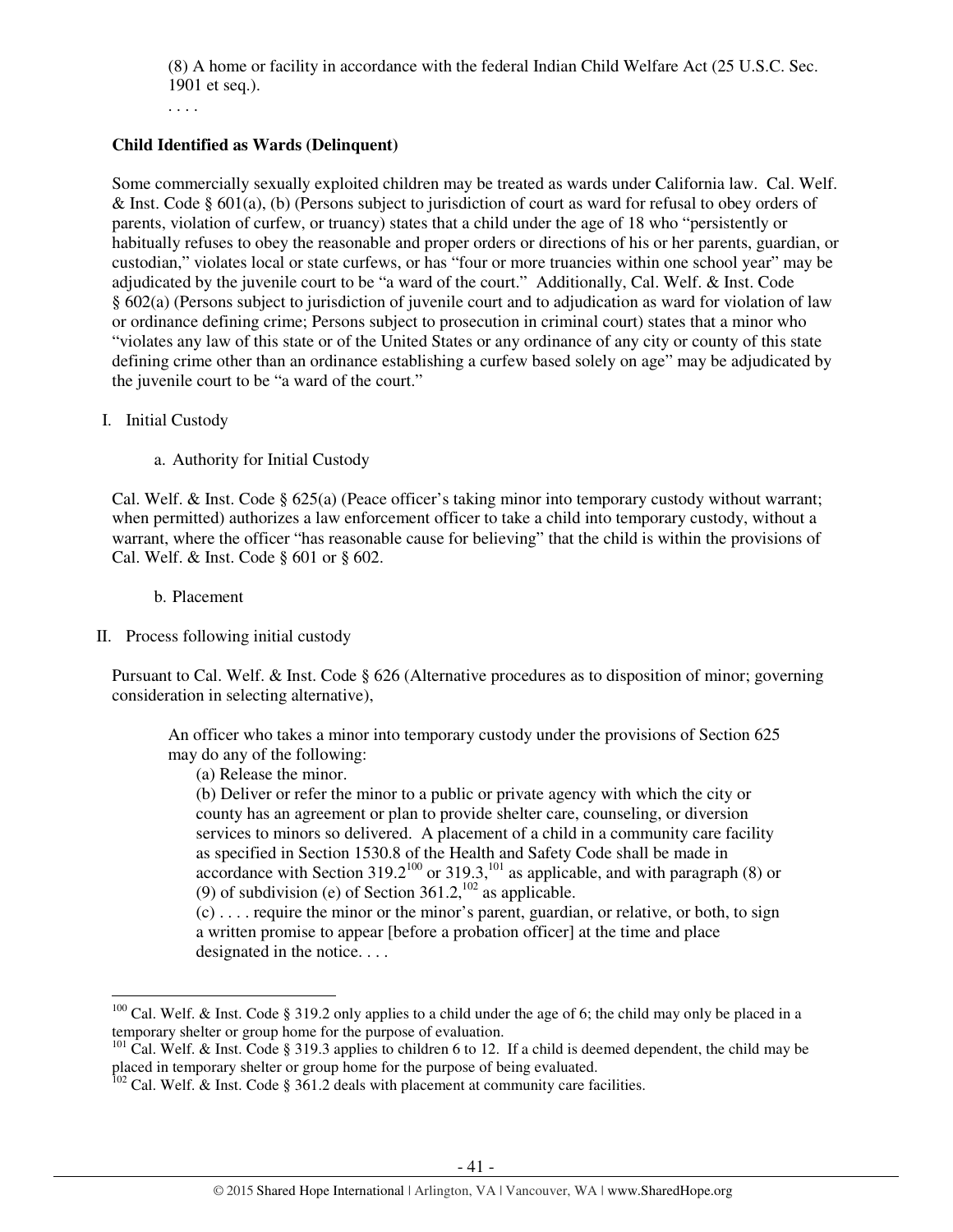(8) A home or facility in accordance with the federal Indian Child Welfare Act (25 U.S.C. Sec. 1901 et seq.).

. . . .

**Child Identified as Wards (Delinquent)**

Some commercially sexually exploited children may be treated as wards under California law. Cal. Welf. & Inst. Code § 601(a), (b) (Persons subject to jurisdiction of court as ward for refusal to obey orders of parents, violation of curfew, or truancy) states that a child under the age of 18 who "persistently or habitually refuses to obey the reasonable and proper orders or directions of his or her parents, guardian, or custodian," violates local or state curfews, or has "four or more truancies within one school year" may be adjudicated by the juvenile court to be "a ward of the court." Additionally, Cal. Welf. & Inst. Code § 602(a) (Persons subject to jurisdiction of juvenile court and to adjudication as ward for violation of law or ordinance defining crime; Persons subject to prosecution in criminal court) states that a minor who "violates any law of this state or of the United States or any ordinance of any city or county of this state defining crime other than an ordinance establishing a curfew based solely on age" may be adjudicated by the juvenile court to be "a ward of the court."

I. Initial Custody

   a. Authority for Initial Custody

Cal. Welf. & Inst. Code § 625(a) (Peace officer's taking minor into temporary custody without warrant; when permitted) authorizes a law enforcement officer to take a child into temporary custody, without a warrant, where the officer "has reasonable cause for believing" that the child is within the provisions of Cal. Welf. & Inst. Code § 601 or § 602.

   b. Placement

II. Process following initial custody

Pursuant to Cal. Welf. & Inst. Code § 626 (Alternative procedures as to disposition of minor; governing consideration in selecting alternative),

> An officer who takes a minor into temporary custody under the provisions of Section 625 may do any of the following:
>
> (a) Release the minor.
>
> (b) Deliver or refer the minor to a public or private agency with which the city or county has an agreement or plan to provide shelter care, counseling, or diversion services to minors so delivered. A placement of a child in a community care facility as specified in Section 1530.8 of the Health and Safety Code shall be made in accordance with Section 319.2[100] or 319.3,[101] as applicable, and with paragraph (8) or (9) of subdivision (e) of Section 361.2,[102] as applicable.
>
> (c) . . . . require the minor or the minor's parent, guardian, or relative, or both, to sign a written promise to appear [before a probation officer] at the time and place designated in the notice. . . .

---

[100] Cal. Welf. & Inst. Code § 319.2 only applies to a child under the age of 6; the child may only be placed in a temporary shelter or group home for the purpose of evaluation.

[101] Cal. Welf. & Inst. Code § 319.3 applies to children 6 to 12. If a child is deemed dependent, the child may be placed in temporary shelter or group home for the purpose of being evaluated.

[102] Cal. Welf. & Inst. Code § 361.2 deals with placement at community care facilities.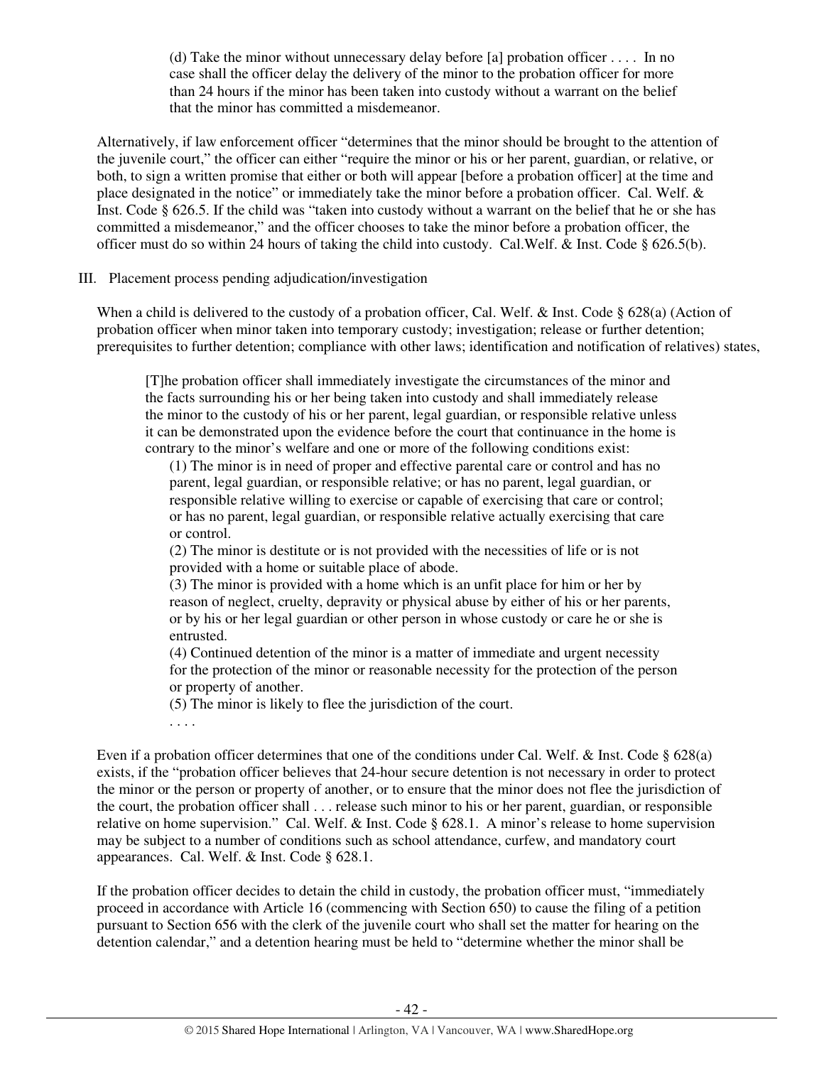> (d) Take the minor without unnecessary delay before [a] probation officer . . . . In no case shall the officer delay the delivery of the minor to the probation officer for more than 24 hours if the minor has been taken into custody without a warrant on the belief that the minor has committed a misdemeanor.

Alternatively, if law enforcement officer "determines that the minor should be brought to the attention of the juvenile court," the officer can either "require the minor or his or her parent, guardian, or relative, or both, to sign a written promise that either or both will appear [before a probation officer] at the time and place designated in the notice" or immediately take the minor before a probation officer. Cal. Welf. & Inst. Code § 626.5. If the child was "taken into custody without a warrant on the belief that he or she has committed a misdemeanor," and the officer chooses to take the minor before a probation officer, the officer must do so within 24 hours of taking the child into custody. Cal.Welf. & Inst. Code § 626.5(b).

III. Placement process pending adjudication/investigation

When a child is delivered to the custody of a probation officer, Cal. Welf. & Inst. Code § 628(a) (Action of probation officer when minor taken into temporary custody; investigation; release or further detention; prerequisites to further detention; compliance with other laws; identification and notification of relatives) states,

> [T]he probation officer shall immediately investigate the circumstances of the minor and the facts surrounding his or her being taken into custody and shall immediately release the minor to the custody of his or her parent, legal guardian, or responsible relative unless it can be demonstrated upon the evidence before the court that continuance in the home is contrary to the minor's welfare and one or more of the following conditions exist:
>
> (1) The minor is in need of proper and effective parental care or control and has no parent, legal guardian, or responsible relative; or has no parent, legal guardian, or responsible relative willing to exercise or capable of exercising that care or control; or has no parent, legal guardian, or responsible relative actually exercising that care or control.
>
> (2) The minor is destitute or is not provided with the necessities of life or is not provided with a home or suitable place of abode.
>
> (3) The minor is provided with a home which is an unfit place for him or her by reason of neglect, cruelty, depravity or physical abuse by either of his or her parents, or by his or her legal guardian or other person in whose custody or care he or she is entrusted.
>
> (4) Continued detention of the minor is a matter of immediate and urgent necessity for the protection of the minor or reasonable necessity for the protection of the person or property of another.
>
> (5) The minor is likely to flee the jurisdiction of the court.
>
> . . . .

Even if a probation officer determines that one of the conditions under Cal. Welf. & Inst. Code § 628(a) exists, if the "probation officer believes that 24-hour secure detention is not necessary in order to protect the minor or the person or property of another, or to ensure that the minor does not flee the jurisdiction of the court, the probation officer shall . . . release such minor to his or her parent, guardian, or responsible relative on home supervision." Cal. Welf. & Inst. Code § 628.1. A minor's release to home supervision may be subject to a number of conditions such as school attendance, curfew, and mandatory court appearances. Cal. Welf. & Inst. Code § 628.1.

If the probation officer decides to detain the child in custody, the probation officer must, "immediately proceed in accordance with Article 16 (commencing with Section 650) to cause the filing of a petition pursuant to Section 656 with the clerk of the juvenile court who shall set the matter for hearing on the detention calendar," and a detention hearing must be held to "determine whether the minor shall be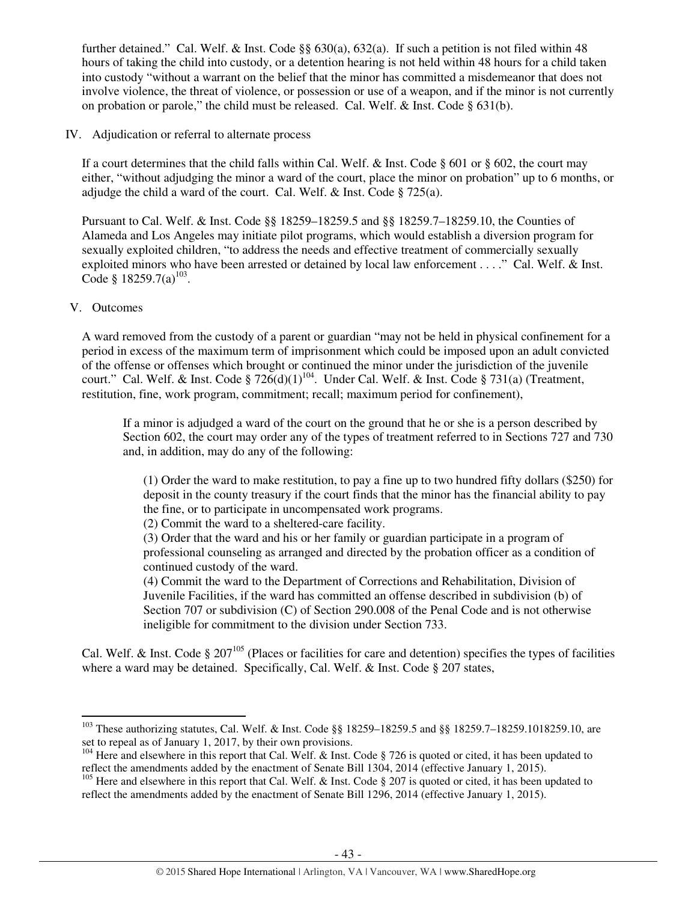further detained." Cal. Welf. & Inst. Code §§ 630(a), 632(a). If such a petition is not filed within 48 hours of taking the child into custody, or a detention hearing is not held within 48 hours for a child taken into custody "without a warrant on the belief that the minor has committed a misdemeanor that does not involve violence, the threat of violence, or possession or use of a weapon, and if the minor is not currently on probation or parole," the child must be released. Cal. Welf. & Inst. Code § 631(b).

IV. Adjudication or referral to alternate process

If a court determines that the child falls within Cal. Welf. & Inst. Code § 601 or § 602, the court may either, "without adjudging the minor a ward of the court, place the minor on probation" up to 6 months, or adjudge the child a ward of the court. Cal. Welf. & Inst. Code § 725(a).

Pursuant to Cal. Welf. & Inst. Code §§ 18259–18259.5 and §§ 18259.7–18259.10, the Counties of Alameda and Los Angeles may initiate pilot programs, which would establish a diversion program for sexually exploited children, "to address the needs and effective treatment of commercially sexually exploited minors who have been arrested or detained by local law enforcement . . . ." Cal. Welf. & Inst. Code § 18259.7(a)[103].

V. Outcomes

A ward removed from the custody of a parent or guardian "may not be held in physical confinement for a period in excess of the maximum term of imprisonment which could be imposed upon an adult convicted of the offense or offenses which brought or continued the minor under the jurisdiction of the juvenile court." Cal. Welf. & Inst. Code § 726(d)(1)[104]. Under Cal. Welf. & Inst. Code § 731(a) (Treatment, restitution, fine, work program, commitment; recall; maximum period for confinement),

> If a minor is adjudged a ward of the court on the ground that he or she is a person described by Section 602, the court may order any of the types of treatment referred to in Sections 727 and 730 and, in addition, may do any of the following:
>
> (1) Order the ward to make restitution, to pay a fine up to two hundred fifty dollars ($250) for deposit in the county treasury if the court finds that the minor has the financial ability to pay the fine, or to participate in uncompensated work programs.
> (2) Commit the ward to a sheltered-care facility.
> (3) Order that the ward and his or her family or guardian participate in a program of professional counseling as arranged and directed by the probation officer as a condition of continued custody of the ward.
> (4) Commit the ward to the Department of Corrections and Rehabilitation, Division of Juvenile Facilities, if the ward has committed an offense described in subdivision (b) of Section 707 or subdivision (C) of Section 290.008 of the Penal Code and is not otherwise ineligible for commitment to the division under Section 733.

Cal. Welf. & Inst. Code § 207[105] (Places or facilities for care and detention) specifies the types of facilities where a ward may be detained. Specifically, Cal. Welf. & Inst. Code § 207 states,

---

[103] These authorizing statutes, Cal. Welf. & Inst. Code §§ 18259–18259.5 and §§ 18259.7–18259.1018259.10, are set to repeal as of January 1, 2017, by their own provisions.

[104] Here and elsewhere in this report that Cal. Welf. & Inst. Code § 726 is quoted or cited, it has been updated to reflect the amendments added by the enactment of Senate Bill 1304, 2014 (effective January 1, 2015).

[105] Here and elsewhere in this report that Cal. Welf. & Inst. Code § 207 is quoted or cited, it has been updated to reflect the amendments added by the enactment of Senate Bill 1296, 2014 (effective January 1, 2015).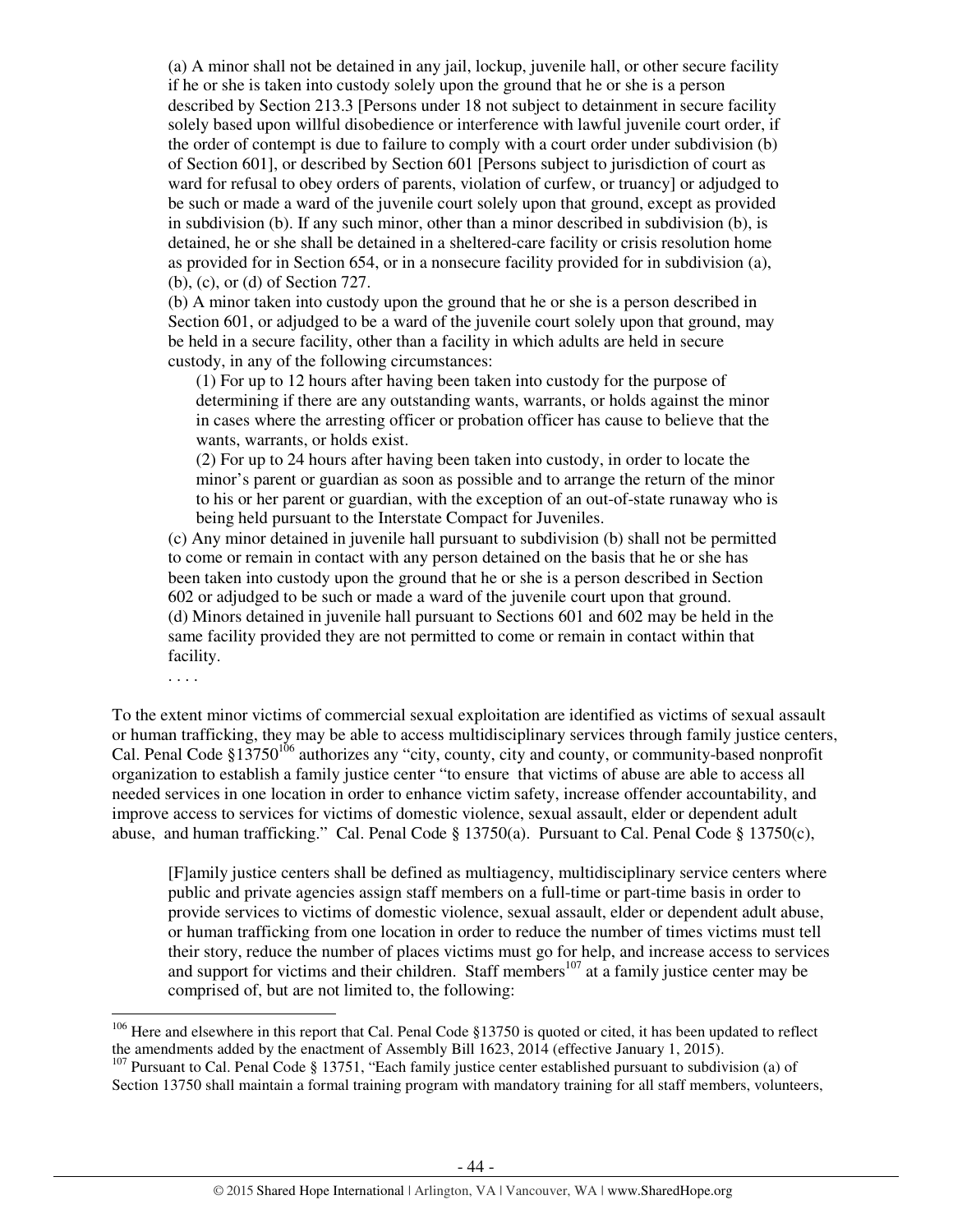(a) A minor shall not be detained in any jail, lockup, juvenile hall, or other secure facility if he or she is taken into custody solely upon the ground that he or she is a person described by Section 213.3 [Persons under 18 not subject to detainment in secure facility solely based upon willful disobedience or interference with lawful juvenile court order, if the order of contempt is due to failure to comply with a court order under subdivision (b) of Section 601], or described by Section 601 [Persons subject to jurisdiction of court as ward for refusal to obey orders of parents, violation of curfew, or truancy] or adjudged to be such or made a ward of the juvenile court solely upon that ground, except as provided in subdivision (b). If any such minor, other than a minor described in subdivision (b), is detained, he or she shall be detained in a sheltered-care facility or crisis resolution home as provided for in Section 654, or in a nonsecure facility provided for in subdivision (a), (b), (c), or (d) of Section 727.

(b) A minor taken into custody upon the ground that he or she is a person described in Section 601, or adjudged to be a ward of the juvenile court solely upon that ground, may be held in a secure facility, other than a facility in which adults are held in secure custody, in any of the following circumstances:

> (1) For up to 12 hours after having been taken into custody for the purpose of determining if there are any outstanding wants, warrants, or holds against the minor in cases where the arresting officer or probation officer has cause to believe that the wants, warrants, or holds exist.
>
> (2) For up to 24 hours after having been taken into custody, in order to locate the minor's parent or guardian as soon as possible and to arrange the return of the minor to his or her parent or guardian, with the exception of an out-of-state runaway who is being held pursuant to the Interstate Compact for Juveniles.

(c) Any minor detained in juvenile hall pursuant to subdivision (b) shall not be permitted to come or remain in contact with any person detained on the basis that he or she has been taken into custody upon the ground that he or she is a person described in Section 602 or adjudged to be such or made a ward of the juvenile court upon that ground.

(d) Minors detained in juvenile hall pursuant to Sections 601 and 602 may be held in the same facility provided they are not permitted to come or remain in contact within that facility.

. . . .

To the extent minor victims of commercial sexual exploitation are identified as victims of sexual assault or human trafficking, they may be able to access multidisciplinary services through family justice centers, Cal. Penal Code §13750[106] authorizes any "city, county, city and county, or community-based nonprofit organization to establish a family justice center "to ensure that victims of abuse are able to access all needed services in one location in order to enhance victim safety, increase offender accountability, and improve access to services for victims of domestic violence, sexual assault, elder or dependent adult abuse, and human trafficking." Cal. Penal Code § 13750(a). Pursuant to Cal. Penal Code § 13750(c),

> [F]amily justice centers shall be defined as multiagency, multidisciplinary service centers where public and private agencies assign staff members on a full-time or part-time basis in order to provide services to victims of domestic violence, sexual assault, elder or dependent adult abuse, or human trafficking from one location in order to reduce the number of times victims must tell their story, reduce the number of places victims must go for help, and increase access to services and support for victims and their children. Staff members[107] at a family justice center may be comprised of, but are not limited to, the following:

[106] Here and elsewhere in this report that Cal. Penal Code §13750 is quoted or cited, it has been updated to reflect the amendments added by the enactment of Assembly Bill 1623, 2014 (effective January 1, 2015).

[107] Pursuant to Cal. Penal Code § 13751, "Each family justice center established pursuant to subdivision (a) of Section 13750 shall maintain a formal training program with mandatory training for all staff members, volunteers,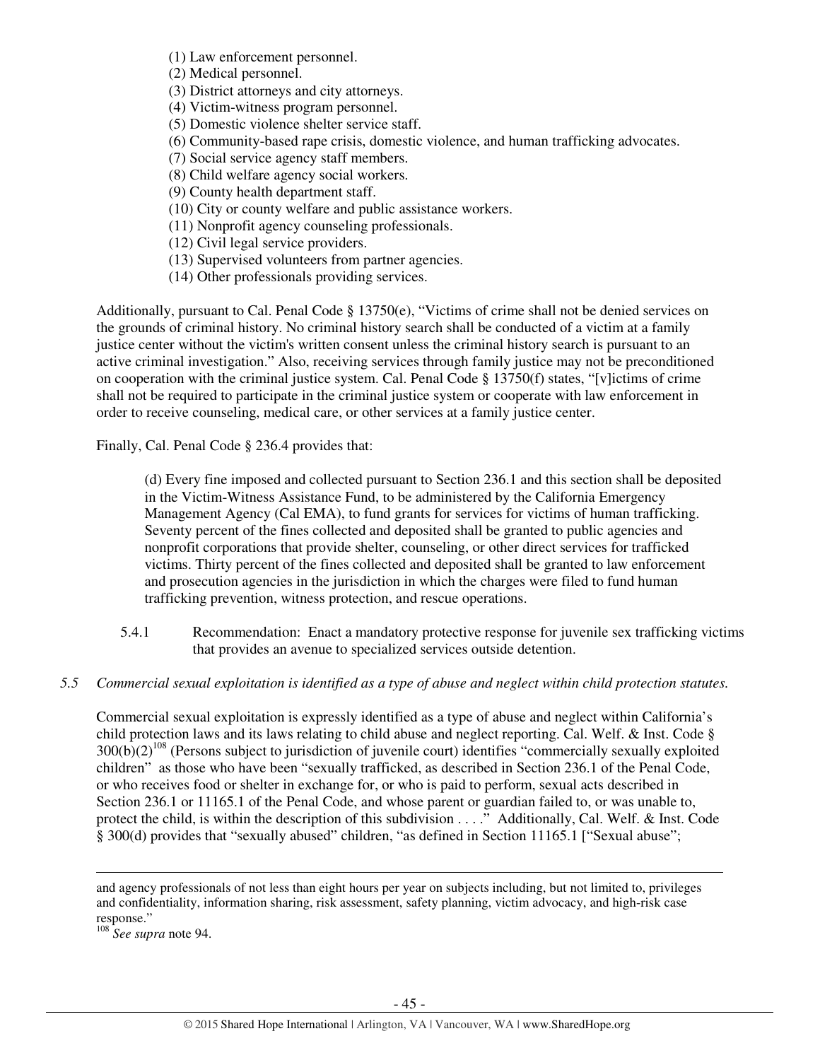(1) Law enforcement personnel.
(2) Medical personnel.
(3) District attorneys and city attorneys.
(4) Victim-witness program personnel.
(5) Domestic violence shelter service staff.
(6) Community-based rape crisis, domestic violence, and human trafficking advocates.
(7) Social service agency staff members.
(8) Child welfare agency social workers.
(9) County health department staff.
(10) City or county welfare and public assistance workers.
(11) Nonprofit agency counseling professionals.
(12) Civil legal service providers.
(13) Supervised volunteers from partner agencies.
(14) Other professionals providing services.

Additionally, pursuant to Cal. Penal Code § 13750(e), "Victims of crime shall not be denied services on the grounds of criminal history. No criminal history search shall be conducted of a victim at a family justice center without the victim's written consent unless the criminal history search is pursuant to an active criminal investigation." Also, receiving services through family justice may not be preconditioned on cooperation with the criminal justice system. Cal. Penal Code § 13750(f) states, "[v]ictims of crime shall not be required to participate in the criminal justice system or cooperate with law enforcement in order to receive counseling, medical care, or other services at a family justice center.

Finally, Cal. Penal Code § 236.4 provides that:

> (d) Every fine imposed and collected pursuant to Section 236.1 and this section shall be deposited in the Victim-Witness Assistance Fund, to be administered by the California Emergency Management Agency (Cal EMA), to fund grants for services for victims of human trafficking. Seventy percent of the fines collected and deposited shall be granted to public agencies and nonprofit corporations that provide shelter, counseling, or other direct services for trafficked victims. Thirty percent of the fines collected and deposited shall be granted to law enforcement and prosecution agencies in the jurisdiction in which the charges were filed to fund human trafficking prevention, witness protection, and rescue operations.

5.4.1 Recommendation: Enact a mandatory protective response for juvenile sex trafficking victims that provides an avenue to specialized services outside detention.

*5.5 Commercial sexual exploitation is identified as a type of abuse and neglect within child protection statutes.*

Commercial sexual exploitation is expressly identified as a type of abuse and neglect within California's child protection laws and its laws relating to child abuse and neglect reporting. Cal. Welf. & Inst. Code § 300(b)(2)[108] (Persons subject to jurisdiction of juvenile court) identifies "commercially sexually exploited children" as those who have been "sexually trafficked, as described in Section 236.1 of the Penal Code, or who receives food or shelter in exchange for, or who is paid to perform, sexual acts described in Section 236.1 or 11165.1 of the Penal Code, and whose parent or guardian failed to, or was unable to, protect the child, is within the description of this subdivision . . . ." Additionally, Cal. Welf. & Inst. Code § 300(d) provides that "sexually abused" children, "as defined in Section 11165.1 ["Sexual abuse";

---

and agency professionals of not less than eight hours per year on subjects including, but not limited to, privileges and confidentiality, information sharing, risk assessment, safety planning, victim advocacy, and high-risk case response."

[108] *See supra* note 94.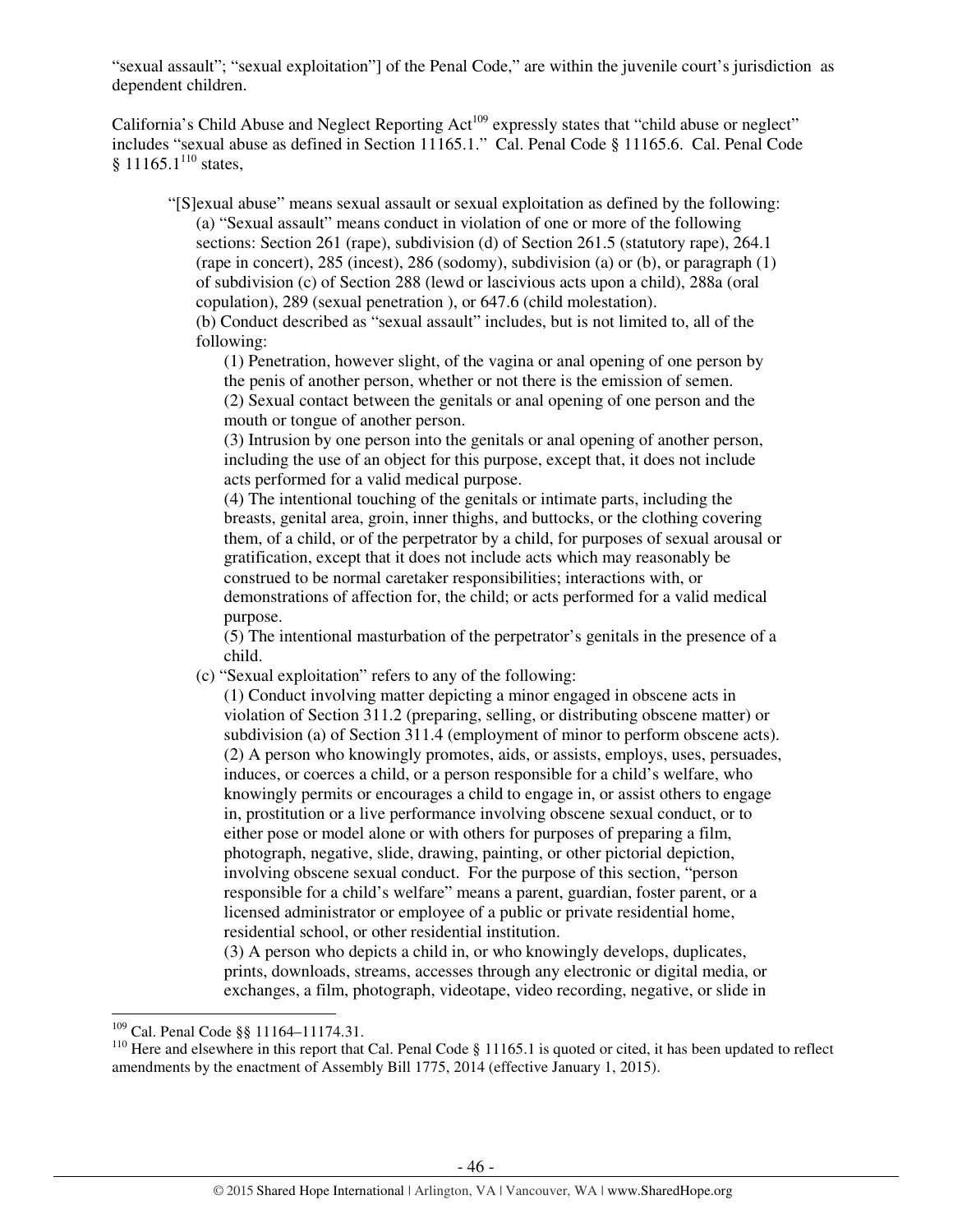"sexual assault"; "sexual exploitation"] of the Penal Code," are within the juvenile court's jurisdiction as dependent children.

California's Child Abuse and Neglect Reporting Act[109] expressly states that "child abuse or neglect" includes "sexual abuse as defined in Section 11165.1." Cal. Penal Code § 11165.6. Cal. Penal Code § 11165.1[110] states,

> "[S]exual abuse" means sexual assault or sexual exploitation as defined by the following:
>
> (a) "Sexual assault" means conduct in violation of one or more of the following sections: Section 261 (rape), subdivision (d) of Section 261.5 (statutory rape), 264.1 (rape in concert), 285 (incest), 286 (sodomy), subdivision (a) or (b), or paragraph (1) of subdivision (c) of Section 288 (lewd or lascivious acts upon a child), 288a (oral copulation), 289 (sexual penetration ), or 647.6 (child molestation).
>
> (b) Conduct described as "sexual assault" includes, but is not limited to, all of the following:
>
> (1) Penetration, however slight, of the vagina or anal opening of one person by the penis of another person, whether or not there is the emission of semen.
>
> (2) Sexual contact between the genitals or anal opening of one person and the mouth or tongue of another person.
>
> (3) Intrusion by one person into the genitals or anal opening of another person, including the use of an object for this purpose, except that, it does not include acts performed for a valid medical purpose.
>
> (4) The intentional touching of the genitals or intimate parts, including the breasts, genital area, groin, inner thighs, and buttocks, or the clothing covering them, of a child, or of the perpetrator by a child, for purposes of sexual arousal or gratification, except that it does not include acts which may reasonably be construed to be normal caretaker responsibilities; interactions with, or demonstrations of affection for, the child; or acts performed for a valid medical purpose.
>
> (5) The intentional masturbation of the perpetrator's genitals in the presence of a child.
>
> (c) "Sexual exploitation" refers to any of the following:
>
> (1) Conduct involving matter depicting a minor engaged in obscene acts in violation of Section 311.2 (preparing, selling, or distributing obscene matter) or subdivision (a) of Section 311.4 (employment of minor to perform obscene acts).
>
> (2) A person who knowingly promotes, aids, or assists, employs, uses, persuades, induces, or coerces a child, or a person responsible for a child's welfare, who knowingly permits or encourages a child to engage in, or assist others to engage in, prostitution or a live performance involving obscene sexual conduct, or to either pose or model alone or with others for purposes of preparing a film, photograph, negative, slide, drawing, painting, or other pictorial depiction, involving obscene sexual conduct. For the purpose of this section, "person responsible for a child's welfare" means a parent, guardian, foster parent, or a licensed administrator or employee of a public or private residential home, residential school, or other residential institution.
>
> (3) A person who depicts a child in, or who knowingly develops, duplicates, prints, downloads, streams, accesses through any electronic or digital media, or exchanges, a film, photograph, videotape, video recording, negative, or slide in

---

[109] Cal. Penal Code §§ 11164–11174.31.

[110] Here and elsewhere in this report that Cal. Penal Code § 11165.1 is quoted or cited, it has been updated to reflect amendments by the enactment of Assembly Bill 1775, 2014 (effective January 1, 2015).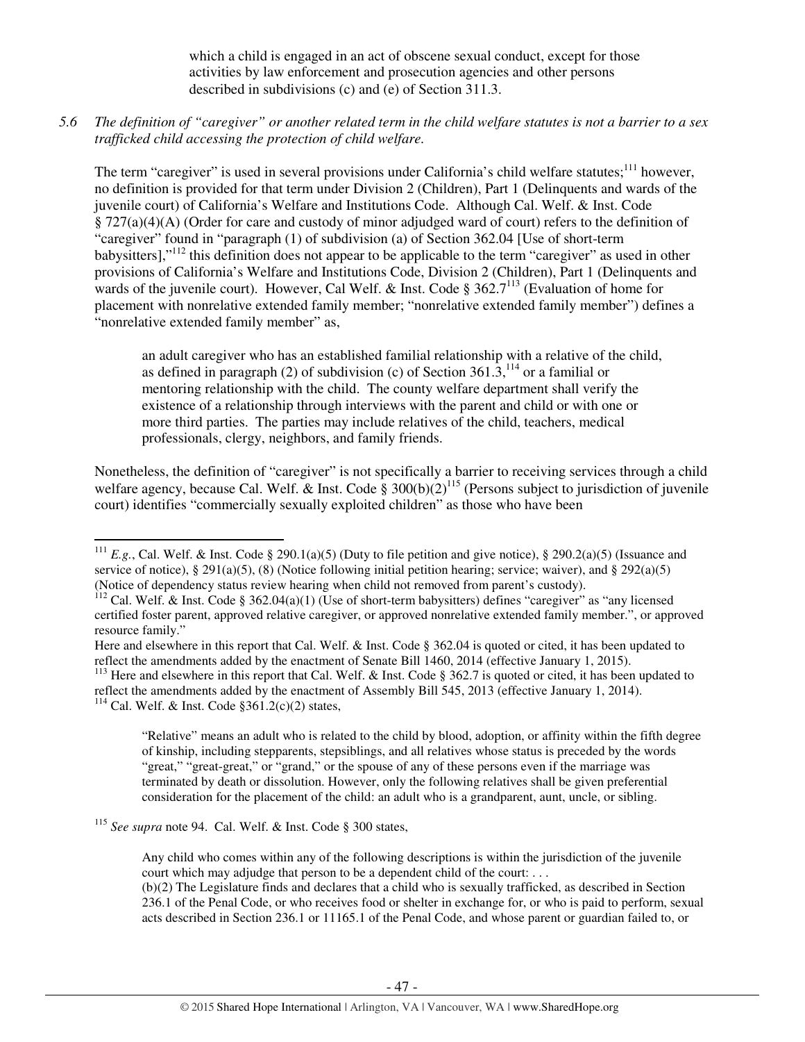which a child is engaged in an act of obscene sexual conduct, except for those activities by law enforcement and prosecution agencies and other persons described in subdivisions (c) and (e) of Section 311.3.

*5.6 The definition of "caregiver" or another related term in the child welfare statutes is not a barrier to a sex trafficked child accessing the protection of child welfare.*

The term "caregiver" is used in several provisions under California's child welfare statutes;[111] however, no definition is provided for that term under Division 2 (Children), Part 1 (Delinquents and wards of the juvenile court) of California's Welfare and Institutions Code. Although Cal. Welf. & Inst. Code § 727(a)(4)(A) (Order for care and custody of minor adjudged ward of court) refers to the definition of "caregiver" found in "paragraph (1) of subdivision (a) of Section 362.04 [Use of short-term babysitters],"[112] this definition does not appear to be applicable to the term "caregiver" as used in other provisions of California's Welfare and Institutions Code, Division 2 (Children), Part 1 (Delinquents and wards of the juvenile court). However, Cal Welf. & Inst. Code § 362.7[113] (Evaluation of home for placement with nonrelative extended family member; "nonrelative extended family member") defines a "nonrelative extended family member" as,

> an adult caregiver who has an established familial relationship with a relative of the child, as defined in paragraph (2) of subdivision (c) of Section 361.3,[114] or a familial or mentoring relationship with the child. The county welfare department shall verify the existence of a relationship through interviews with the parent and child or with one or more third parties. The parties may include relatives of the child, teachers, medical professionals, clergy, neighbors, and family friends.

Nonetheless, the definition of "caregiver" is not specifically a barrier to receiving services through a child welfare agency, because Cal. Welf. & Inst. Code § 300(b)(2)[115] (Persons subject to jurisdiction of juvenile court) identifies "commercially sexually exploited children" as those who have been

---

[111] *E.g.*, Cal. Welf. & Inst. Code § 290.1(a)(5) (Duty to file petition and give notice), § 290.2(a)(5) (Issuance and service of notice), § 291(a)(5), (8) (Notice following initial petition hearing; service; waiver), and § 292(a)(5) (Notice of dependency status review hearing when child not removed from parent's custody).

[112] Cal. Welf. & Inst. Code § 362.04(a)(1) (Use of short-term babysitters) defines "caregiver" as "any licensed certified foster parent, approved relative caregiver, or approved nonrelative extended family member.", or approved resource family."

Here and elsewhere in this report that Cal. Welf. & Inst. Code § 362.04 is quoted or cited, it has been updated to reflect the amendments added by the enactment of Senate Bill 1460, 2014 (effective January 1, 2015).

[113] Here and elsewhere in this report that Cal. Welf. & Inst. Code § 362.7 is quoted or cited, it has been updated to reflect the amendments added by the enactment of Assembly Bill 545, 2013 (effective January 1, 2014).

[114] Cal. Welf. & Inst. Code §361.2(c)(2) states,

> "Relative" means an adult who is related to the child by blood, adoption, or affinity within the fifth degree of kinship, including stepparents, stepsiblings, and all relatives whose status is preceded by the words "great," "great-great," or "grand," or the spouse of any of these persons even if the marriage was terminated by death or dissolution. However, only the following relatives shall be given preferential consideration for the placement of the child: an adult who is a grandparent, aunt, uncle, or sibling.

[115] *See supra* note 94. Cal. Welf. & Inst. Code § 300 states,

> Any child who comes within any of the following descriptions is within the jurisdiction of the juvenile court which may adjudge that person to be a dependent child of the court: . . .
> (b)(2) The Legislature finds and declares that a child who is sexually trafficked, as described in Section 236.1 of the Penal Code, or who receives food or shelter in exchange for, or who is paid to perform, sexual acts described in Section 236.1 or 11165.1 of the Penal Code, and whose parent or guardian failed to, or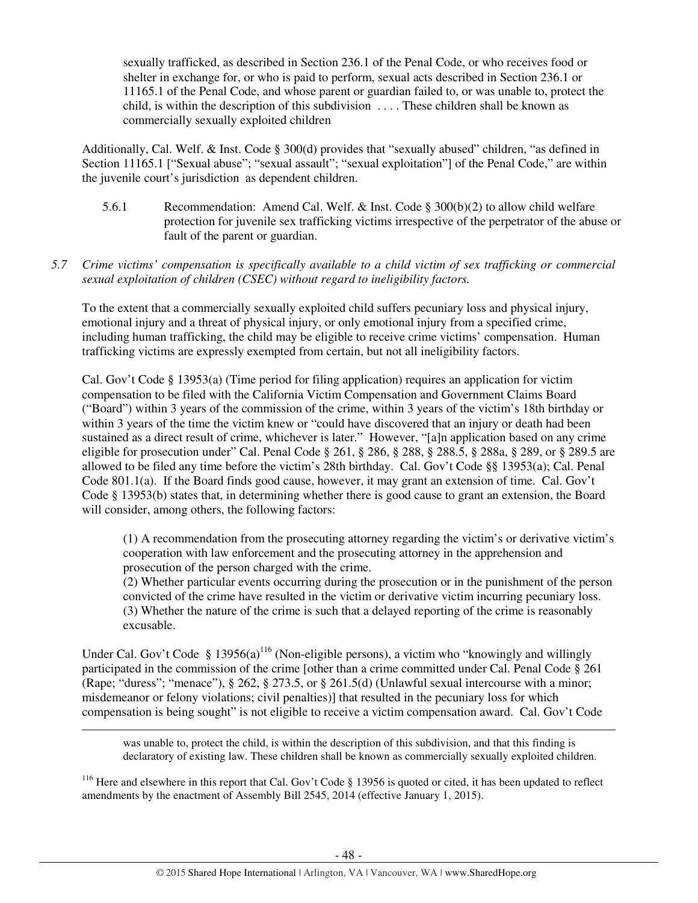> sexually trafficked, as described in Section 236.1 of the Penal Code, or who receives food or shelter in exchange for, or who is paid to perform, sexual acts described in Section 236.1 or 11165.1 of the Penal Code, and whose parent or guardian failed to, or was unable to, protect the child, is within the description of this subdivision . . . . These children shall be known as commercially sexually exploited children

Additionally, Cal. Welf. & Inst. Code § 300(d) provides that "sexually abused" children, "as defined in Section 11165.1 ["Sexual abuse"; "sexual assault"; "sexual exploitation"] of the Penal Code," are within the juvenile court's jurisdiction as dependent children.

5.6.1 Recommendation: Amend Cal. Welf. & Inst. Code § 300(b)(2) to allow child welfare protection for juvenile sex trafficking victims irrespective of the perpetrator of the abuse or fault of the parent or guardian.

*5.7 Crime victims' compensation is specifically available to a child victim of sex trafficking or commercial sexual exploitation of children (CSEC) without regard to ineligibility factors.*

To the extent that a commercially sexually exploited child suffers pecuniary loss and physical injury, emotional injury and a threat of physical injury, or only emotional injury from a specified crime, including human trafficking, the child may be eligible to receive crime victims' compensation. Human trafficking victims are expressly exempted from certain, but not all ineligibility factors.

Cal. Gov't Code § 13953(a) (Time period for filing application) requires an application for victim compensation to be filed with the California Victim Compensation and Government Claims Board ("Board") within 3 years of the commission of the crime, within 3 years of the victim's 18th birthday or within 3 years of the time the victim knew or "could have discovered that an injury or death had been sustained as a direct result of crime, whichever is later." However, "[a]n application based on any crime eligible for prosecution under" Cal. Penal Code § 261, § 286, § 288, § 288.5, § 288a, § 289, or § 289.5 are allowed to be filed any time before the victim's 28th birthday. Cal. Gov't Code §§ 13953(a); Cal. Penal Code 801.1(a). If the Board finds good cause, however, it may grant an extension of time. Cal. Gov't Code § 13953(b) states that, in determining whether there is good cause to grant an extension, the Board will consider, among others, the following factors:

> (1) A recommendation from the prosecuting attorney regarding the victim's or derivative victim's cooperation with law enforcement and the prosecuting attorney in the apprehension and prosecution of the person charged with the crime.
> (2) Whether particular events occurring during the prosecution or in the punishment of the person convicted of the crime have resulted in the victim or derivative victim incurring pecuniary loss.
> (3) Whether the nature of the crime is such that a delayed reporting of the crime is reasonably excusable.

Under Cal. Gov't Code § 13956(a)[116] (Non-eligible persons), a victim who "knowingly and willingly participated in the commission of the crime [other than a crime committed under Cal. Penal Code § 261 (Rape; "duress"; "menace"), § 262, § 273.5, or § 261.5(d) (Unlawful sexual intercourse with a minor; misdemeanor or felony violations; civil penalties)] that resulted in the pecuniary loss for which compensation is being sought" is not eligible to receive a victim compensation award. Cal. Gov't Code

---

was unable to, protect the child, is within the description of this subdivision, and that this finding is declaratory of existing law. These children shall be known as commercially sexually exploited children.

[116] Here and elsewhere in this report that Cal. Gov't Code § 13956 is quoted or cited, it has been updated to reflect amendments by the enactment of Assembly Bill 2545, 2014 (effective January 1, 2015).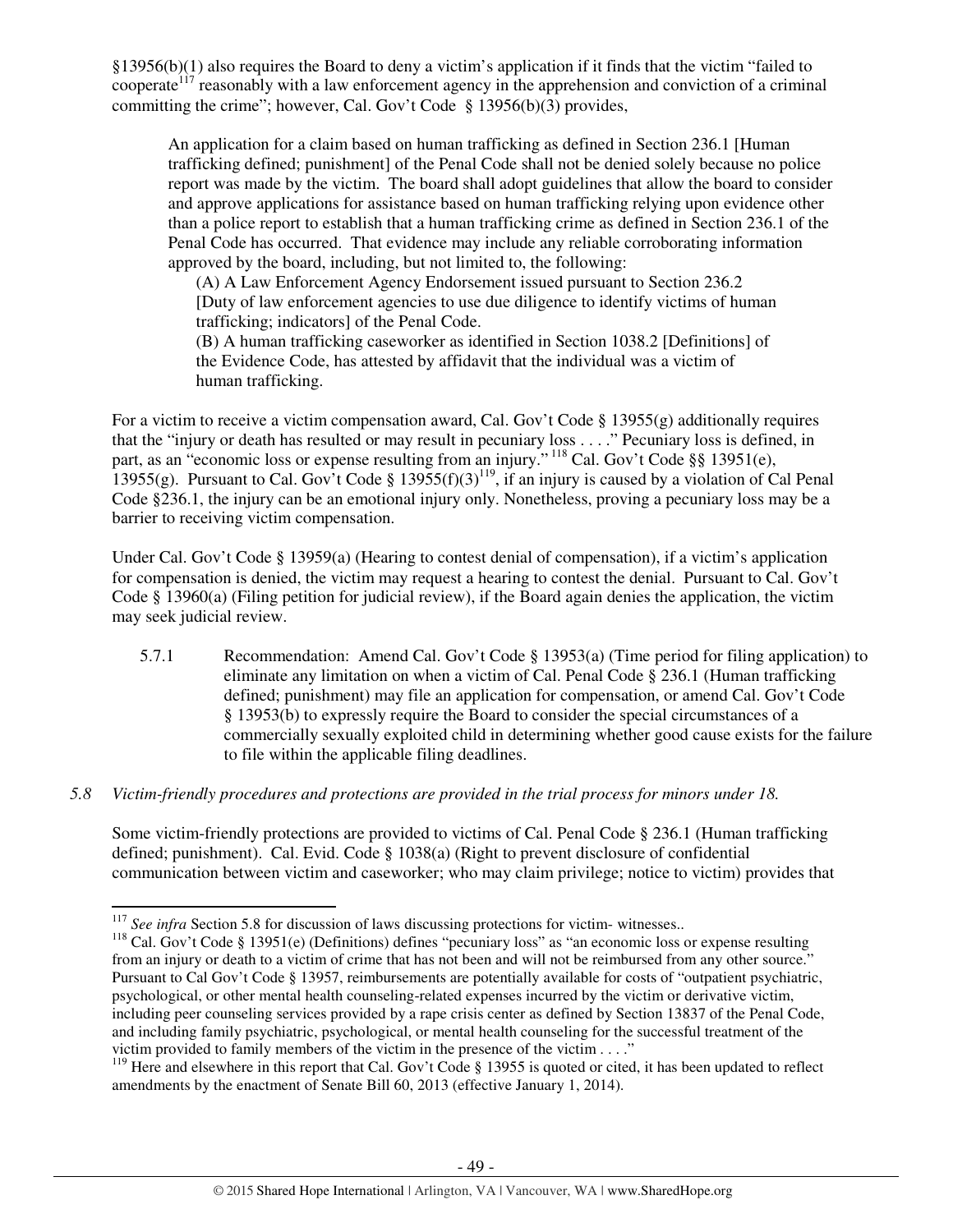§13956(b)(1) also requires the Board to deny a victim's application if it finds that the victim "failed to cooperate[117] reasonably with a law enforcement agency in the apprehension and conviction of a criminal committing the crime"; however, Cal. Gov't Code § 13956(b)(3) provides,

> An application for a claim based on human trafficking as defined in Section 236.1 [Human trafficking defined; punishment] of the Penal Code shall not be denied solely because no police report was made by the victim. The board shall adopt guidelines that allow the board to consider and approve applications for assistance based on human trafficking relying upon evidence other than a police report to establish that a human trafficking crime as defined in Section 236.1 of the Penal Code has occurred. That evidence may include any reliable corroborating information approved by the board, including, but not limited to, the following:
>
> (A) A Law Enforcement Agency Endorsement issued pursuant to Section 236.2 [Duty of law enforcement agencies to use due diligence to identify victims of human trafficking; indicators] of the Penal Code.
>
> (B) A human trafficking caseworker as identified in Section 1038.2 [Definitions] of the Evidence Code, has attested by affidavit that the individual was a victim of human trafficking.

For a victim to receive a victim compensation award, Cal. Gov't Code § 13955(g) additionally requires that the "injury or death has resulted or may result in pecuniary loss . . . ." Pecuniary loss is defined, in part, as an "economic loss or expense resulting from an injury."[118] Cal. Gov't Code §§ 13951(e), 13955(g). Pursuant to Cal. Gov't Code § 13955(f)(3)[119], if an injury is caused by a violation of Cal Penal Code §236.1, the injury can be an emotional injury only. Nonetheless, proving a pecuniary loss may be a barrier to receiving victim compensation.

Under Cal. Gov't Code § 13959(a) (Hearing to contest denial of compensation), if a victim's application for compensation is denied, the victim may request a hearing to contest the denial. Pursuant to Cal. Gov't Code § 13960(a) (Filing petition for judicial review), if the Board again denies the application, the victim may seek judicial review.

5.7.1 Recommendation: Amend Cal. Gov't Code § 13953(a) (Time period for filing application) to eliminate any limitation on when a victim of Cal. Penal Code § 236.1 (Human trafficking defined; punishment) may file an application for compensation, or amend Cal. Gov't Code § 13953(b) to expressly require the Board to consider the special circumstances of a commercially sexually exploited child in determining whether good cause exists for the failure to file within the applicable filing deadlines.

*5.8 Victim-friendly procedures and protections are provided in the trial process for minors under 18.*

Some victim-friendly protections are provided to victims of Cal. Penal Code § 236.1 (Human trafficking defined; punishment). Cal. Evid. Code § 1038(a) (Right to prevent disclosure of confidential communication between victim and caseworker; who may claim privilege; notice to victim) provides that

---

[117] *See infra* Section 5.8 for discussion of laws discussing protections for victim- witnesses..

[118] Cal. Gov't Code § 13951(e) (Definitions) defines "pecuniary loss" as "an economic loss or expense resulting from an injury or death to a victim of crime that has not been and will not be reimbursed from any other source." Pursuant to Cal Gov't Code § 13957, reimbursements are potentially available for costs of "outpatient psychiatric, psychological, or other mental health counseling-related expenses incurred by the victim or derivative victim, including peer counseling services provided by a rape crisis center as defined by Section 13837 of the Penal Code, and including family psychiatric, psychological, or mental health counseling for the successful treatment of the victim provided to family members of the victim in the presence of the victim . . . ."

[119] Here and elsewhere in this report that Cal. Gov't Code § 13955 is quoted or cited, it has been updated to reflect amendments by the enactment of Senate Bill 60, 2013 (effective January 1, 2014).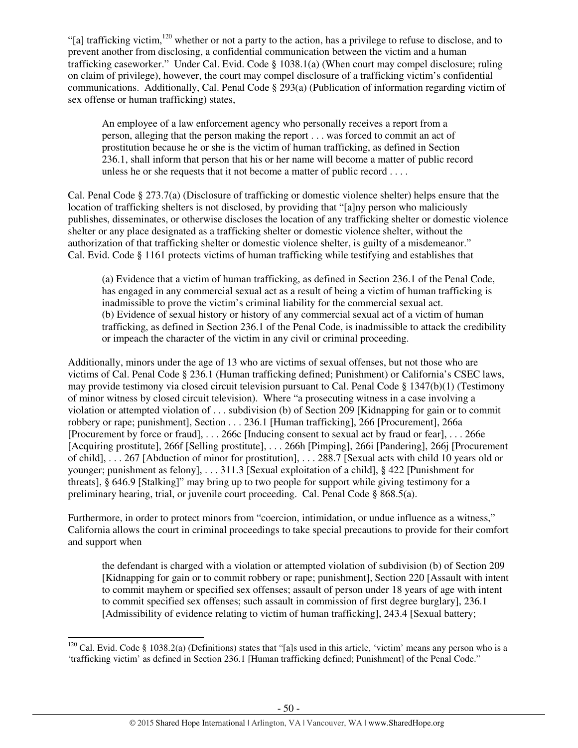"[a] trafficking victim,[120] whether or not a party to the action, has a privilege to refuse to disclose, and to prevent another from disclosing, a confidential communication between the victim and a human trafficking caseworker." Under Cal. Evid. Code § 1038.1(a) (When court may compel disclosure; ruling on claim of privilege), however, the court may compel disclosure of a trafficking victim's confidential communications. Additionally, Cal. Penal Code § 293(a) (Publication of information regarding victim of sex offense or human trafficking) states,

> An employee of a law enforcement agency who personally receives a report from a person, alleging that the person making the report . . . was forced to commit an act of prostitution because he or she is the victim of human trafficking, as defined in Section 236.1, shall inform that person that his or her name will become a matter of public record unless he or she requests that it not become a matter of public record . . . .

Cal. Penal Code § 273.7(a) (Disclosure of trafficking or domestic violence shelter) helps ensure that the location of trafficking shelters is not disclosed, by providing that "[a]ny person who maliciously publishes, disseminates, or otherwise discloses the location of any trafficking shelter or domestic violence shelter or any place designated as a trafficking shelter or domestic violence shelter, without the authorization of that trafficking shelter or domestic violence shelter, is guilty of a misdemeanor." Cal. Evid. Code § 1161 protects victims of human trafficking while testifying and establishes that

> (a) Evidence that a victim of human trafficking, as defined in Section 236.1 of the Penal Code, has engaged in any commercial sexual act as a result of being a victim of human trafficking is inadmissible to prove the victim's criminal liability for the commercial sexual act.
> (b) Evidence of sexual history or history of any commercial sexual act of a victim of human trafficking, as defined in Section 236.1 of the Penal Code, is inadmissible to attack the credibility or impeach the character of the victim in any civil or criminal proceeding.

Additionally, minors under the age of 13 who are victims of sexual offenses, but not those who are victims of Cal. Penal Code § 236.1 (Human trafficking defined; Punishment) or California's CSEC laws, may provide testimony via closed circuit television pursuant to Cal. Penal Code § 1347(b)(1) (Testimony of minor witness by closed circuit television). Where "a prosecuting witness in a case involving a violation or attempted violation of . . . subdivision (b) of Section 209 [Kidnapping for gain or to commit robbery or rape; punishment], Section . . . 236.1 [Human trafficking], 266 [Procurement], 266a [Procurement by force or fraud], . . . 266c [Inducing consent to sexual act by fraud or fear], . . . 266e [Acquiring prostitute], 266f [Selling prostitute], . . . 266h [Pimping], 266i [Pandering], 266j [Procurement of child], . . . 267 [Abduction of minor for prostitution], . . . 288.7 [Sexual acts with child 10 years old or younger; punishment as felony], . . . 311.3 [Sexual exploitation of a child], § 422 [Punishment for threats], § 646.9 [Stalking]" may bring up to two people for support while giving testimony for a preliminary hearing, trial, or juvenile court proceeding. Cal. Penal Code § 868.5(a).

Furthermore, in order to protect minors from "coercion, intimidation, or undue influence as a witness," California allows the court in criminal proceedings to take special precautions to provide for their comfort and support when

> the defendant is charged with a violation or attempted violation of subdivision (b) of Section 209 [Kidnapping for gain or to commit robbery or rape; punishment], Section 220 [Assault with intent to commit mayhem or specified sex offenses; assault of person under 18 years of age with intent to commit specified sex offenses; such assault in commission of first degree burglary], 236.1 [Admissibility of evidence relating to victim of human trafficking], 243.4 [Sexual battery;

---

[120] Cal. Evid. Code § 1038.2(a) (Definitions) states that "[a]s used in this article, 'victim' means any person who is a 'trafficking victim' as defined in Section 236.1 [Human trafficking defined; Punishment] of the Penal Code."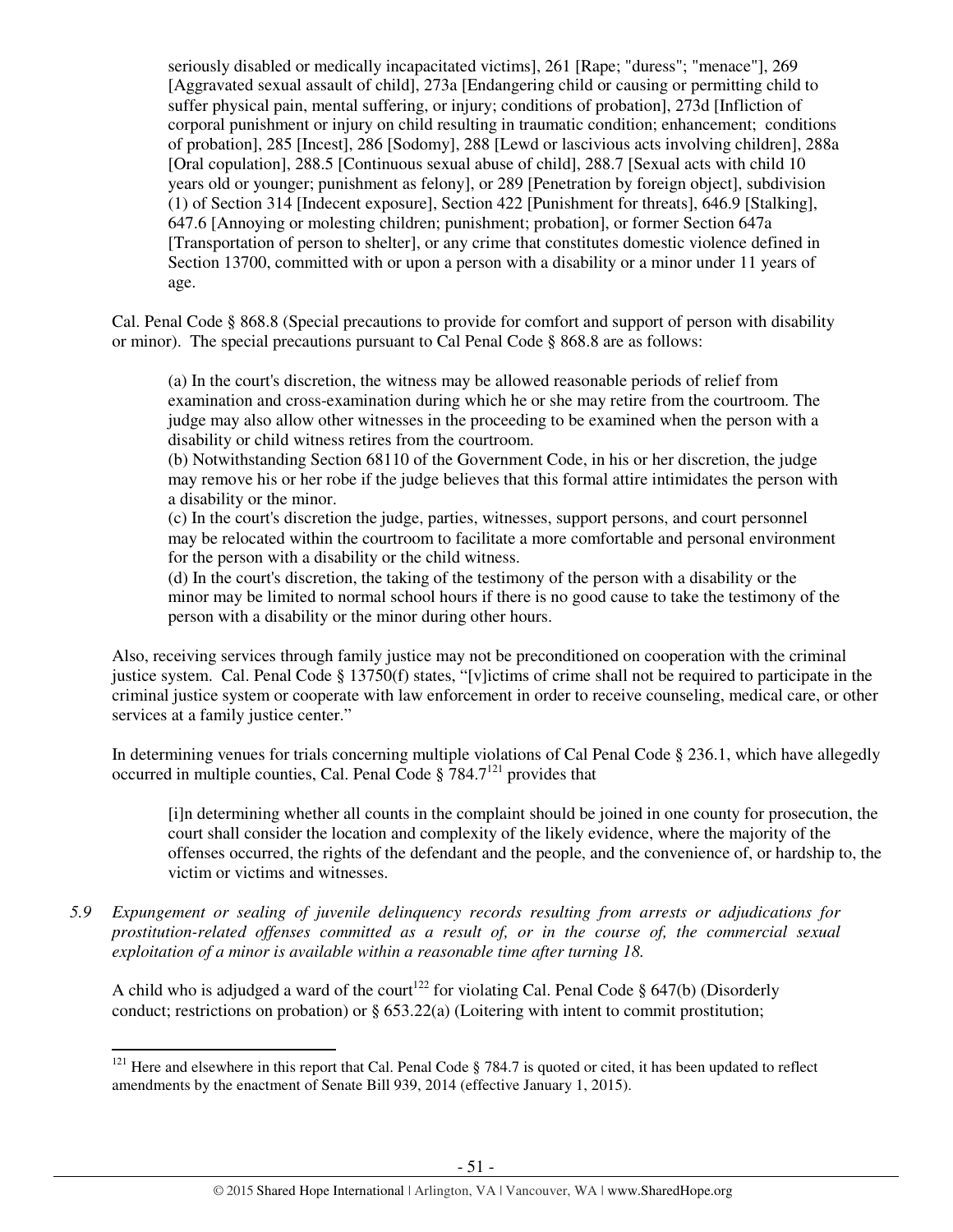> seriously disabled or medically incapacitated victims], 261 [Rape; "duress"; "menace"], 269 [Aggravated sexual assault of child], 273a [Endangering child or causing or permitting child to suffer physical pain, mental suffering, or injury; conditions of probation], 273d [Infliction of corporal punishment or injury on child resulting in traumatic condition; enhancement; conditions of probation], 285 [Incest], 286 [Sodomy], 288 [Lewd or lascivious acts involving children], 288a [Oral copulation], 288.5 [Continuous sexual abuse of child], 288.7 [Sexual acts with child 10 years old or younger; punishment as felony], or 289 [Penetration by foreign object], subdivision (1) of Section 314 [Indecent exposure], Section 422 [Punishment for threats], 646.9 [Stalking], 647.6 [Annoying or molesting children; punishment; probation], or former Section 647a [Transportation of person to shelter], or any crime that constitutes domestic violence defined in Section 13700, committed with or upon a person with a disability or a minor under 11 years of age.

Cal. Penal Code § 868.8 (Special precautions to provide for comfort and support of person with disability or minor). The special precautions pursuant to Cal Penal Code § 868.8 are as follows:

> (a) In the court's discretion, the witness may be allowed reasonable periods of relief from examination and cross-examination during which he or she may retire from the courtroom. The judge may also allow other witnesses in the proceeding to be examined when the person with a disability or child witness retires from the courtroom.
> (b) Notwithstanding Section 68110 of the Government Code, in his or her discretion, the judge may remove his or her robe if the judge believes that this formal attire intimidates the person with a disability or the minor.
> (c) In the court's discretion the judge, parties, witnesses, support persons, and court personnel may be relocated within the courtroom to facilitate a more comfortable and personal environment for the person with a disability or the child witness.
> (d) In the court's discretion, the taking of the testimony of the person with a disability or the minor may be limited to normal school hours if there is no good cause to take the testimony of the person with a disability or the minor during other hours.

Also, receiving services through family justice may not be preconditioned on cooperation with the criminal justice system. Cal. Penal Code § 13750(f) states, "[v]ictims of crime shall not be required to participate in the criminal justice system or cooperate with law enforcement in order to receive counseling, medical care, or other services at a family justice center."

In determining venues for trials concerning multiple violations of Cal Penal Code § 236.1, which have allegedly occurred in multiple counties, Cal. Penal Code § 784.7[121] provides that

> [i]n determining whether all counts in the complaint should be joined in one county for prosecution, the court shall consider the location and complexity of the likely evidence, where the majority of the offenses occurred, the rights of the defendant and the people, and the convenience of, or hardship to, the victim or victims and witnesses.

*5.9 Expungement or sealing of juvenile delinquency records resulting from arrests or adjudications for prostitution-related offenses committed as a result of, or in the course of, the commercial sexual exploitation of a minor is available within a reasonable time after turning 18.*

A child who is adjudged a ward of the court[122] for violating Cal. Penal Code § 647(b) (Disorderly conduct; restrictions on probation) or § 653.22(a) (Loitering with intent to commit prostitution;

---

[121] Here and elsewhere in this report that Cal. Penal Code § 784.7 is quoted or cited, it has been updated to reflect amendments by the enactment of Senate Bill 939, 2014 (effective January 1, 2015).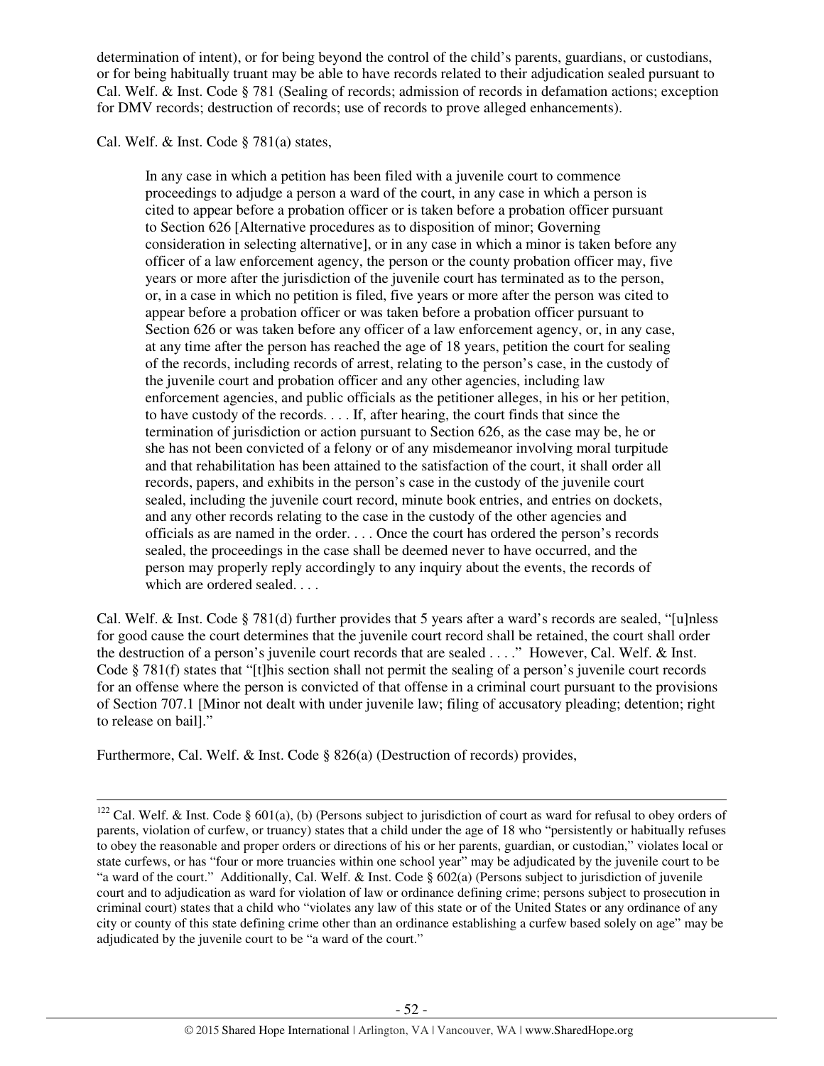determination of intent), or for being beyond the control of the child's parents, guardians, or custodians, or for being habitually truant may be able to have records related to their adjudication sealed pursuant to Cal. Welf. & Inst. Code § 781 (Sealing of records; admission of records in defamation actions; exception for DMV records; destruction of records; use of records to prove alleged enhancements).

Cal. Welf. & Inst. Code § 781(a) states,

> In any case in which a petition has been filed with a juvenile court to commence proceedings to adjudge a person a ward of the court, in any case in which a person is cited to appear before a probation officer or is taken before a probation officer pursuant to Section 626 [Alternative procedures as to disposition of minor; Governing consideration in selecting alternative], or in any case in which a minor is taken before any officer of a law enforcement agency, the person or the county probation officer may, five years or more after the jurisdiction of the juvenile court has terminated as to the person, or, in a case in which no petition is filed, five years or more after the person was cited to appear before a probation officer or was taken before a probation officer pursuant to Section 626 or was taken before any officer of a law enforcement agency, or, in any case, at any time after the person has reached the age of 18 years, petition the court for sealing of the records, including records of arrest, relating to the person's case, in the custody of the juvenile court and probation officer and any other agencies, including law enforcement agencies, and public officials as the petitioner alleges, in his or her petition, to have custody of the records. . . . If, after hearing, the court finds that since the termination of jurisdiction or action pursuant to Section 626, as the case may be, he or she has not been convicted of a felony or of any misdemeanor involving moral turpitude and that rehabilitation has been attained to the satisfaction of the court, it shall order all records, papers, and exhibits in the person's case in the custody of the juvenile court sealed, including the juvenile court record, minute book entries, and entries on dockets, and any other records relating to the case in the custody of the other agencies and officials as are named in the order. . . . Once the court has ordered the person's records sealed, the proceedings in the case shall be deemed never to have occurred, and the person may properly reply accordingly to any inquiry about the events, the records of which are ordered sealed. . . .

Cal. Welf. & Inst. Code § 781(d) further provides that 5 years after a ward's records are sealed, "[u]nless for good cause the court determines that the juvenile court record shall be retained, the court shall order the destruction of a person's juvenile court records that are sealed . . . ." However, Cal. Welf. & Inst. Code § 781(f) states that "[t]his section shall not permit the sealing of a person's juvenile court records for an offense where the person is convicted of that offense in a criminal court pursuant to the provisions of Section 707.1 [Minor not dealt with under juvenile law; filing of accusatory pleading; detention; right to release on bail]."

Furthermore, Cal. Welf. & Inst. Code § 826(a) (Destruction of records) provides,

---

[122] Cal. Welf. & Inst. Code § 601(a), (b) (Persons subject to jurisdiction of court as ward for refusal to obey orders of parents, violation of curfew, or truancy) states that a child under the age of 18 who "persistently or habitually refuses to obey the reasonable and proper orders or directions of his or her parents, guardian, or custodian," violates local or state curfews, or has "four or more truancies within one school year" may be adjudicated by the juvenile court to be "a ward of the court." Additionally, Cal. Welf. & Inst. Code § 602(a) (Persons subject to jurisdiction of juvenile court and to adjudication as ward for violation of law or ordinance defining crime; persons subject to prosecution in criminal court) states that a child who "violates any law of this state or of the United States or any ordinance of any city or county of this state defining crime other than an ordinance establishing a curfew based solely on age" may be adjudicated by the juvenile court to be "a ward of the court."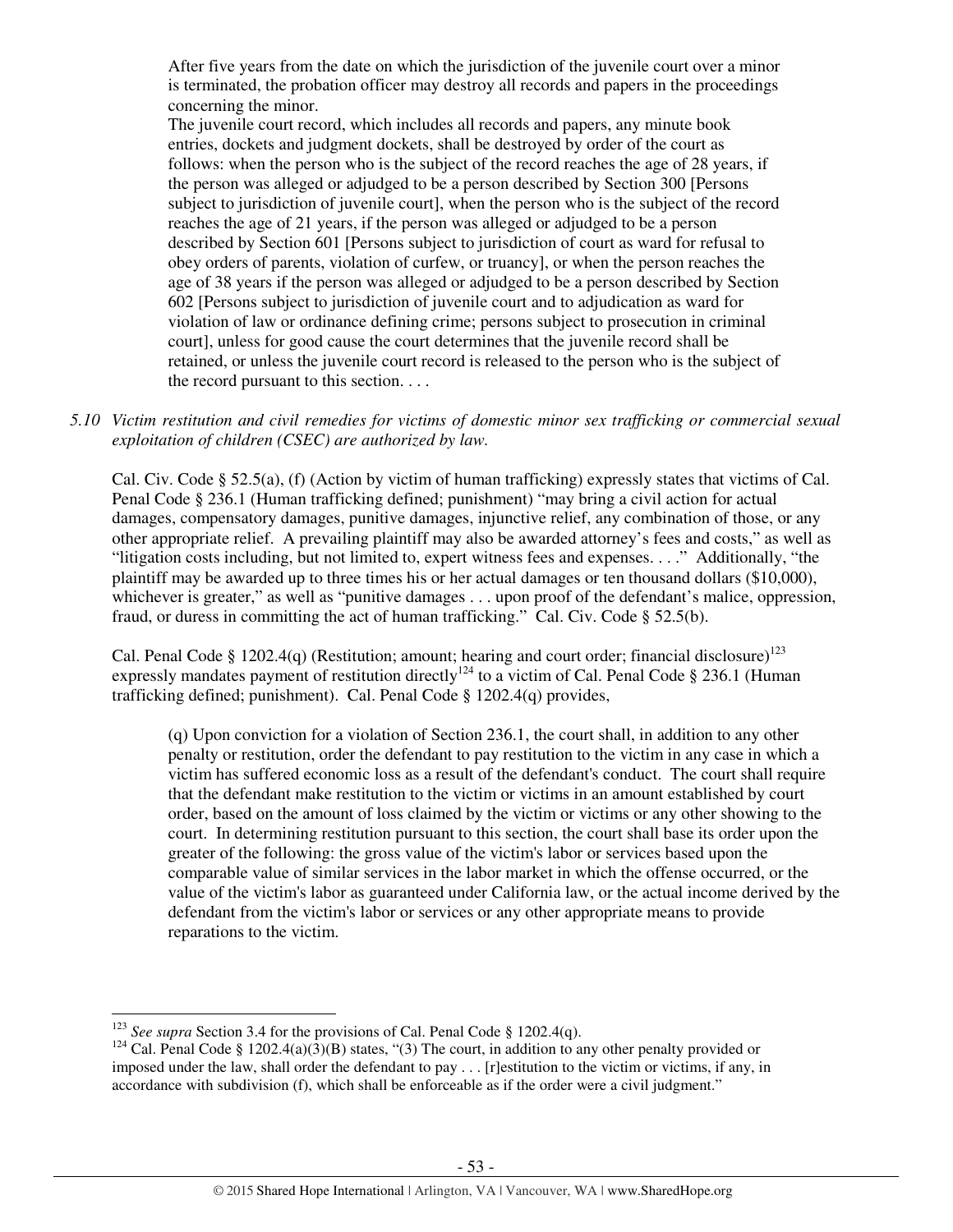> After five years from the date on which the jurisdiction of the juvenile court over a minor is terminated, the probation officer may destroy all records and papers in the proceedings concerning the minor.
>
> The juvenile court record, which includes all records and papers, any minute book entries, dockets and judgment dockets, shall be destroyed by order of the court as follows: when the person who is the subject of the record reaches the age of 28 years, if the person was alleged or adjudged to be a person described by Section 300 [Persons subject to jurisdiction of juvenile court], when the person who is the subject of the record reaches the age of 21 years, if the person was alleged or adjudged to be a person described by Section 601 [Persons subject to jurisdiction of court as ward for refusal to obey orders of parents, violation of curfew, or truancy], or when the person reaches the age of 38 years if the person was alleged or adjudged to be a person described by Section 602 [Persons subject to jurisdiction of juvenile court and to adjudication as ward for violation of law or ordinance defining crime; persons subject to prosecution in criminal court], unless for good cause the court determines that the juvenile record shall be retained, or unless the juvenile court record is released to the person who is the subject of the record pursuant to this section. . . .

*5.10 Victim restitution and civil remedies for victims of domestic minor sex trafficking or commercial sexual exploitation of children (CSEC) are authorized by law.*

Cal. Civ. Code § 52.5(a), (f) (Action by victim of human trafficking) expressly states that victims of Cal. Penal Code § 236.1 (Human trafficking defined; punishment) "may bring a civil action for actual damages, compensatory damages, punitive damages, injunctive relief, any combination of those, or any other appropriate relief. A prevailing plaintiff may also be awarded attorney's fees and costs," as well as "litigation costs including, but not limited to, expert witness fees and expenses. . . ." Additionally, "the plaintiff may be awarded up to three times his or her actual damages or ten thousand dollars ($10,000), whichever is greater," as well as "punitive damages . . . upon proof of the defendant's malice, oppression, fraud, or duress in committing the act of human trafficking." Cal. Civ. Code § 52.5(b).

Cal. Penal Code § 1202.4(q) (Restitution; amount; hearing and court order; financial disclosure)[123] expressly mandates payment of restitution directly[124] to a victim of Cal. Penal Code § 236.1 (Human trafficking defined; punishment). Cal. Penal Code § 1202.4(q) provides,

> (q) Upon conviction for a violation of Section 236.1, the court shall, in addition to any other penalty or restitution, order the defendant to pay restitution to the victim in any case in which a victim has suffered economic loss as a result of the defendant's conduct. The court shall require that the defendant make restitution to the victim or victims in an amount established by court order, based on the amount of loss claimed by the victim or victims or any other showing to the court. In determining restitution pursuant to this section, the court shall base its order upon the greater of the following: the gross value of the victim's labor or services based upon the comparable value of similar services in the labor market in which the offense occurred, or the value of the victim's labor as guaranteed under California law, or the actual income derived by the defendant from the victim's labor or services or any other appropriate means to provide reparations to the victim.

---

[123] *See supra* Section 3.4 for the provisions of Cal. Penal Code § 1202.4(q).

[124] Cal. Penal Code § 1202.4(a)(3)(B) states, "(3) The court, in addition to any other penalty provided or imposed under the law, shall order the defendant to pay . . . [r]estitution to the victim or victims, if any, in accordance with subdivision (f), which shall be enforceable as if the order were a civil judgment."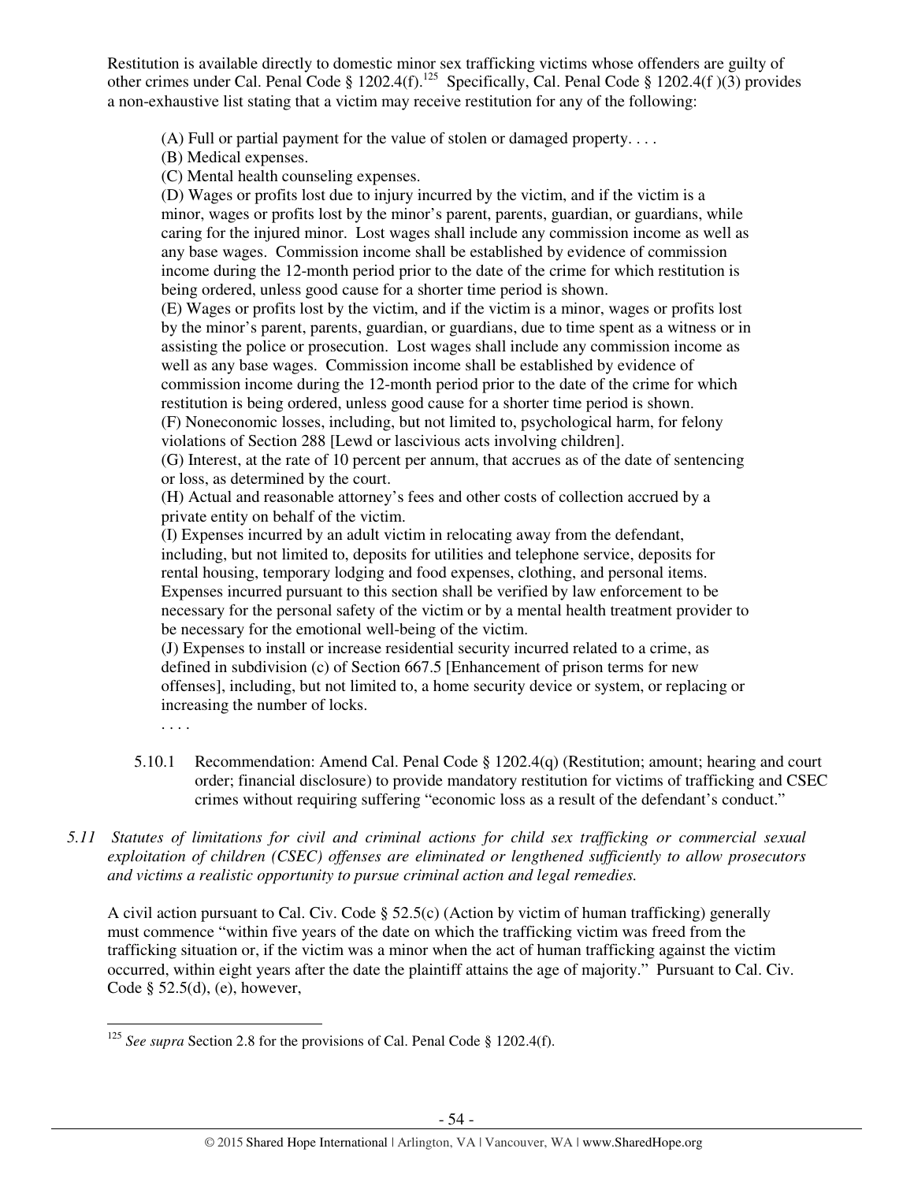Restitution is available directly to domestic minor sex trafficking victims whose offenders are guilty of other crimes under Cal. Penal Code § 1202.4(f).[125] Specifically, Cal. Penal Code § 1202.4(f )(3) provides a non-exhaustive list stating that a victim may receive restitution for any of the following:

> (A) Full or partial payment for the value of stolen or damaged property. . . .
> (B) Medical expenses.
> (C) Mental health counseling expenses.
> (D) Wages or profits lost due to injury incurred by the victim, and if the victim is a minor, wages or profits lost by the minor's parent, parents, guardian, or guardians, while caring for the injured minor. Lost wages shall include any commission income as well as any base wages. Commission income shall be established by evidence of commission income during the 12-month period prior to the date of the crime for which restitution is being ordered, unless good cause for a shorter time period is shown.
> (E) Wages or profits lost by the victim, and if the victim is a minor, wages or profits lost by the minor's parent, parents, guardian, or guardians, due to time spent as a witness or in assisting the police or prosecution. Lost wages shall include any commission income as well as any base wages. Commission income shall be established by evidence of commission income during the 12-month period prior to the date of the crime for which restitution is being ordered, unless good cause for a shorter time period is shown.
> (F) Noneconomic losses, including, but not limited to, psychological harm, for felony violations of Section 288 [Lewd or lascivious acts involving children].
> (G) Interest, at the rate of 10 percent per annum, that accrues as of the date of sentencing or loss, as determined by the court.
> (H) Actual and reasonable attorney's fees and other costs of collection accrued by a private entity on behalf of the victim.
> (I) Expenses incurred by an adult victim in relocating away from the defendant, including, but not limited to, deposits for utilities and telephone service, deposits for rental housing, temporary lodging and food expenses, clothing, and personal items. Expenses incurred pursuant to this section shall be verified by law enforcement to be necessary for the personal safety of the victim or by a mental health treatment provider to be necessary for the emotional well-being of the victim.
> (J) Expenses to install or increase residential security incurred related to a crime, as defined in subdivision (c) of Section 667.5 [Enhancement of prison terms for new offenses], including, but not limited to, a home security device or system, or replacing or increasing the number of locks.
> . . . .

5.10.1 Recommendation: Amend Cal. Penal Code § 1202.4(q) (Restitution; amount; hearing and court order; financial disclosure) to provide mandatory restitution for victims of trafficking and CSEC crimes without requiring suffering "economic loss as a result of the defendant's conduct."

*5.11 Statutes of limitations for civil and criminal actions for child sex trafficking or commercial sexual exploitation of children (CSEC) offenses are eliminated or lengthened sufficiently to allow prosecutors and victims a realistic opportunity to pursue criminal action and legal remedies.*

A civil action pursuant to Cal. Civ. Code § 52.5(c) (Action by victim of human trafficking) generally must commence "within five years of the date on which the trafficking victim was freed from the trafficking situation or, if the victim was a minor when the act of human trafficking against the victim occurred, within eight years after the date the plaintiff attains the age of majority." Pursuant to Cal. Civ. Code § 52.5(d), (e), however,

[125] *See supra* Section 2.8 for the provisions of Cal. Penal Code § 1202.4(f).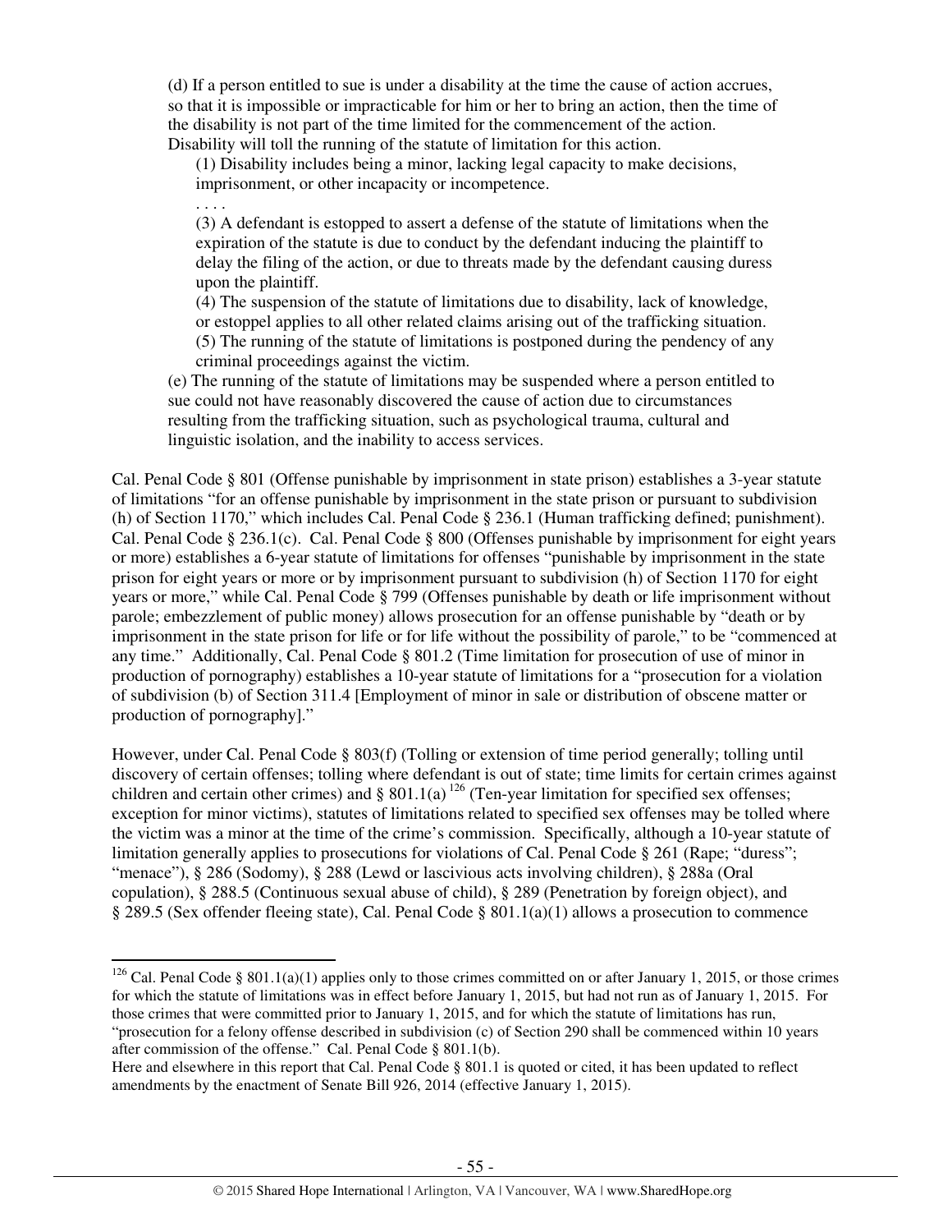> (d) If a person entitled to sue is under a disability at the time the cause of action accrues, so that it is impossible or impracticable for him or her to bring an action, then the time of the disability is not part of the time limited for the commencement of the action. Disability will toll the running of the statute of limitation for this action.
>
> > (1) Disability includes being a minor, lacking legal capacity to make decisions, imprisonment, or other incapacity or incompetence.
> >
> > . . . .
> >
> > (3) A defendant is estopped to assert a defense of the statute of limitations when the expiration of the statute is due to conduct by the defendant inducing the plaintiff to delay the filing of the action, or due to threats made by the defendant causing duress upon the plaintiff.
> >
> > (4) The suspension of the statute of limitations due to disability, lack of knowledge, or estoppel applies to all other related claims arising out of the trafficking situation.
> >
> > (5) The running of the statute of limitations is postponed during the pendency of any criminal proceedings against the victim.
>
> (e) The running of the statute of limitations may be suspended where a person entitled to sue could not have reasonably discovered the cause of action due to circumstances resulting from the trafficking situation, such as psychological trauma, cultural and linguistic isolation, and the inability to access services.

Cal. Penal Code § 801 (Offense punishable by imprisonment in state prison) establishes a 3-year statute of limitations "for an offense punishable by imprisonment in the state prison or pursuant to subdivision (h) of Section 1170," which includes Cal. Penal Code § 236.1 (Human trafficking defined; punishment). Cal. Penal Code § 236.1(c). Cal. Penal Code § 800 (Offenses punishable by imprisonment for eight years or more) establishes a 6-year statute of limitations for offenses "punishable by imprisonment in the state prison for eight years or more or by imprisonment pursuant to subdivision (h) of Section 1170 for eight years or more," while Cal. Penal Code § 799 (Offenses punishable by death or life imprisonment without parole; embezzlement of public money) allows prosecution for an offense punishable by "death or by imprisonment in the state prison for life or for life without the possibility of parole," to be "commenced at any time." Additionally, Cal. Penal Code § 801.2 (Time limitation for prosecution of use of minor in production of pornography) establishes a 10-year statute of limitations for a "prosecution for a violation of subdivision (b) of Section 311.4 [Employment of minor in sale or distribution of obscene matter or production of pornography]."

However, under Cal. Penal Code § 803(f) (Tolling or extension of time period generally; tolling until discovery of certain offenses; tolling where defendant is out of state; time limits for certain crimes against children and certain other crimes) and § 801.1(a)[126] (Ten-year limitation for specified sex offenses; exception for minor victims), statutes of limitations related to specified sex offenses may be tolled where the victim was a minor at the time of the crime's commission. Specifically, although a 10-year statute of limitation generally applies to prosecutions for violations of Cal. Penal Code § 261 (Rape; "duress"; "menace"), § 286 (Sodomy), § 288 (Lewd or lascivious acts involving children), § 288a (Oral copulation), § 288.5 (Continuous sexual abuse of child), § 289 (Penetration by foreign object), and § 289.5 (Sex offender fleeing state), Cal. Penal Code § 801.1(a)(1) allows a prosecution to commence

---

[126] Cal. Penal Code § 801.1(a)(1) applies only to those crimes committed on or after January 1, 2015, or those crimes for which the statute of limitations was in effect before January 1, 2015, but had not run as of January 1, 2015. For those crimes that were committed prior to January 1, 2015, and for which the statute of limitations has run, "prosecution for a felony offense described in subdivision (c) of Section 290 shall be commenced within 10 years after commission of the offense." Cal. Penal Code § 801.1(b).
Here and elsewhere in this report that Cal. Penal Code § 801.1 is quoted or cited, it has been updated to reflect amendments by the enactment of Senate Bill 926, 2014 (effective January 1, 2015).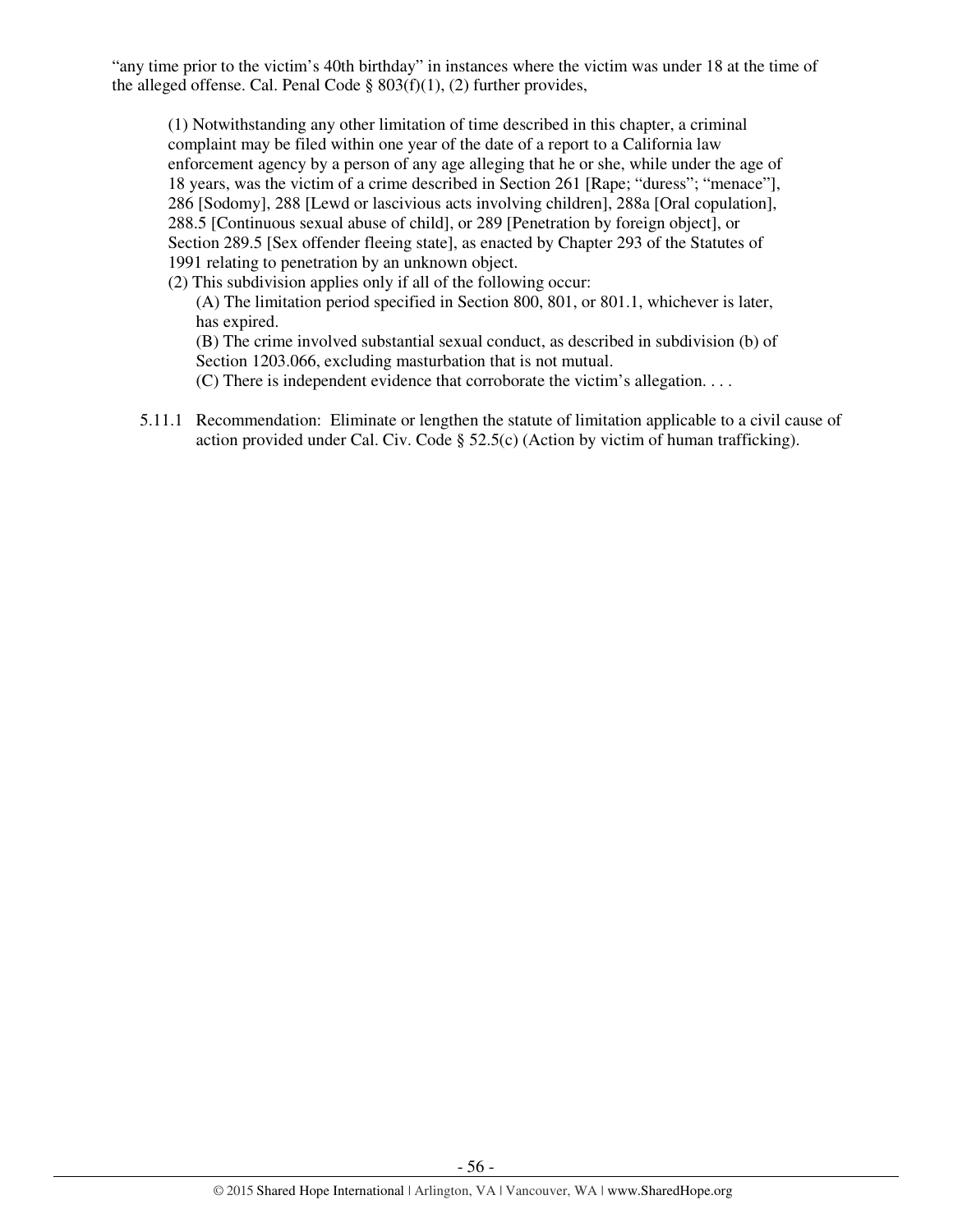"any time prior to the victim's 40th birthday" in instances where the victim was under 18 at the time of the alleged offense. Cal. Penal Code § 803(f)(1), (2) further provides,

> (1) Notwithstanding any other limitation of time described in this chapter, a criminal complaint may be filed within one year of the date of a report to a California law enforcement agency by a person of any age alleging that he or she, while under the age of 18 years, was the victim of a crime described in Section 261 [Rape; "duress"; "menace"], 286 [Sodomy], 288 [Lewd or lascivious acts involving children], 288a [Oral copulation], 288.5 [Continuous sexual abuse of child], or 289 [Penetration by foreign object], or Section 289.5 [Sex offender fleeing state], as enacted by Chapter 293 of the Statutes of 1991 relating to penetration by an unknown object.
>
> (2) This subdivision applies only if all of the following occur:
>
> (A) The limitation period specified in Section 800, 801, or 801.1, whichever is later, has expired.
>
> (B) The crime involved substantial sexual conduct, as described in subdivision (b) of Section 1203.066, excluding masturbation that is not mutual.
>
> (C) There is independent evidence that corroborate the victim's allegation. . . .

5.11.1 Recommendation: Eliminate or lengthen the statute of limitation applicable to a civil cause of action provided under Cal. Civ. Code § 52.5(c) (Action by victim of human trafficking).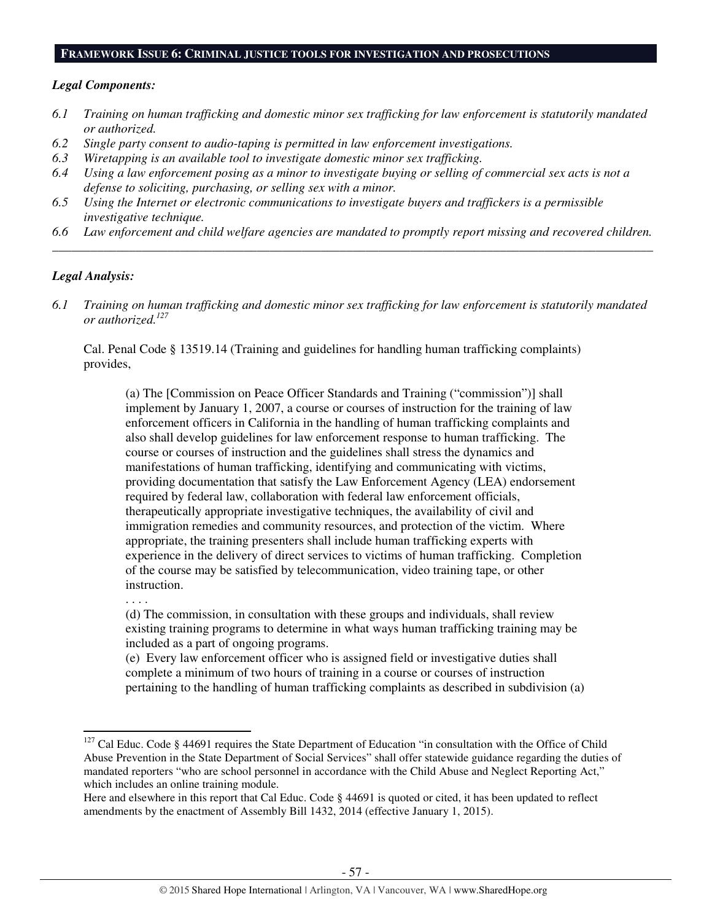## FRAMEWORK ISSUE 6: CRIMINAL JUSTICE TOOLS FOR INVESTIGATION AND PROSECUTIONS

***Legal Components:***

*6.1 Training on human trafficking and domestic minor sex trafficking for law enforcement is statutorily mandated or authorized.*

*6.2 Single party consent to audio-taping is permitted in law enforcement investigations.*

*6.3 Wiretapping is an available tool to investigate domestic minor sex trafficking.*

*6.4 Using a law enforcement posing as a minor to investigate buying or selling of commercial sex acts is not a defense to soliciting, purchasing, or selling sex with a minor.*

*6.5 Using the Internet or electronic communications to investigate buyers and traffickers is a permissible investigative technique.*

*6.6 Law enforcement and child welfare agencies are mandated to promptly report missing and recovered children.*

---

***Legal Analysis:***

*6.1 Training on human trafficking and domestic minor sex trafficking for law enforcement is statutorily mandated or authorized.*[127]

Cal. Penal Code § 13519.14 (Training and guidelines for handling human trafficking complaints) provides,

> (a) The [Commission on Peace Officer Standards and Training ("commission")] shall implement by January 1, 2007, a course or courses of instruction for the training of law enforcement officers in California in the handling of human trafficking complaints and also shall develop guidelines for law enforcement response to human trafficking. The course or courses of instruction and the guidelines shall stress the dynamics and manifestations of human trafficking, identifying and communicating with victims, providing documentation that satisfy the Law Enforcement Agency (LEA) endorsement required by federal law, collaboration with federal law enforcement officials, therapeutically appropriate investigative techniques, the availability of civil and immigration remedies and community resources, and protection of the victim. Where appropriate, the training presenters shall include human trafficking experts with experience in the delivery of direct services to victims of human trafficking. Completion of the course may be satisfied by telecommunication, video training tape, or other instruction.
>
> . . . .
>
> (d) The commission, in consultation with these groups and individuals, shall review existing training programs to determine in what ways human trafficking training may be included as a part of ongoing programs.
>
> (e) Every law enforcement officer who is assigned field or investigative duties shall complete a minimum of two hours of training in a course or courses of instruction pertaining to the handling of human trafficking complaints as described in subdivision (a)

---

[127] Cal Educ. Code § 44691 requires the State Department of Education "in consultation with the Office of Child Abuse Prevention in the State Department of Social Services" shall offer statewide guidance regarding the duties of mandated reporters "who are school personnel in accordance with the Child Abuse and Neglect Reporting Act," which includes an online training module.

Here and elsewhere in this report that Cal Educ. Code § 44691 is quoted or cited, it has been updated to reflect amendments by the enactment of Assembly Bill 1432, 2014 (effective January 1, 2015).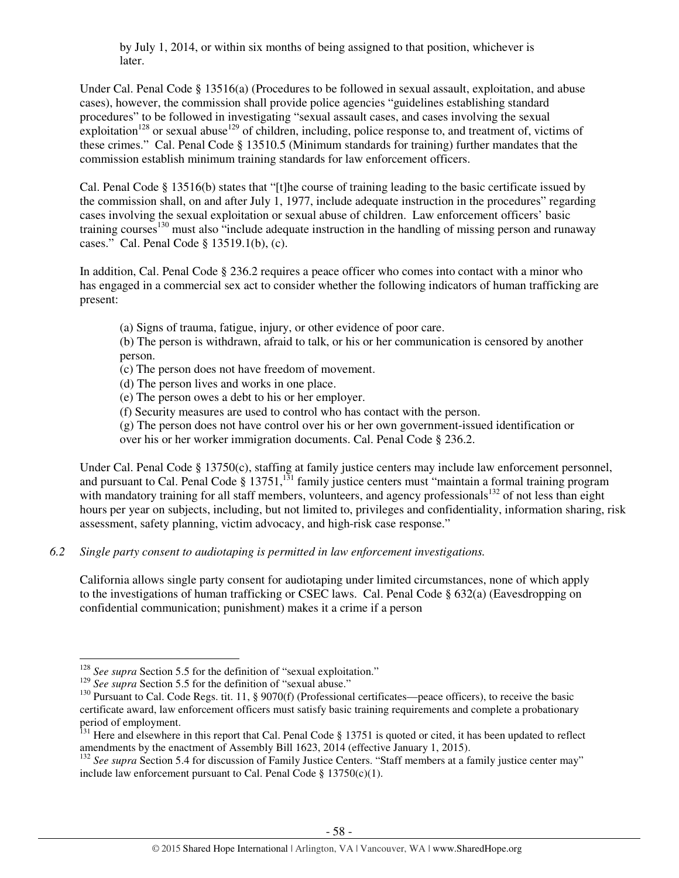by July 1, 2014, or within six months of being assigned to that position, whichever is later.

Under Cal. Penal Code § 13516(a) (Procedures to be followed in sexual assault, exploitation, and abuse cases), however, the commission shall provide police agencies "guidelines establishing standard procedures" to be followed in investigating "sexual assault cases, and cases involving the sexual exploitation[128] or sexual abuse[129] of children, including, police response to, and treatment of, victims of these crimes." Cal. Penal Code § 13510.5 (Minimum standards for training) further mandates that the commission establish minimum training standards for law enforcement officers.

Cal. Penal Code § 13516(b) states that "[t]he course of training leading to the basic certificate issued by the commission shall, on and after July 1, 1977, include adequate instruction in the procedures" regarding cases involving the sexual exploitation or sexual abuse of children. Law enforcement officers' basic training courses[130] must also "include adequate instruction in the handling of missing person and runaway cases." Cal. Penal Code § 13519.1(b), (c).

In addition, Cal. Penal Code § 236.2 requires a peace officer who comes into contact with a minor who has engaged in a commercial sex act to consider whether the following indicators of human trafficking are present:

> (a) Signs of trauma, fatigue, injury, or other evidence of poor care.
> (b) The person is withdrawn, afraid to talk, or his or her communication is censored by another person.
> (c) The person does not have freedom of movement.
> (d) The person lives and works in one place.
> (e) The person owes a debt to his or her employer.
> (f) Security measures are used to control who has contact with the person.
> (g) The person does not have control over his or her own government-issued identification or over his or her worker immigration documents. Cal. Penal Code § 236.2.

Under Cal. Penal Code § 13750(c), staffing at family justice centers may include law enforcement personnel, and pursuant to Cal. Penal Code § 13751,[131] family justice centers must "maintain a formal training program with mandatory training for all staff members, volunteers, and agency professionals[132] of not less than eight hours per year on subjects, including, but not limited to, privileges and confidentiality, information sharing, risk assessment, safety planning, victim advocacy, and high-risk case response."

*6.2 Single party consent to audiotaping is permitted in law enforcement investigations.*

California allows single party consent for audiotaping under limited circumstances, none of which apply to the investigations of human trafficking or CSEC laws. Cal. Penal Code § 632(a) (Eavesdropping on confidential communication; punishment) makes it a crime if a person

---

[128] *See supra* Section 5.5 for the definition of "sexual exploitation."

[129] *See supra* Section 5.5 for the definition of "sexual abuse."

[130] Pursuant to Cal. Code Regs. tit. 11, § 9070(f) (Professional certificates—peace officers), to receive the basic certificate award, law enforcement officers must satisfy basic training requirements and complete a probationary period of employment.

[131] Here and elsewhere in this report that Cal. Penal Code § 13751 is quoted or cited, it has been updated to reflect amendments by the enactment of Assembly Bill 1623, 2014 (effective January 1, 2015).

[132] *See supra* Section 5.4 for discussion of Family Justice Centers. "Staff members at a family justice center may" include law enforcement pursuant to Cal. Penal Code § 13750(c)(1).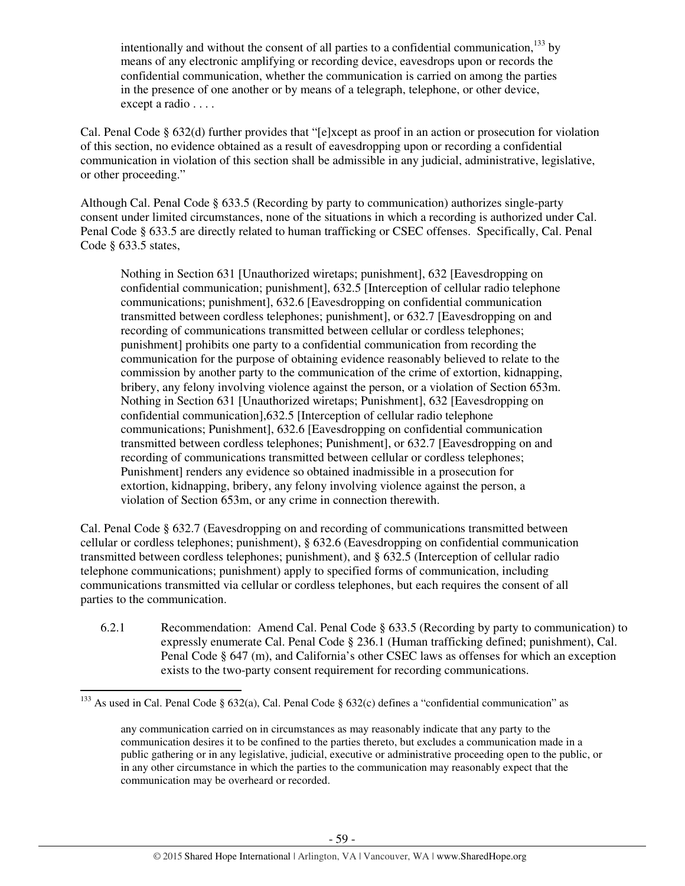> intentionally and without the consent of all parties to a confidential communication,[133] by means of any electronic amplifying or recording device, eavesdrops upon or records the confidential communication, whether the communication is carried on among the parties in the presence of one another or by means of a telegraph, telephone, or other device, except a radio . . . .

Cal. Penal Code § 632(d) further provides that "[e]xcept as proof in an action or prosecution for violation of this section, no evidence obtained as a result of eavesdropping upon or recording a confidential communication in violation of this section shall be admissible in any judicial, administrative, legislative, or other proceeding."

Although Cal. Penal Code § 633.5 (Recording by party to communication) authorizes single-party consent under limited circumstances, none of the situations in which a recording is authorized under Cal. Penal Code § 633.5 are directly related to human trafficking or CSEC offenses. Specifically, Cal. Penal Code § 633.5 states,

> Nothing in Section 631 [Unauthorized wiretaps; punishment], 632 [Eavesdropping on confidential communication; punishment], 632.5 [Interception of cellular radio telephone communications; punishment], 632.6 [Eavesdropping on confidential communication transmitted between cordless telephones; punishment], or 632.7 [Eavesdropping on and recording of communications transmitted between cellular or cordless telephones; punishment] prohibits one party to a confidential communication from recording the communication for the purpose of obtaining evidence reasonably believed to relate to the commission by another party to the communication of the crime of extortion, kidnapping, bribery, any felony involving violence against the person, or a violation of Section 653m. Nothing in Section 631 [Unauthorized wiretaps; Punishment], 632 [Eavesdropping on confidential communication],632.5 [Interception of cellular radio telephone communications; Punishment], 632.6 [Eavesdropping on confidential communication transmitted between cordless telephones; Punishment], or 632.7 [Eavesdropping on and recording of communications transmitted between cellular or cordless telephones; Punishment] renders any evidence so obtained inadmissible in a prosecution for extortion, kidnapping, bribery, any felony involving violence against the person, a violation of Section 653m, or any crime in connection therewith.

Cal. Penal Code § 632.7 (Eavesdropping on and recording of communications transmitted between cellular or cordless telephones; punishment), § 632.6 (Eavesdropping on confidential communication transmitted between cordless telephones; punishment), and § 632.5 (Interception of cellular radio telephone communications; punishment) apply to specified forms of communication, including communications transmitted via cellular or cordless telephones, but each requires the consent of all parties to the communication.

6.2.1 Recommendation: Amend Cal. Penal Code § 633.5 (Recording by party to communication) to expressly enumerate Cal. Penal Code § 236.1 (Human trafficking defined; punishment), Cal. Penal Code § 647 (m), and California's other CSEC laws as offenses for which an exception exists to the two-party consent requirement for recording communications.

---

[133] As used in Cal. Penal Code § 632(a), Cal. Penal Code § 632(c) defines a "confidential communication" as

> any communication carried on in circumstances as may reasonably indicate that any party to the communication desires it to be confined to the parties thereto, but excludes a communication made in a public gathering or in any legislative, judicial, executive or administrative proceeding open to the public, or in any other circumstance in which the parties to the communication may reasonably expect that the communication may be overheard or recorded.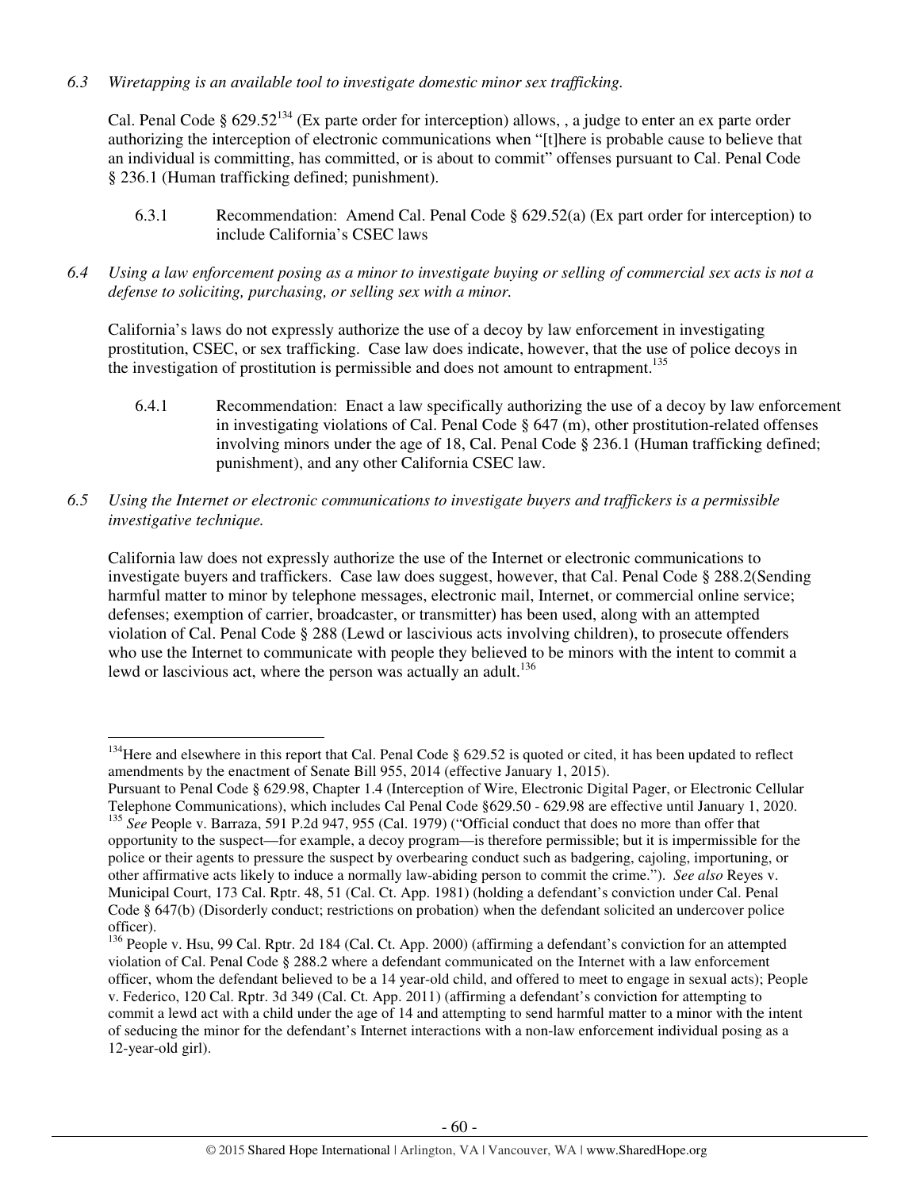*6.3 Wiretapping is an available tool to investigate domestic minor sex trafficking.*

Cal. Penal Code § 629.52[134] (Ex parte order for interception) allows, , a judge to enter an ex parte order authorizing the interception of electronic communications when "[t]here is probable cause to believe that an individual is committing, has committed, or is about to commit" offenses pursuant to Cal. Penal Code § 236.1 (Human trafficking defined; punishment).

6.3.1 Recommendation: Amend Cal. Penal Code § 629.52(a) (Ex part order for interception) to include California's CSEC laws

*6.4 Using a law enforcement posing as a minor to investigate buying or selling of commercial sex acts is not a defense to soliciting, purchasing, or selling sex with a minor.*

California's laws do not expressly authorize the use of a decoy by law enforcement in investigating prostitution, CSEC, or sex trafficking. Case law does indicate, however, that the use of police decoys in the investigation of prostitution is permissible and does not amount to entrapment.[135]

6.4.1 Recommendation: Enact a law specifically authorizing the use of a decoy by law enforcement in investigating violations of Cal. Penal Code § 647 (m), other prostitution-related offenses involving minors under the age of 18, Cal. Penal Code § 236.1 (Human trafficking defined; punishment), and any other California CSEC law.

*6.5 Using the Internet or electronic communications to investigate buyers and traffickers is a permissible investigative technique.*

California law does not expressly authorize the use of the Internet or electronic communications to investigate buyers and traffickers. Case law does suggest, however, that Cal. Penal Code § 288.2(Sending harmful matter to minor by telephone messages, electronic mail, Internet, or commercial online service; defenses; exemption of carrier, broadcaster, or transmitter) has been used, along with an attempted violation of Cal. Penal Code § 288 (Lewd or lascivious acts involving children), to prosecute offenders who use the Internet to communicate with people they believed to be minors with the intent to commit a lewd or lascivious act, where the person was actually an adult.[136]

---

[134] Here and elsewhere in this report that Cal. Penal Code § 629.52 is quoted or cited, it has been updated to reflect amendments by the enactment of Senate Bill 955, 2014 (effective January 1, 2015).
Pursuant to Penal Code § 629.98, Chapter 1.4 (Interception of Wire, Electronic Digital Pager, or Electronic Cellular Telephone Communications), which includes Cal Penal Code §629.50 - 629.98 are effective until January 1, 2020.

[135] *See* People v. Barraza, 591 P.2d 947, 955 (Cal. 1979) ("Official conduct that does no more than offer that opportunity to the suspect—for example, a decoy program—is therefore permissible; but it is impermissible for the police or their agents to pressure the suspect by overbearing conduct such as badgering, cajoling, importuning, or other affirmative acts likely to induce a normally law-abiding person to commit the crime."). *See also* Reyes v. Municipal Court, 173 Cal. Rptr. 48, 51 (Cal. Ct. App. 1981) (holding a defendant's conviction under Cal. Penal Code § 647(b) (Disorderly conduct; restrictions on probation) when the defendant solicited an undercover police officer).

[136] People v. Hsu, 99 Cal. Rptr. 2d 184 (Cal. Ct. App. 2000) (affirming a defendant's conviction for an attempted violation of Cal. Penal Code § 288.2 where a defendant communicated on the Internet with a law enforcement officer, whom the defendant believed to be a 14 year-old child, and offered to meet to engage in sexual acts); People v. Federico, 120 Cal. Rptr. 3d 349 (Cal. Ct. App. 2011) (affirming a defendant's conviction for attempting to commit a lewd act with a child under the age of 14 and attempting to send harmful matter to a minor with the intent of seducing the minor for the defendant's Internet interactions with a non-law enforcement individual posing as a 12-year-old girl).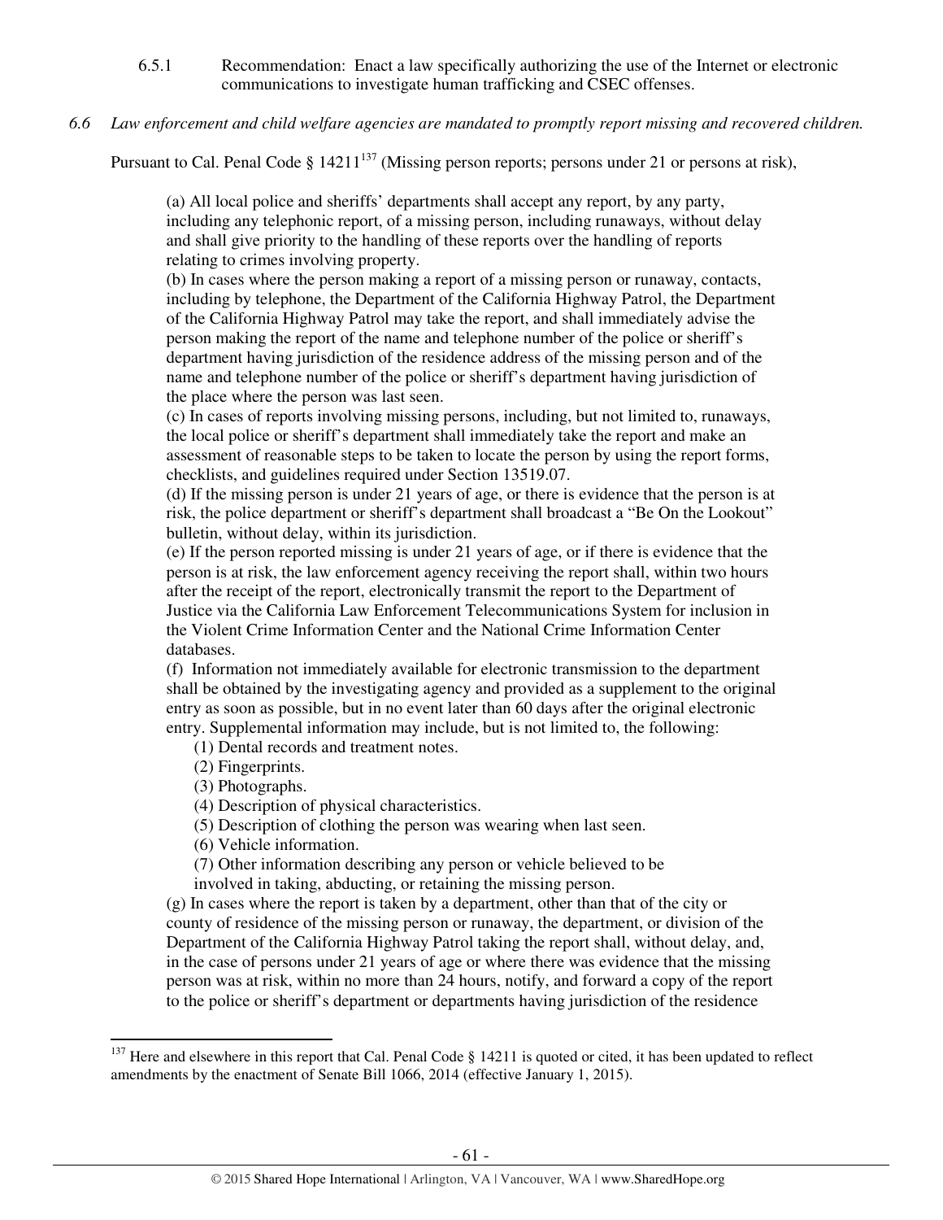6.5.1 Recommendation: Enact a law specifically authorizing the use of the Internet or electronic communications to investigate human trafficking and CSEC offenses.

*6.6 Law enforcement and child welfare agencies are mandated to promptly report missing and recovered children.*

Pursuant to Cal. Penal Code § 14211[137] (Missing person reports; persons under 21 or persons at risk),

> (a) All local police and sheriffs' departments shall accept any report, by any party, including any telephonic report, of a missing person, including runaways, without delay and shall give priority to the handling of these reports over the handling of reports relating to crimes involving property.
>
> (b) In cases where the person making a report of a missing person or runaway, contacts, including by telephone, the Department of the California Highway Patrol, the Department of the California Highway Patrol may take the report, and shall immediately advise the person making the report of the name and telephone number of the police or sheriff's department having jurisdiction of the residence address of the missing person and of the name and telephone number of the police or sheriff's department having jurisdiction of the place where the person was last seen.
>
> (c) In cases of reports involving missing persons, including, but not limited to, runaways, the local police or sheriff's department shall immediately take the report and make an assessment of reasonable steps to be taken to locate the person by using the report forms, checklists, and guidelines required under Section 13519.07.
>
> (d) If the missing person is under 21 years of age, or there is evidence that the person is at risk, the police department or sheriff's department shall broadcast a "Be On the Lookout" bulletin, without delay, within its jurisdiction.
>
> (e) If the person reported missing is under 21 years of age, or if there is evidence that the person is at risk, the law enforcement agency receiving the report shall, within two hours after the receipt of the report, electronically transmit the report to the Department of Justice via the California Law Enforcement Telecommunications System for inclusion in the Violent Crime Information Center and the National Crime Information Center databases.
>
> (f) Information not immediately available for electronic transmission to the department shall be obtained by the investigating agency and provided as a supplement to the original entry as soon as possible, but in no event later than 60 days after the original electronic entry. Supplemental information may include, but is not limited to, the following:
>
> (1) Dental records and treatment notes.
> (2) Fingerprints.
> (3) Photographs.
> (4) Description of physical characteristics.
> (5) Description of clothing the person was wearing when last seen.
> (6) Vehicle information.
> (7) Other information describing any person or vehicle believed to be involved in taking, abducting, or retaining the missing person.
>
> (g) In cases where the report is taken by a department, other than that of the city or county of residence of the missing person or runaway, the department, or division of the Department of the California Highway Patrol taking the report shall, without delay, and, in the case of persons under 21 years of age or where there was evidence that the missing person was at risk, within no more than 24 hours, notify, and forward a copy of the report to the police or sheriff's department or departments having jurisdiction of the residence

[137] Here and elsewhere in this report that Cal. Penal Code § 14211 is quoted or cited, it has been updated to reflect amendments by the enactment of Senate Bill 1066, 2014 (effective January 1, 2015).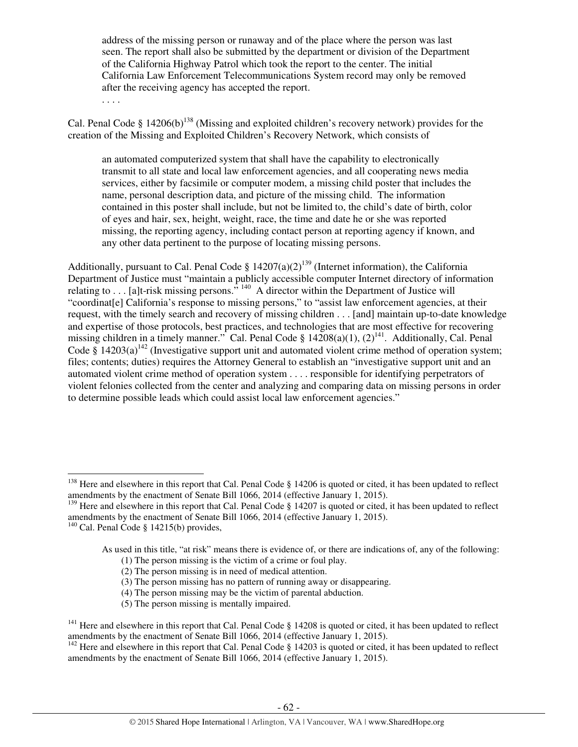> address of the missing person or runaway and of the place where the person was last seen. The report shall also be submitted by the department or division of the Department of the California Highway Patrol which took the report to the center. The initial California Law Enforcement Telecommunications System record may only be removed after the receiving agency has accepted the report.
>
> . . . .

Cal. Penal Code § 14206(b)[138] (Missing and exploited children's recovery network) provides for the creation of the Missing and Exploited Children's Recovery Network, which consists of

> an automated computerized system that shall have the capability to electronically transmit to all state and local law enforcement agencies, and all cooperating news media services, either by facsimile or computer modem, a missing child poster that includes the name, personal description data, and picture of the missing child. The information contained in this poster shall include, but not be limited to, the child's date of birth, color of eyes and hair, sex, height, weight, race, the time and date he or she was reported missing, the reporting agency, including contact person at reporting agency if known, and any other data pertinent to the purpose of locating missing persons.

Additionally, pursuant to Cal. Penal Code § 14207(a)(2)[139] (Internet information), the California Department of Justice must "maintain a publicly accessible computer Internet directory of information relating to . . . [a]t-risk missing persons."[140] A director within the Department of Justice will "coordinat[e] California's response to missing persons," to "assist law enforcement agencies, at their request, with the timely search and recovery of missing children . . . [and] maintain up-to-date knowledge and expertise of those protocols, best practices, and technologies that are most effective for recovering missing children in a timely manner." Cal. Penal Code § 14208(a)(1), (2)[141]. Additionally, Cal. Penal Code § 14203(a)[142] (Investigative support unit and automated violent crime method of operation system; files; contents; duties) requires the Attorney General to establish an "investigative support unit and an automated violent crime method of operation system . . . . responsible for identifying perpetrators of violent felonies collected from the center and analyzing and comparing data on missing persons in order to determine possible leads which could assist local law enforcement agencies."

---

[138] Here and elsewhere in this report that Cal. Penal Code § 14206 is quoted or cited, it has been updated to reflect amendments by the enactment of Senate Bill 1066, 2014 (effective January 1, 2015).

[139] Here and elsewhere in this report that Cal. Penal Code § 14207 is quoted or cited, it has been updated to reflect amendments by the enactment of Senate Bill 1066, 2014 (effective January 1, 2015).

[140] Cal. Penal Code § 14215(b) provides,

> As used in this title, "at risk" means there is evidence of, or there are indications of, any of the following:
> (1) The person missing is the victim of a crime or foul play.
> (2) The person missing is in need of medical attention.
> (3) The person missing has no pattern of running away or disappearing.
> (4) The person missing may be the victim of parental abduction.
> (5) The person missing is mentally impaired.

[141] Here and elsewhere in this report that Cal. Penal Code § 14208 is quoted or cited, it has been updated to reflect amendments by the enactment of Senate Bill 1066, 2014 (effective January 1, 2015).

[142] Here and elsewhere in this report that Cal. Penal Code § 14203 is quoted or cited, it has been updated to reflect amendments by the enactment of Senate Bill 1066, 2014 (effective January 1, 2015).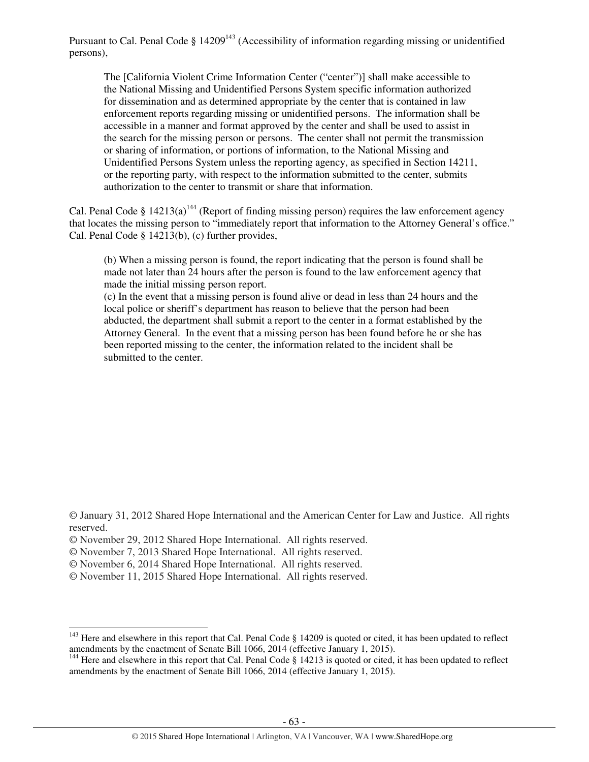Pursuant to Cal. Penal Code § 14209[143] (Accessibility of information regarding missing or unidentified persons),

> The [California Violent Crime Information Center ("center")] shall make accessible to the National Missing and Unidentified Persons System specific information authorized for dissemination and as determined appropriate by the center that is contained in law enforcement reports regarding missing or unidentified persons. The information shall be accessible in a manner and format approved by the center and shall be used to assist in the search for the missing person or persons. The center shall not permit the transmission or sharing of information, or portions of information, to the National Missing and Unidentified Persons System unless the reporting agency, as specified in Section 14211, or the reporting party, with respect to the information submitted to the center, submits authorization to the center to transmit or share that information.

Cal. Penal Code § 14213(a)[144] (Report of finding missing person) requires the law enforcement agency that locates the missing person to "immediately report that information to the Attorney General's office." Cal. Penal Code § 14213(b), (c) further provides,

> (b) When a missing person is found, the report indicating that the person is found shall be made not later than 24 hours after the person is found to the law enforcement agency that made the initial missing person report.
> (c) In the event that a missing person is found alive or dead in less than 24 hours and the local police or sheriff's department has reason to believe that the person had been abducted, the department shall submit a report to the center in a format established by the Attorney General. In the event that a missing person has been found before he or she has been reported missing to the center, the information related to the incident shall be submitted to the center.

© January 31, 2012 Shared Hope International and the American Center for Law and Justice. All rights reserved.
© November 29, 2012 Shared Hope International. All rights reserved.
© November 7, 2013 Shared Hope International. All rights reserved.
© November 6, 2014 Shared Hope International. All rights reserved.
© November 11, 2015 Shared Hope International. All rights reserved.

---

[143] Here and elsewhere in this report that Cal. Penal Code § 14209 is quoted or cited, it has been updated to reflect amendments by the enactment of Senate Bill 1066, 2014 (effective January 1, 2015).
[144] Here and elsewhere in this report that Cal. Penal Code § 14213 is quoted or cited, it has been updated to reflect amendments by the enactment of Senate Bill 1066, 2014 (effective January 1, 2015).